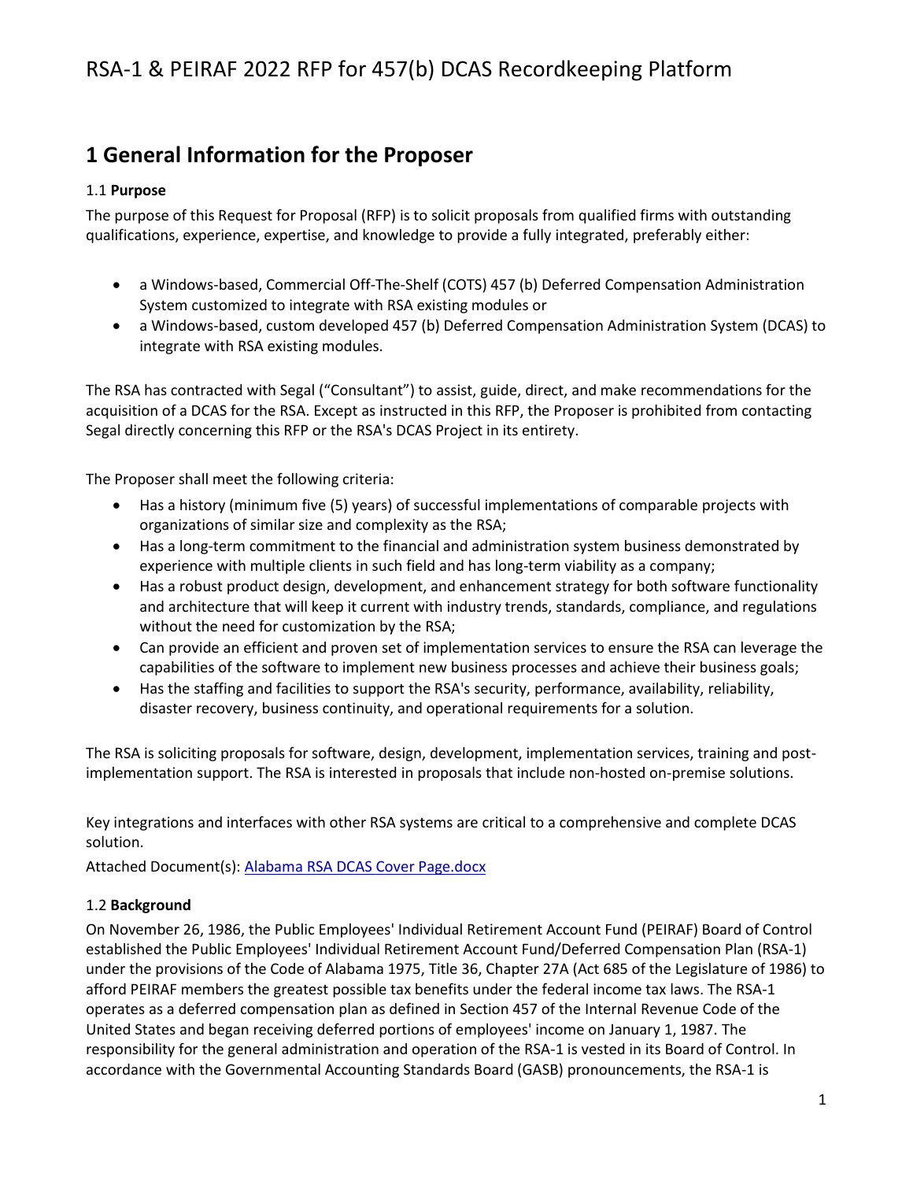# 1 General Information for the Proposer

## 1.1 **Purpose**

The purpose of this Request for Proposal (RFP) is to solicit proposals from qualified firms with outstanding qualifications, experience, expertise, and knowledge to provide a fully integrated, preferably either:

- a Windows-based, Commercial Off-The-Shelf (COTS) 457 (b) Deferred Compensation Administration System customized to integrate with RSA existing modules or
- a Windows-based, custom developed 457 (b) Deferred Compensation Administration System (DCAS) to integrate with RSA existing modules.

The RSA has contracted with Segal ("Consultant") to assist, guide, direct, and make recommendations for the acquisition of a DCAS for the RSA. Except as instructed in this RFP, the Proposer is prohibited from contacting Segal directly concerning this RFP or the RSA's DCAS Project in its entirety.

The Proposer shall meet the following criteria:

- Has a history (minimum five (5) years) of successful implementations of comparable projects with organizations of similar size and complexity as the RSA;
- Has a long-term commitment to the financial and administration system business demonstrated by experience with multiple clients in such field and has long-term viability as a company;
- Has a robust product design, development, and enhancement strategy for both software functionality and architecture that will keep it current with industry trends, standards, compliance, and regulations without the need for customization by the RSA;
- Can provide an efficient and proven set of implementation services to ensure the RSA can leverage the capabilities of the software to implement new business processes and achieve their business goals;
- Has the staffing and facilities to support the RSA's security, performance, availability, reliability, disaster recovery, business continuity, and operational requirements for a solution.

The RSA is soliciting proposals for software, design, development, implementation services, training and post-implementation support. The RSA is interested in proposals that include non-hosted on-premise solutions.

Key integrations and interfaces with other RSA systems are critical to a comprehensive and complete DCAS solution.

Attached Document(s): Alabama RSA DCAS Cover Page.docx

## 1.2 **Background**

On November 26, 1986, the Public Employees' Individual Retirement Account Fund (PEIRAF) Board of Control established the Public Employees' Individual Retirement Account Fund/Deferred Compensation Plan (RSA-1) under the provisions of the Code of Alabama 1975, Title 36, Chapter 27A (Act 685 of the Legislature of 1986) to afford PEIRAF members the greatest possible tax benefits under the federal income tax laws. The RSA-1 operates as a deferred compensation plan as defined in Section 457 of the Internal Revenue Code of the United States and began receiving deferred portions of employees' income on January 1, 1987. The responsibility for the general administration and operation of the RSA-1 is vested in its Board of Control. In accordance with the Governmental Accounting Standards Board (GASB) pronouncements, the RSA-1 is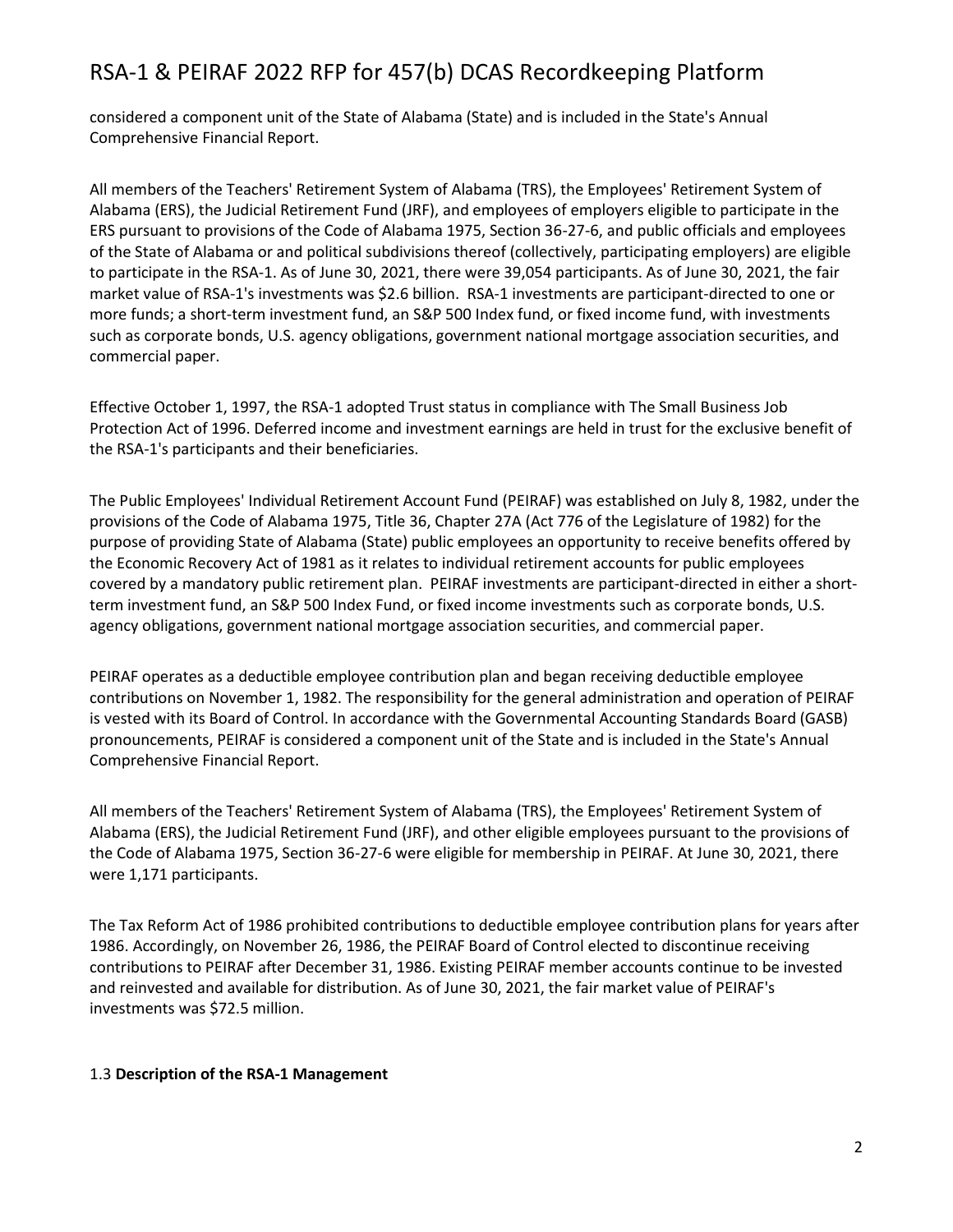considered a component unit of the State of Alabama (State) and is included in the State's Annual Comprehensive Financial Report.

All members of the Teachers' Retirement System of Alabama (TRS), the Employees' Retirement System of Alabama (ERS), the Judicial Retirement Fund (JRF), and employees of employers eligible to participate in the ERS pursuant to provisions of the Code of Alabama 1975, Section 36-27-6, and public officials and employees of the State of Alabama or and political subdivisions thereof (collectively, participating employers) are eligible to participate in the RSA-1. As of June 30, 2021, there were 39,054 participants. As of June 30, 2021, the fair market value of RSA-1's investments was $2.6 billion. RSA-1 investments are participant-directed to one or more funds; a short-term investment fund, an S&P 500 Index fund, or fixed income fund, with investments such as corporate bonds, U.S. agency obligations, government national mortgage association securities, and commercial paper.

Effective October 1, 1997, the RSA-1 adopted Trust status in compliance with The Small Business Job Protection Act of 1996. Deferred income and investment earnings are held in trust for the exclusive benefit of the RSA-1's participants and their beneficiaries.

The Public Employees' Individual Retirement Account Fund (PEIRAF) was established on July 8, 1982, under the provisions of the Code of Alabama 1975, Title 36, Chapter 27A (Act 776 of the Legislature of 1982) for the purpose of providing State of Alabama (State) public employees an opportunity to receive benefits offered by the Economic Recovery Act of 1981 as it relates to individual retirement accounts for public employees covered by a mandatory public retirement plan. PEIRAF investments are participant-directed in either a short-term investment fund, an S&P 500 Index Fund, or fixed income investments such as corporate bonds, U.S. agency obligations, government national mortgage association securities, and commercial paper.

PEIRAF operates as a deductible employee contribution plan and began receiving deductible employee contributions on November 1, 1982. The responsibility for the general administration and operation of PEIRAF is vested with its Board of Control. In accordance with the Governmental Accounting Standards Board (GASB) pronouncements, PEIRAF is considered a component unit of the State and is included in the State's Annual Comprehensive Financial Report.

All members of the Teachers' Retirement System of Alabama (TRS), the Employees' Retirement System of Alabama (ERS), the Judicial Retirement Fund (JRF), and other eligible employees pursuant to the provisions of the Code of Alabama 1975, Section 36-27-6 were eligible for membership in PEIRAF. At June 30, 2021, there were 1,171 participants.

The Tax Reform Act of 1986 prohibited contributions to deductible employee contribution plans for years after 1986. Accordingly, on November 26, 1986, the PEIRAF Board of Control elected to discontinue receiving contributions to PEIRAF after December 31, 1986. Existing PEIRAF member accounts continue to be invested and reinvested and available for distribution. As of June 30, 2021, the fair market value of PEIRAF's investments was $72.5 million.

### 1.3 **Description of the RSA-1 Management**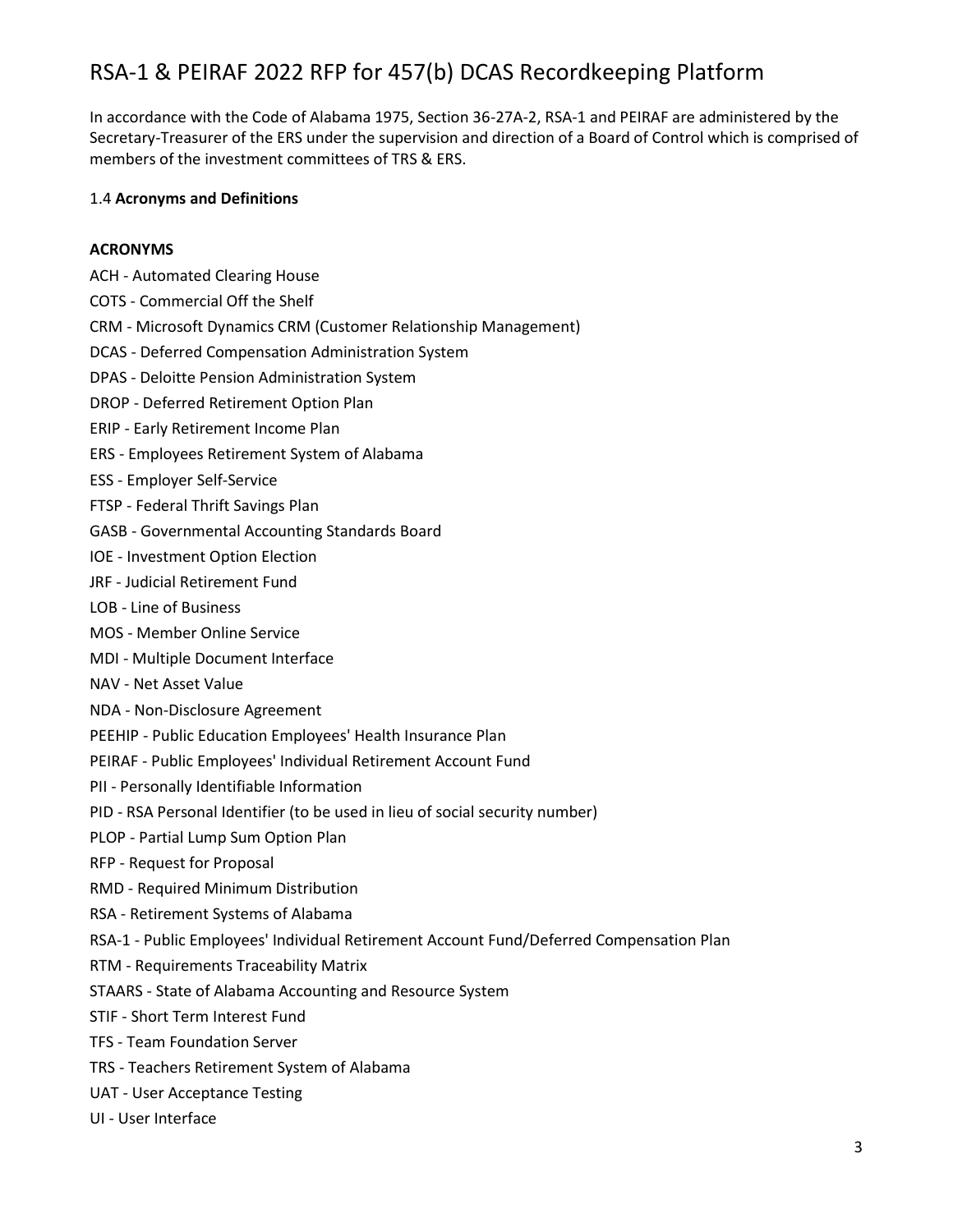In accordance with the Code of Alabama 1975, Section 36-27A-2, RSA-1 and PEIRAF are administered by the Secretary-Treasurer of the ERS under the supervision and direction of a Board of Control which is comprised of members of the investment committees of TRS & ERS.

### 1.4 **Acronyms and Definitions**

**ACRONYMS**

ACH - Automated Clearing House

COTS - Commercial Off the Shelf

CRM - Microsoft Dynamics CRM (Customer Relationship Management)

DCAS - Deferred Compensation Administration System

DPAS - Deloitte Pension Administration System

DROP - Deferred Retirement Option Plan

ERIP - Early Retirement Income Plan

ERS - Employees Retirement System of Alabama

ESS - Employer Self-Service

FTSP - Federal Thrift Savings Plan

GASB - Governmental Accounting Standards Board

IOE - Investment Option Election

JRF - Judicial Retirement Fund

LOB - Line of Business

MOS - Member Online Service

MDI - Multiple Document Interface

NAV - Net Asset Value

NDA - Non-Disclosure Agreement

PEEHIP - Public Education Employees' Health Insurance Plan

PEIRAF - Public Employees' Individual Retirement Account Fund

PII - Personally Identifiable Information

PID - RSA Personal Identifier (to be used in lieu of social security number)

PLOP - Partial Lump Sum Option Plan

RFP - Request for Proposal

RMD - Required Minimum Distribution

RSA - Retirement Systems of Alabama

RSA-1 - Public Employees' Individual Retirement Account Fund/Deferred Compensation Plan

RTM - Requirements Traceability Matrix

STAARS - State of Alabama Accounting and Resource System

STIF - Short Term Interest Fund

TFS - Team Foundation Server

TRS - Teachers Retirement System of Alabama

UAT - User Acceptance Testing

UI - User Interface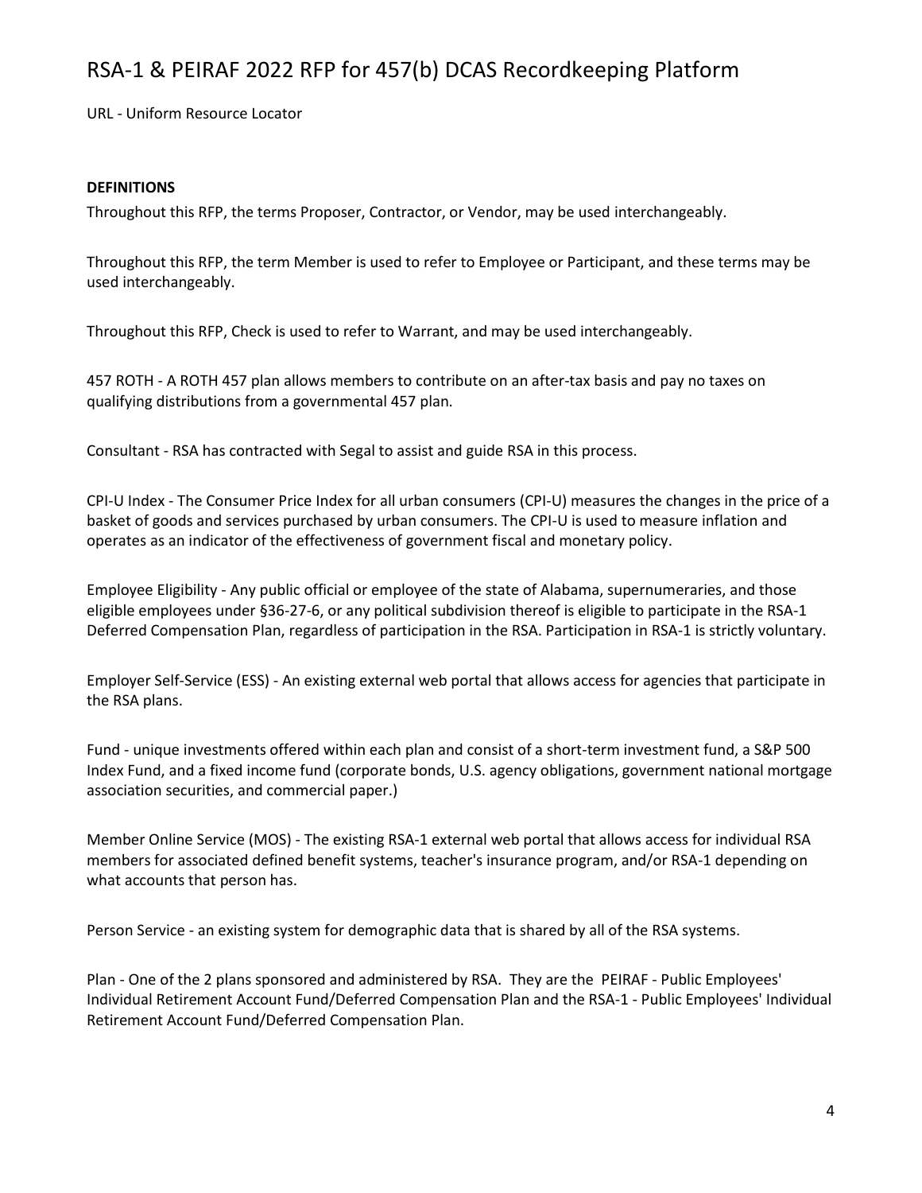URL - Uniform Resource Locator

**DEFINITIONS**

Throughout this RFP, the terms Proposer, Contractor, or Vendor, may be used interchangeably.

Throughout this RFP, the term Member is used to refer to Employee or Participant, and these terms may be used interchangeably.

Throughout this RFP, Check is used to refer to Warrant, and may be used interchangeably.

457 ROTH - A ROTH 457 plan allows members to contribute on an after-tax basis and pay no taxes on qualifying distributions from a governmental 457 plan.

Consultant - RSA has contracted with Segal to assist and guide RSA in this process.

CPI-U Index - The Consumer Price Index for all urban consumers (CPI-U) measures the changes in the price of a basket of goods and services purchased by urban consumers. The CPI-U is used to measure inflation and operates as an indicator of the effectiveness of government fiscal and monetary policy.

Employee Eligibility - Any public official or employee of the state of Alabama, supernumeraries, and those eligible employees under §36-27-6, or any political subdivision thereof is eligible to participate in the RSA-1 Deferred Compensation Plan, regardless of participation in the RSA. Participation in RSA-1 is strictly voluntary.

Employer Self-Service (ESS) - An existing external web portal that allows access for agencies that participate in the RSA plans.

Fund - unique investments offered within each plan and consist of a short-term investment fund, a S&P 500 Index Fund, and a fixed income fund (corporate bonds, U.S. agency obligations, government national mortgage association securities, and commercial paper.)

Member Online Service (MOS) - The existing RSA-1 external web portal that allows access for individual RSA members for associated defined benefit systems, teacher's insurance program, and/or RSA-1 depending on what accounts that person has.

Person Service - an existing system for demographic data that is shared by all of the RSA systems.

Plan - One of the 2 plans sponsored and administered by RSA. They are the PEIRAF - Public Employees' Individual Retirement Account Fund/Deferred Compensation Plan and the RSA-1 - Public Employees' Individual Retirement Account Fund/Deferred Compensation Plan.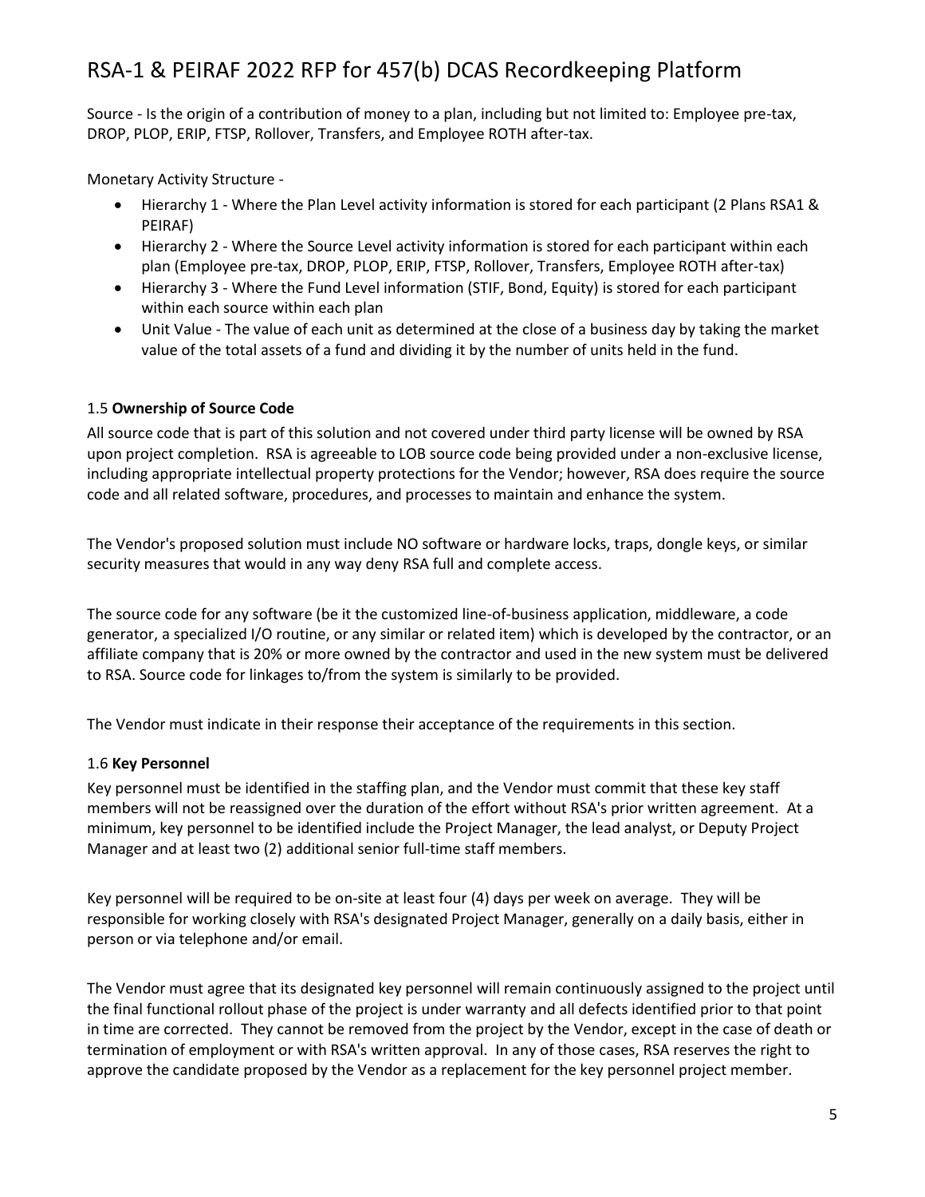Source - Is the origin of a contribution of money to a plan, including but not limited to: Employee pre-tax, DROP, PLOP, ERIP, FTSP, Rollover, Transfers, and Employee ROTH after-tax.

Monetary Activity Structure -

- Hierarchy 1 - Where the Plan Level activity information is stored for each participant (2 Plans RSA1 & PEIRAF)
- Hierarchy 2 - Where the Source Level activity information is stored for each participant within each plan (Employee pre-tax, DROP, PLOP, ERIP, FTSP, Rollover, Transfers, Employee ROTH after-tax)
- Hierarchy 3 - Where the Fund Level information (STIF, Bond, Equity) is stored for each participant within each source within each plan
- Unit Value - The value of each unit as determined at the close of a business day by taking the market value of the total assets of a fund and dividing it by the number of units held in the fund.

### 1.5 **Ownership of Source Code**

All source code that is part of this solution and not covered under third party license will be owned by RSA upon project completion. RSA is agreeable to LOB source code being provided under a non-exclusive license, including appropriate intellectual property protections for the Vendor; however, RSA does require the source code and all related software, procedures, and processes to maintain and enhance the system.

The Vendor's proposed solution must include NO software or hardware locks, traps, dongle keys, or similar security measures that would in any way deny RSA full and complete access.

The source code for any software (be it the customized line-of-business application, middleware, a code generator, a specialized I/O routine, or any similar or related item) which is developed by the contractor, or an affiliate company that is 20% or more owned by the contractor and used in the new system must be delivered to RSA. Source code for linkages to/from the system is similarly to be provided.

The Vendor must indicate in their response their acceptance of the requirements in this section.

### 1.6 **Key Personnel**

Key personnel must be identified in the staffing plan, and the Vendor must commit that these key staff members will not be reassigned over the duration of the effort without RSA's prior written agreement. At a minimum, key personnel to be identified include the Project Manager, the lead analyst, or Deputy Project Manager and at least two (2) additional senior full-time staff members.

Key personnel will be required to be on-site at least four (4) days per week on average. They will be responsible for working closely with RSA's designated Project Manager, generally on a daily basis, either in person or via telephone and/or email.

The Vendor must agree that its designated key personnel will remain continuously assigned to the project until the final functional rollout phase of the project is under warranty and all defects identified prior to that point in time are corrected. They cannot be removed from the project by the Vendor, except in the case of death or termination of employment or with RSA's written approval. In any of those cases, RSA reserves the right to approve the candidate proposed by the Vendor as a replacement for the key personnel project member.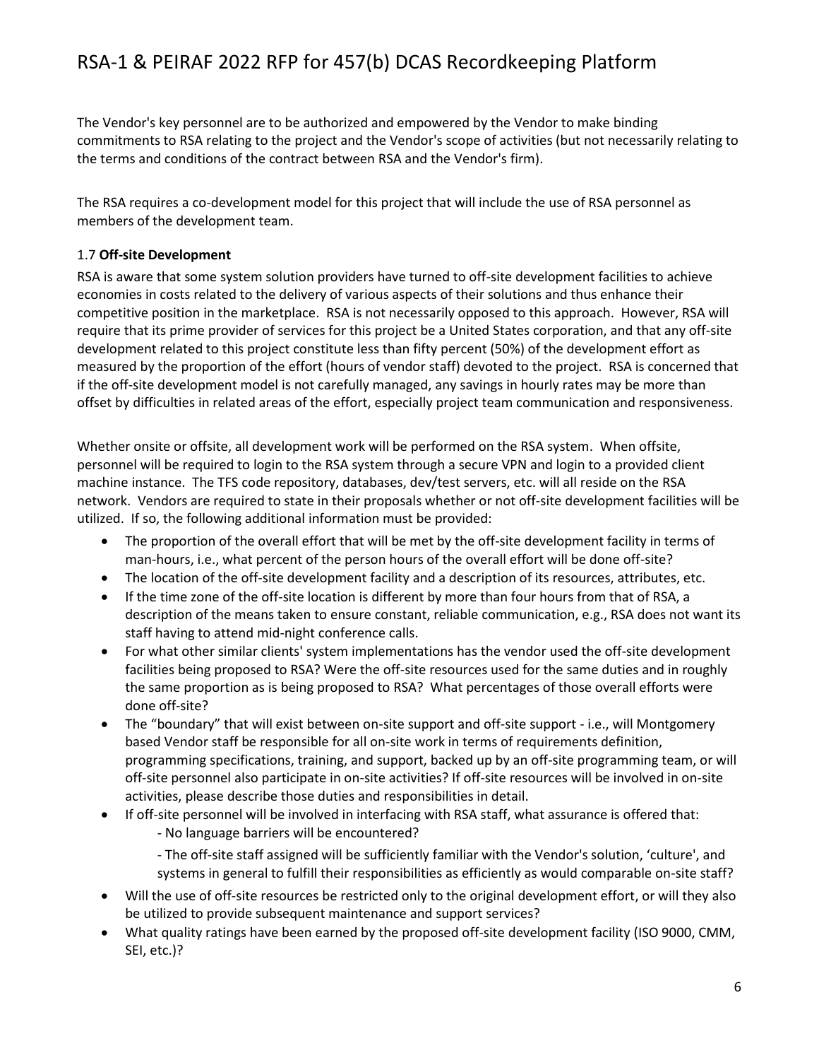The Vendor's key personnel are to be authorized and empowered by the Vendor to make binding commitments to RSA relating to the project and the Vendor's scope of activities (but not necessarily relating to the terms and conditions of the contract between RSA and the Vendor's firm).

The RSA requires a co-development model for this project that will include the use of RSA personnel as members of the development team.

### 1.7 **Off-site Development**

RSA is aware that some system solution providers have turned to off-site development facilities to achieve economies in costs related to the delivery of various aspects of their solutions and thus enhance their competitive position in the marketplace. RSA is not necessarily opposed to this approach. However, RSA will require that its prime provider of services for this project be a United States corporation, and that any off-site development related to this project constitute less than fifty percent (50%) of the development effort as measured by the proportion of the effort (hours of vendor staff) devoted to the project. RSA is concerned that if the off-site development model is not carefully managed, any savings in hourly rates may be more than offset by difficulties in related areas of the effort, especially project team communication and responsiveness.

Whether onsite or offsite, all development work will be performed on the RSA system. When offsite, personnel will be required to login to the RSA system through a secure VPN and login to a provided client machine instance. The TFS code repository, databases, dev/test servers, etc. will all reside on the RSA network. Vendors are required to state in their proposals whether or not off-site development facilities will be utilized. If so, the following additional information must be provided:

- The proportion of the overall effort that will be met by the off-site development facility in terms of man-hours, i.e., what percent of the person hours of the overall effort will be done off-site?
- The location of the off-site development facility and a description of its resources, attributes, etc.
- If the time zone of the off-site location is different by more than four hours from that of RSA, a description of the means taken to ensure constant, reliable communication, e.g., RSA does not want its staff having to attend mid-night conference calls.
- For what other similar clients' system implementations has the vendor used the off-site development facilities being proposed to RSA? Were the off-site resources used for the same duties and in roughly the same proportion as is being proposed to RSA? What percentages of those overall efforts were done off-site?
- The "boundary" that will exist between on-site support and off-site support - i.e., will Montgomery based Vendor staff be responsible for all on-site work in terms of requirements definition, programming specifications, training, and support, backed up by an off-site programming team, or will off-site personnel also participate in on-site activities? If off-site resources will be involved in on-site activities, please describe those duties and responsibilities in detail.
- If off-site personnel will be involved in interfacing with RSA staff, what assurance is offered that:
  - No language barriers will be encountered?
  - The off-site staff assigned will be sufficiently familiar with the Vendor's solution, 'culture', and systems in general to fulfill their responsibilities as efficiently as would comparable on-site staff?
- Will the use of off-site resources be restricted only to the original development effort, or will they also be utilized to provide subsequent maintenance and support services?
- What quality ratings have been earned by the proposed off-site development facility (ISO 9000, CMM, SEI, etc.)?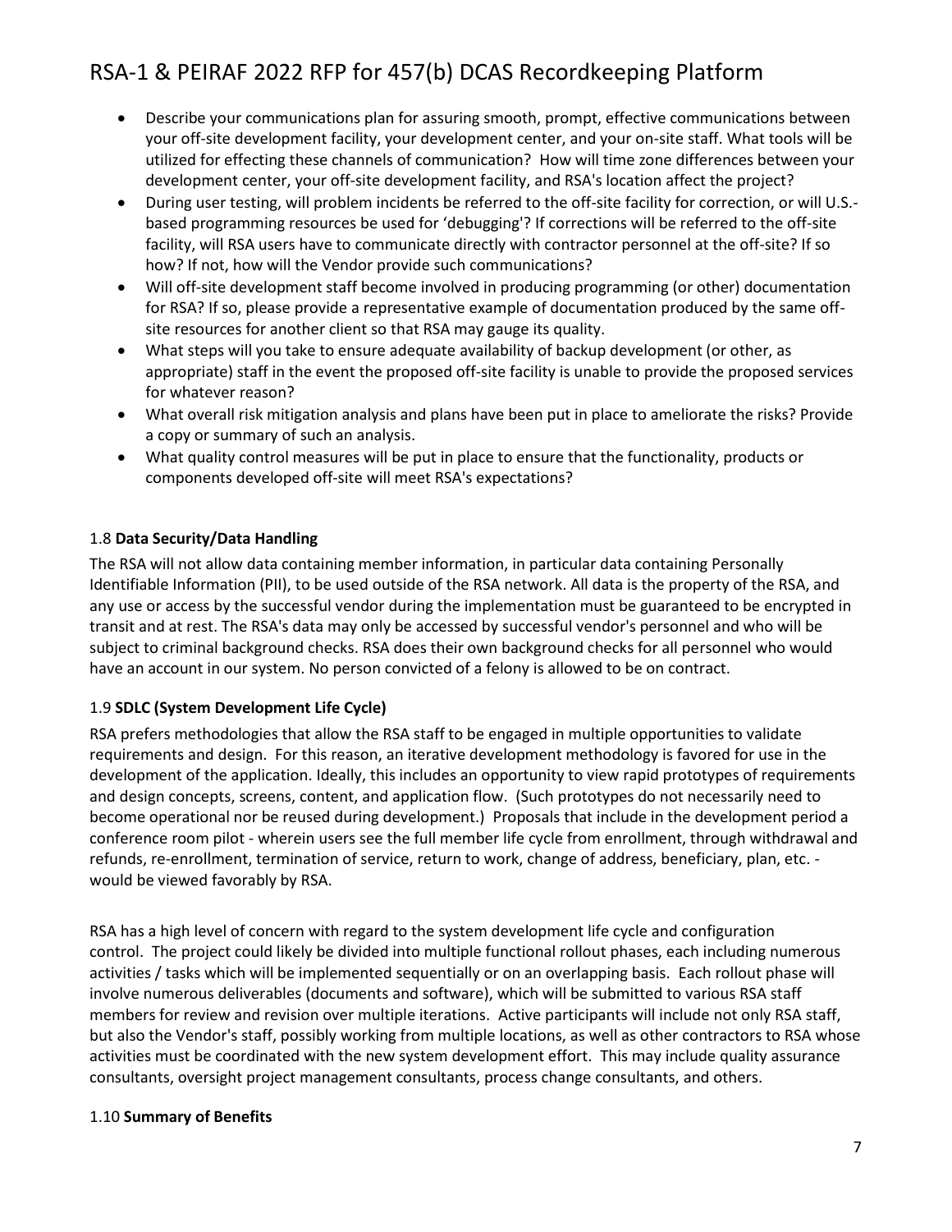- Describe your communications plan for assuring smooth, prompt, effective communications between your off-site development facility, your development center, and your on-site staff. What tools will be utilized for effecting these channels of communication? How will time zone differences between your development center, your off-site development facility, and RSA's location affect the project?
- During user testing, will problem incidents be referred to the off-site facility for correction, or will U.S.-based programming resources be used for 'debugging'? If corrections will be referred to the off-site facility, will RSA users have to communicate directly with contractor personnel at the off-site? If so how? If not, how will the Vendor provide such communications?
- Will off-site development staff become involved in producing programming (or other) documentation for RSA? If so, please provide a representative example of documentation produced by the same off-site resources for another client so that RSA may gauge its quality.
- What steps will you take to ensure adequate availability of backup development (or other, as appropriate) staff in the event the proposed off-site facility is unable to provide the proposed services for whatever reason?
- What overall risk mitigation analysis and plans have been put in place to ameliorate the risks? Provide a copy or summary of such an analysis.
- What quality control measures will be put in place to ensure that the functionality, products or components developed off-site will meet RSA's expectations?

### 1.8 **Data Security/Data Handling**

The RSA will not allow data containing member information, in particular data containing Personally Identifiable Information (PII), to be used outside of the RSA network. All data is the property of the RSA, and any use or access by the successful vendor during the implementation must be guaranteed to be encrypted in transit and at rest. The RSA's data may only be accessed by successful vendor's personnel and who will be subject to criminal background checks. RSA does their own background checks for all personnel who would have an account in our system. No person convicted of a felony is allowed to be on contract.

### 1.9 **SDLC (System Development Life Cycle)**

RSA prefers methodologies that allow the RSA staff to be engaged in multiple opportunities to validate requirements and design. For this reason, an iterative development methodology is favored for use in the development of the application. Ideally, this includes an opportunity to view rapid prototypes of requirements and design concepts, screens, content, and application flow. (Such prototypes do not necessarily need to become operational nor be reused during development.) Proposals that include in the development period a conference room pilot - wherein users see the full member life cycle from enrollment, through withdrawal and refunds, re-enrollment, termination of service, return to work, change of address, beneficiary, plan, etc. - would be viewed favorably by RSA.

RSA has a high level of concern with regard to the system development life cycle and configuration control. The project could likely be divided into multiple functional rollout phases, each including numerous activities / tasks which will be implemented sequentially or on an overlapping basis. Each rollout phase will involve numerous deliverables (documents and software), which will be submitted to various RSA staff members for review and revision over multiple iterations. Active participants will include not only RSA staff, but also the Vendor's staff, possibly working from multiple locations, as well as other contractors to RSA whose activities must be coordinated with the new system development effort. This may include quality assurance consultants, oversight project management consultants, process change consultants, and others.

### 1.10 **Summary of Benefits**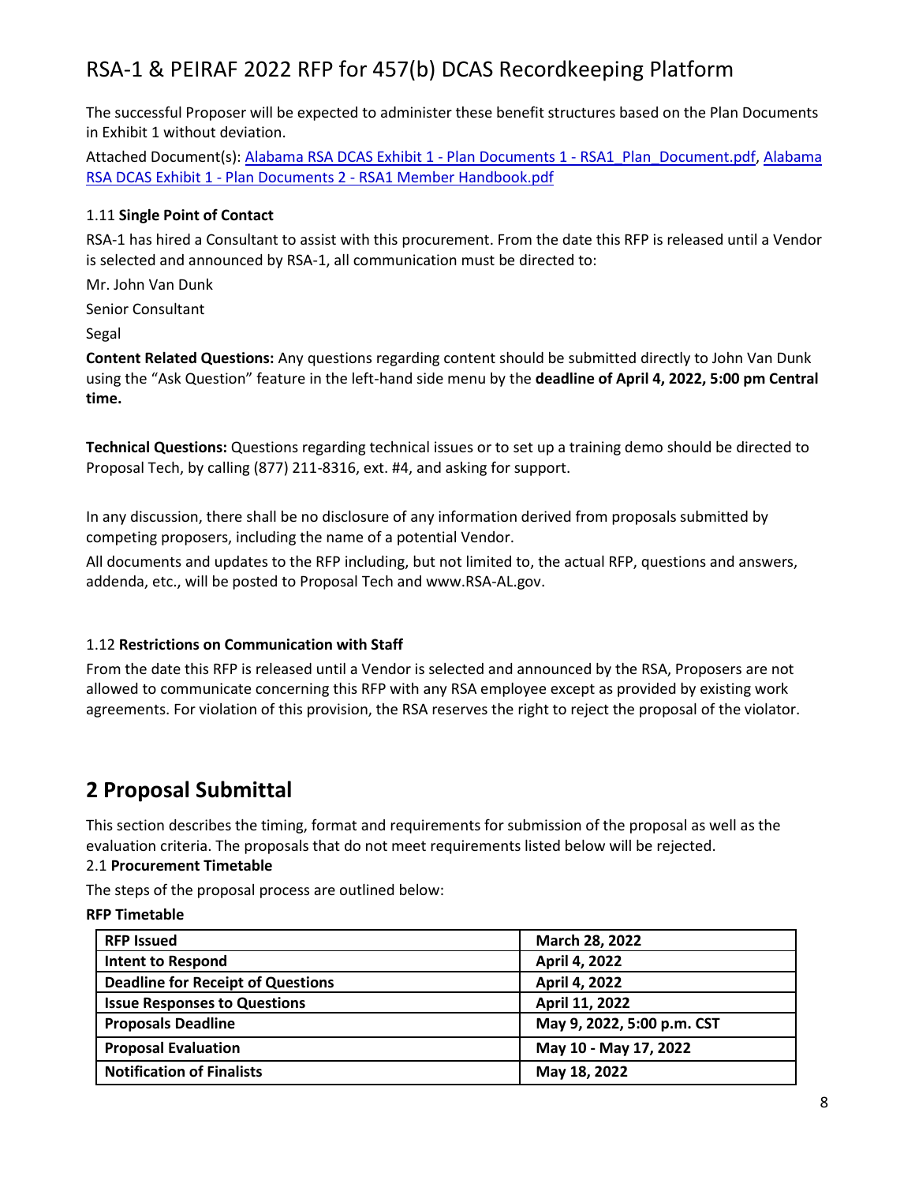The successful Proposer will be expected to administer these benefit structures based on the Plan Documents in Exhibit 1 without deviation.

Attached Document(s): [Alabama RSA DCAS Exhibit 1 - Plan Documents 1 - RSA1_Plan_Document.pdf], [Alabama RSA DCAS Exhibit 1 - Plan Documents 2 - RSA1 Member Handbook.pdf]

### 1.11 Single Point of Contact

RSA-1 has hired a Consultant to assist with this procurement. From the date this RFP is released until a Vendor is selected and announced by RSA-1, all communication must be directed to:

Mr. John Van Dunk

Senior Consultant

Segal

**Content Related Questions:** Any questions regarding content should be submitted directly to John Van Dunk using the "Ask Question" feature in the left-hand side menu by the **deadline of April 4, 2022, 5:00 pm Central time.**

**Technical Questions:** Questions regarding technical issues or to set up a training demo should be directed to Proposal Tech, by calling (877) 211-8316, ext. #4, and asking for support.

In any discussion, there shall be no disclosure of any information derived from proposals submitted by competing proposers, including the name of a potential Vendor.

All documents and updates to the RFP including, but not limited to, the actual RFP, questions and answers, addenda, etc., will be posted to Proposal Tech and www.RSA-AL.gov.

### 1.12 Restrictions on Communication with Staff

From the date this RFP is released until a Vendor is selected and announced by the RSA, Proposers are not allowed to communicate concerning this RFP with any RSA employee except as provided by existing work agreements. For violation of this provision, the RSA reserves the right to reject the proposal of the violator.

## 2 Proposal Submittal

This section describes the timing, format and requirements for submission of the proposal as well as the evaluation criteria. The proposals that do not meet requirements listed below will be rejected.

### 2.1 Procurement Timetable

The steps of the proposal process are outlined below:

**RFP Timetable**

| **RFP Issued** | **March 28, 2022** |
|---|---|
| **Intent to Respond** | **April 4, 2022** |
| **Deadline for Receipt of Questions** | **April 4, 2022** |
| **Issue Responses to Questions** | **April 11, 2022** |
| **Proposals Deadline** | **May 9, 2022, 5:00 p.m. CST** |
| **Proposal Evaluation** | **May 10 - May 17, 2022** |
| **Notification of Finalists** | **May 18, 2022** |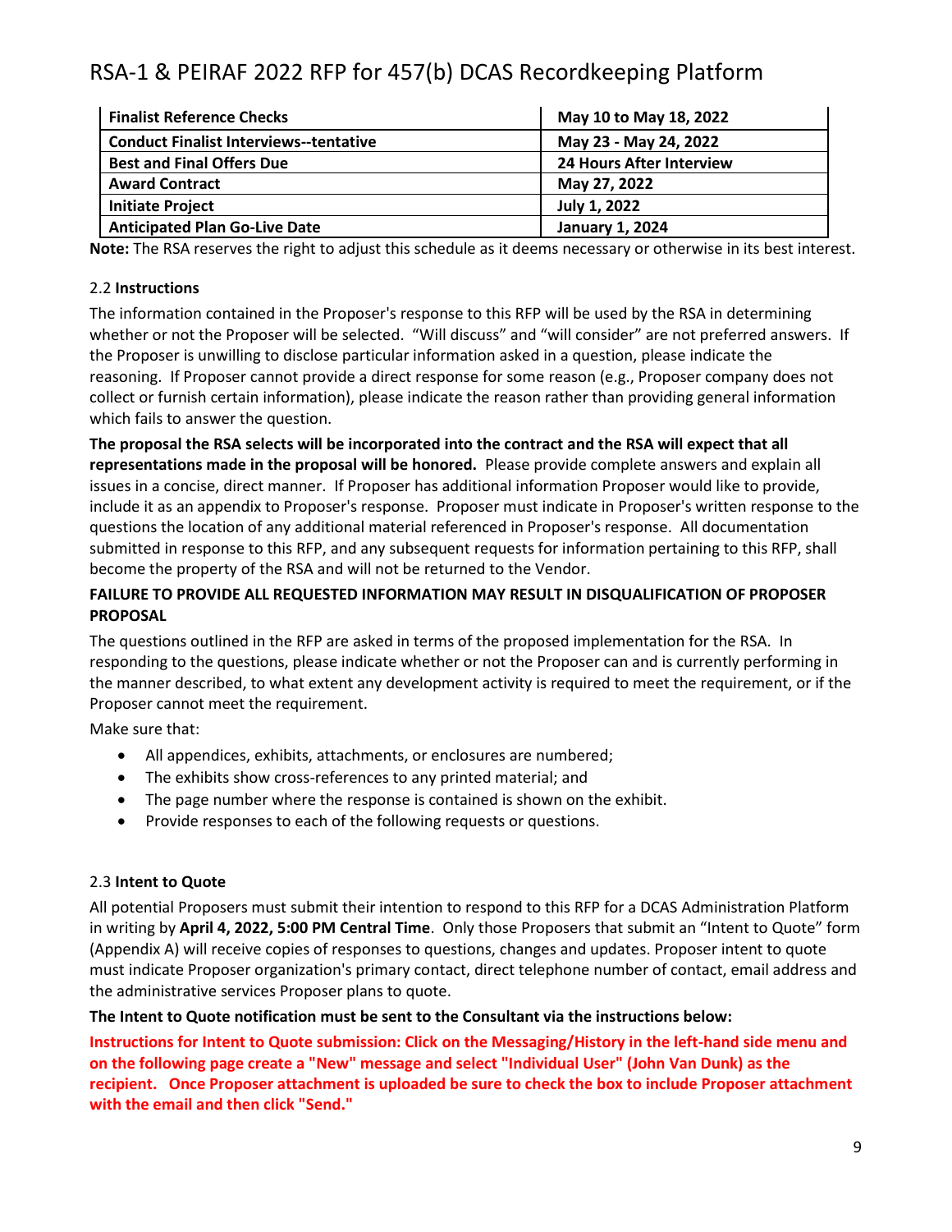| Finalist Reference Checks | May 10 to May 18, 2022 |
|---|---|
| Conduct Finalist Interviews--tentative | May 23 - May 24, 2022 |
| Best and Final Offers Due | 24 Hours After Interview |
| Award Contract | May 27, 2022 |
| Initiate Project | July 1, 2022 |
| Anticipated Plan Go-Live Date | January 1, 2024 |

**Note:** The RSA reserves the right to adjust this schedule as it deems necessary or otherwise in its best interest.

### 2.2 **Instructions**

The information contained in the Proposer's response to this RFP will be used by the RSA in determining whether or not the Proposer will be selected. "Will discuss" and "will consider" are not preferred answers. If the Proposer is unwilling to disclose particular information asked in a question, please indicate the reasoning. If Proposer cannot provide a direct response for some reason (e.g., Proposer company does not collect or furnish certain information), please indicate the reason rather than providing general information which fails to answer the question.

**The proposal the RSA selects will be incorporated into the contract and the RSA will expect that all representations made in the proposal will be honored.** Please provide complete answers and explain all issues in a concise, direct manner. If Proposer has additional information Proposer would like to provide, include it as an appendix to Proposer's response. Proposer must indicate in Proposer's written response to the questions the location of any additional material referenced in Proposer's response. All documentation submitted in response to this RFP, and any subsequent requests for information pertaining to this RFP, shall become the property of the RSA and will not be returned to the Vendor.

**FAILURE TO PROVIDE ALL REQUESTED INFORMATION MAY RESULT IN DISQUALIFICATION OF PROPOSER PROPOSAL**

The questions outlined in the RFP are asked in terms of the proposed implementation for the RSA. In responding to the questions, please indicate whether or not the Proposer can and is currently performing in the manner described, to what extent any development activity is required to meet the requirement, or if the Proposer cannot meet the requirement.

Make sure that:

- All appendices, exhibits, attachments, or enclosures are numbered;
- The exhibits show cross-references to any printed material; and
- The page number where the response is contained is shown on the exhibit.
- Provide responses to each of the following requests or questions.

### 2.3 **Intent to Quote**

All potential Proposers must submit their intention to respond to this RFP for a DCAS Administration Platform in writing by **April 4, 2022, 5:00 PM Central Time**. Only those Proposers that submit an "Intent to Quote" form (Appendix A) will receive copies of responses to questions, changes and updates. Proposer intent to quote must indicate Proposer organization's primary contact, direct telephone number of contact, email address and the administrative services Proposer plans to quote.

**The Intent to Quote notification must be sent to the Consultant via the instructions below:**

**Instructions for Intent to Quote submission: Click on the Messaging/History in the left-hand side menu and on the following page create a "New" message and select "Individual User" (John Van Dunk) as the recipient. Once Proposer attachment is uploaded be sure to check the box to include Proposer attachment with the email and then click "Send."**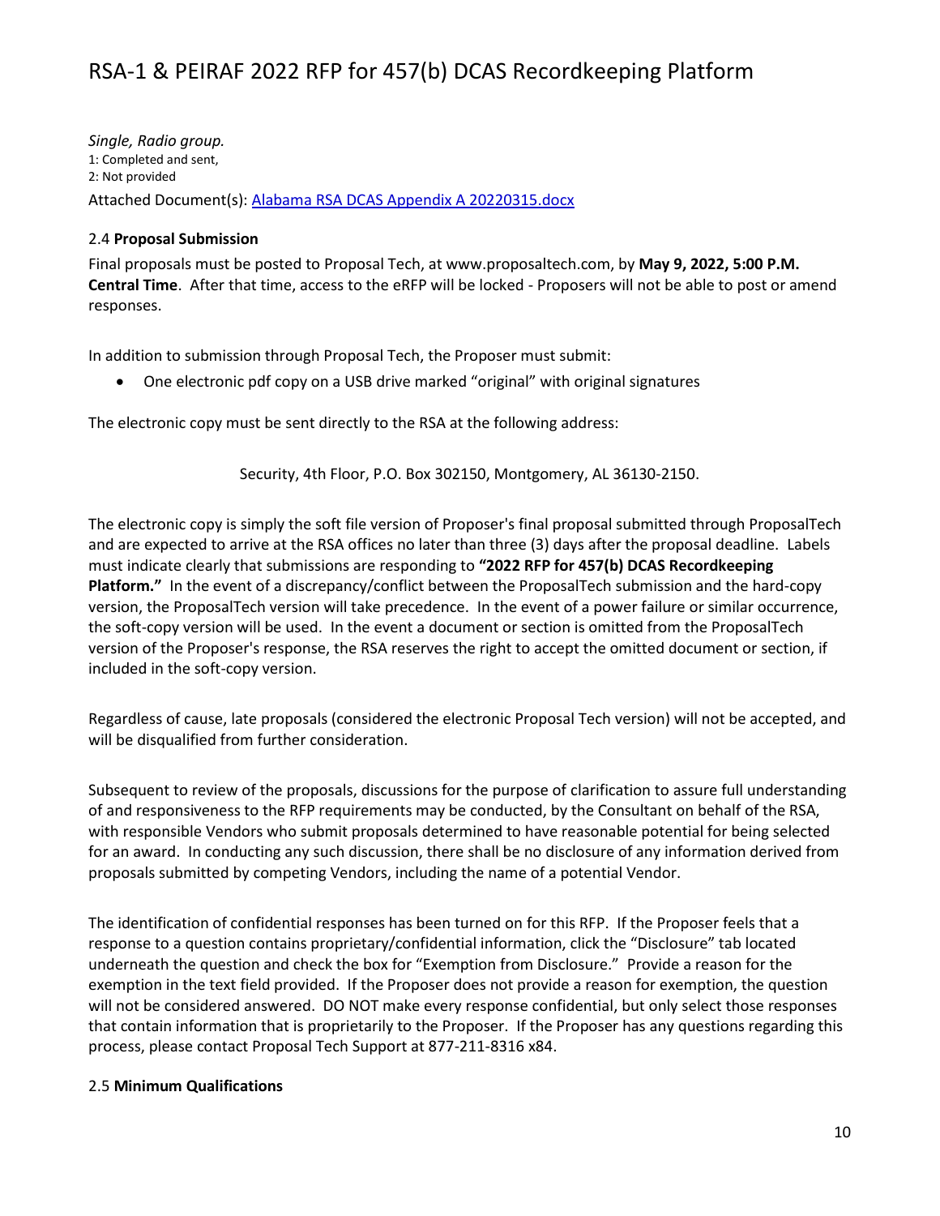*Single, Radio group.*
1: Completed and sent,
2: Not provided

Attached Document(s): [Alabama RSA DCAS Appendix A 20220315.docx]

### 2.4 **Proposal Submission**

Final proposals must be posted to Proposal Tech, at www.proposaltech.com, by **May 9, 2022, 5:00 P.M. Central Time**. After that time, access to the eRFP will be locked - Proposers will not be able to post or amend responses.

In addition to submission through Proposal Tech, the Proposer must submit:

- One electronic pdf copy on a USB drive marked "original" with original signatures

The electronic copy must be sent directly to the RSA at the following address:

Security, 4th Floor, P.O. Box 302150, Montgomery, AL 36130-2150.

The electronic copy is simply the soft file version of Proposer's final proposal submitted through ProposalTech and are expected to arrive at the RSA offices no later than three (3) days after the proposal deadline. Labels must indicate clearly that submissions are responding to **"2022 RFP for 457(b) DCAS Recordkeeping Platform."** In the event of a discrepancy/conflict between the ProposalTech submission and the hard-copy version, the ProposalTech version will take precedence. In the event of a power failure or similar occurrence, the soft-copy version will be used. In the event a document or section is omitted from the ProposalTech version of the Proposer's response, the RSA reserves the right to accept the omitted document or section, if included in the soft-copy version.

Regardless of cause, late proposals (considered the electronic Proposal Tech version) will not be accepted, and will be disqualified from further consideration.

Subsequent to review of the proposals, discussions for the purpose of clarification to assure full understanding of and responsiveness to the RFP requirements may be conducted, by the Consultant on behalf of the RSA, with responsible Vendors who submit proposals determined to have reasonable potential for being selected for an award. In conducting any such discussion, there shall be no disclosure of any information derived from proposals submitted by competing Vendors, including the name of a potential Vendor.

The identification of confidential responses has been turned on for this RFP. If the Proposer feels that a response to a question contains proprietary/confidential information, click the "Disclosure" tab located underneath the question and check the box for "Exemption from Disclosure." Provide a reason for the exemption in the text field provided. If the Proposer does not provide a reason for exemption, the question will not be considered answered. DO NOT make every response confidential, but only select those responses that contain information that is proprietarily to the Proposer. If the Proposer has any questions regarding this process, please contact Proposal Tech Support at 877-211-8316 x84.

### 2.5 **Minimum Qualifications**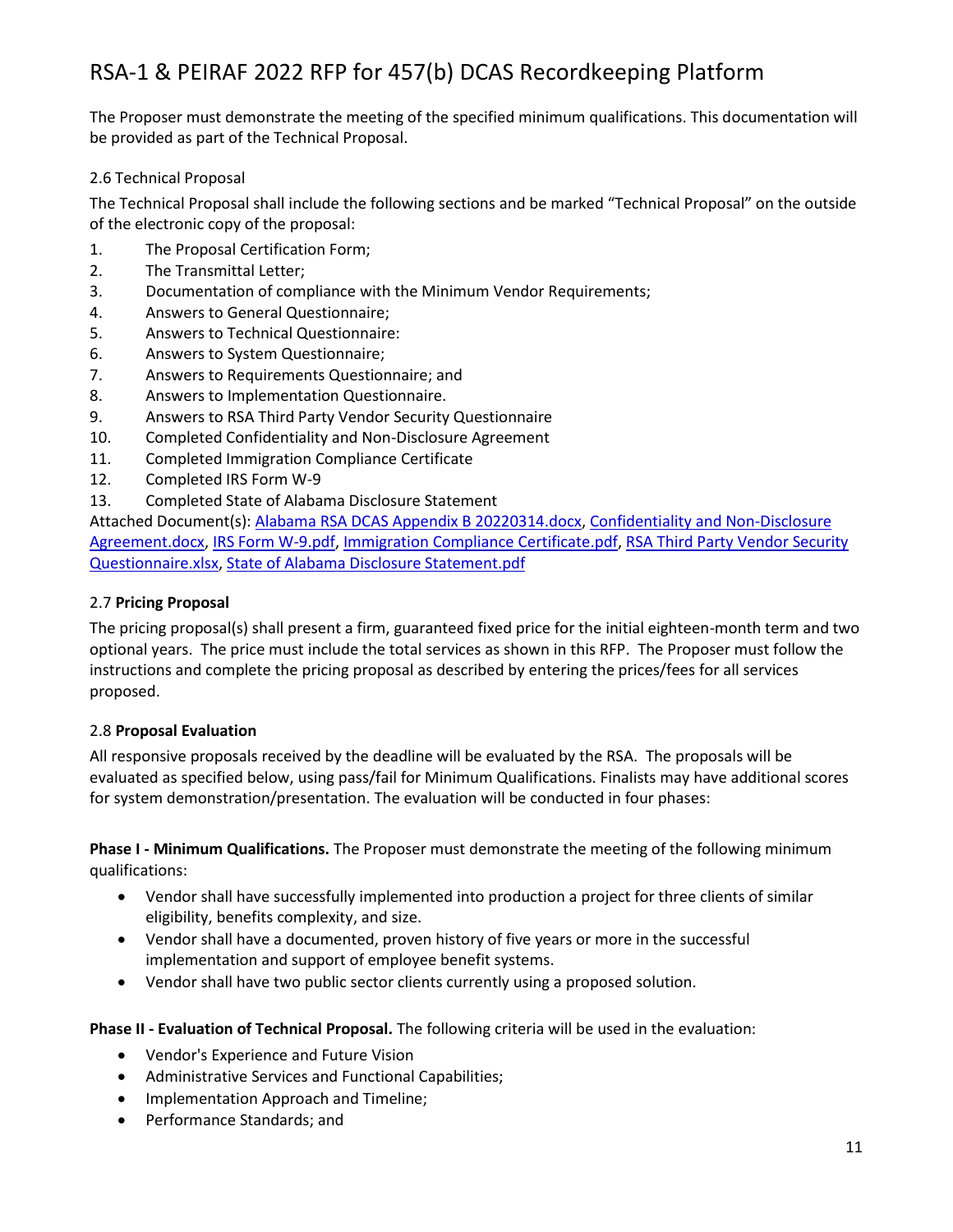The Proposer must demonstrate the meeting of the specified minimum qualifications. This documentation will be provided as part of the Technical Proposal.

### 2.6 Technical Proposal

The Technical Proposal shall include the following sections and be marked "Technical Proposal" on the outside of the electronic copy of the proposal:

1. The Proposal Certification Form;
2. The Transmittal Letter;
3. Documentation of compliance with the Minimum Vendor Requirements;
4. Answers to General Questionnaire;
5. Answers to Technical Questionnaire:
6. Answers to System Questionnaire;
7. Answers to Requirements Questionnaire; and
8. Answers to Implementation Questionnaire.
9. Answers to RSA Third Party Vendor Security Questionnaire
10. Completed Confidentiality and Non-Disclosure Agreement
11. Completed Immigration Compliance Certificate
12. Completed IRS Form W-9
13. Completed State of Alabama Disclosure Statement

Attached Document(s): Alabama RSA DCAS Appendix B 20220314.docx, Confidentiality and Non-Disclosure Agreement.docx, IRS Form W-9.pdf, Immigration Compliance Certificate.pdf, RSA Third Party Vendor Security Questionnaire.xlsx, State of Alabama Disclosure Statement.pdf

### 2.7 **Pricing Proposal**

The pricing proposal(s) shall present a firm, guaranteed fixed price for the initial eighteen-month term and two optional years. The price must include the total services as shown in this RFP. The Proposer must follow the instructions and complete the pricing proposal as described by entering the prices/fees for all services proposed.

### 2.8 **Proposal Evaluation**

All responsive proposals received by the deadline will be evaluated by the RSA. The proposals will be evaluated as specified below, using pass/fail for Minimum Qualifications. Finalists may have additional scores for system demonstration/presentation. The evaluation will be conducted in four phases:

**Phase I - Minimum Qualifications.** The Proposer must demonstrate the meeting of the following minimum qualifications:

- Vendor shall have successfully implemented into production a project for three clients of similar eligibility, benefits complexity, and size.
- Vendor shall have a documented, proven history of five years or more in the successful implementation and support of employee benefit systems.
- Vendor shall have two public sector clients currently using a proposed solution.

**Phase II - Evaluation of Technical Proposal.** The following criteria will be used in the evaluation:

- Vendor's Experience and Future Vision
- Administrative Services and Functional Capabilities;
- Implementation Approach and Timeline;
- Performance Standards; and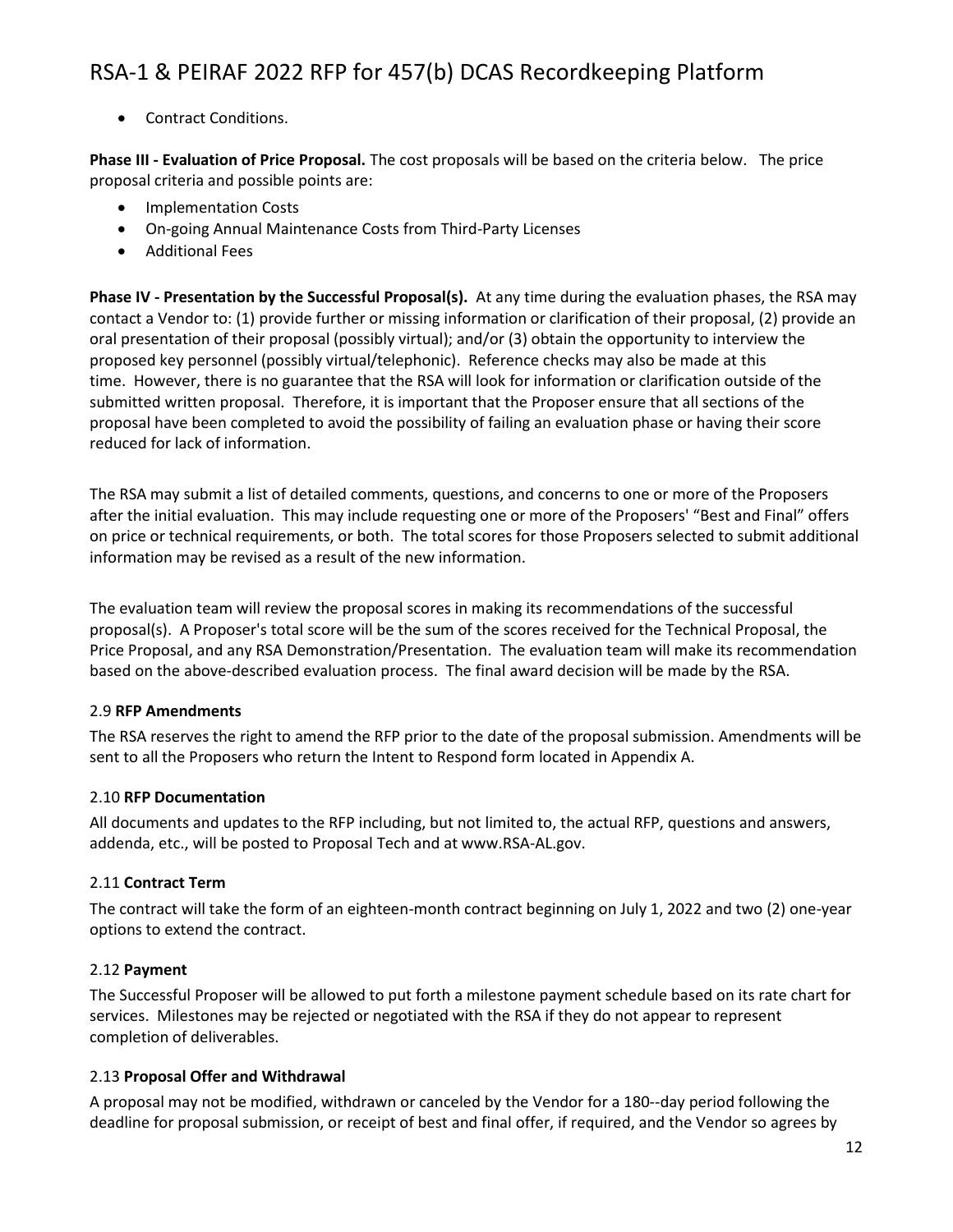- Contract Conditions.

**Phase III - Evaluation of Price Proposal.** The cost proposals will be based on the criteria below. The price proposal criteria and possible points are:

- Implementation Costs
- On-going Annual Maintenance Costs from Third-Party Licenses
- Additional Fees

**Phase IV - Presentation by the Successful Proposal(s).** At any time during the evaluation phases, the RSA may contact a Vendor to: (1) provide further or missing information or clarification of their proposal, (2) provide an oral presentation of their proposal (possibly virtual); and/or (3) obtain the opportunity to interview the proposed key personnel (possibly virtual/telephonic). Reference checks may also be made at this time. However, there is no guarantee that the RSA will look for information or clarification outside of the submitted written proposal. Therefore, it is important that the Proposer ensure that all sections of the proposal have been completed to avoid the possibility of failing an evaluation phase or having their score reduced for lack of information.

The RSA may submit a list of detailed comments, questions, and concerns to one or more of the Proposers after the initial evaluation. This may include requesting one or more of the Proposers' "Best and Final" offers on price or technical requirements, or both. The total scores for those Proposers selected to submit additional information may be revised as a result of the new information.

The evaluation team will review the proposal scores in making its recommendations of the successful proposal(s). A Proposer's total score will be the sum of the scores received for the Technical Proposal, the Price Proposal, and any RSA Demonstration/Presentation. The evaluation team will make its recommendation based on the above-described evaluation process. The final award decision will be made by the RSA.

### 2.9 **RFP Amendments**

The RSA reserves the right to amend the RFP prior to the date of the proposal submission. Amendments will be sent to all the Proposers who return the Intent to Respond form located in Appendix A.

### 2.10 **RFP Documentation**

All documents and updates to the RFP including, but not limited to, the actual RFP, questions and answers, addenda, etc., will be posted to Proposal Tech and at www.RSA-AL.gov.

### 2.11 **Contract Term**

The contract will take the form of an eighteen-month contract beginning on July 1, 2022 and two (2) one-year options to extend the contract.

### 2.12 **Payment**

The Successful Proposer will be allowed to put forth a milestone payment schedule based on its rate chart for services. Milestones may be rejected or negotiated with the RSA if they do not appear to represent completion of deliverables.

### 2.13 **Proposal Offer and Withdrawal**

A proposal may not be modified, withdrawn or canceled by the Vendor for a 180--day period following the deadline for proposal submission, or receipt of best and final offer, if required, and the Vendor so agrees by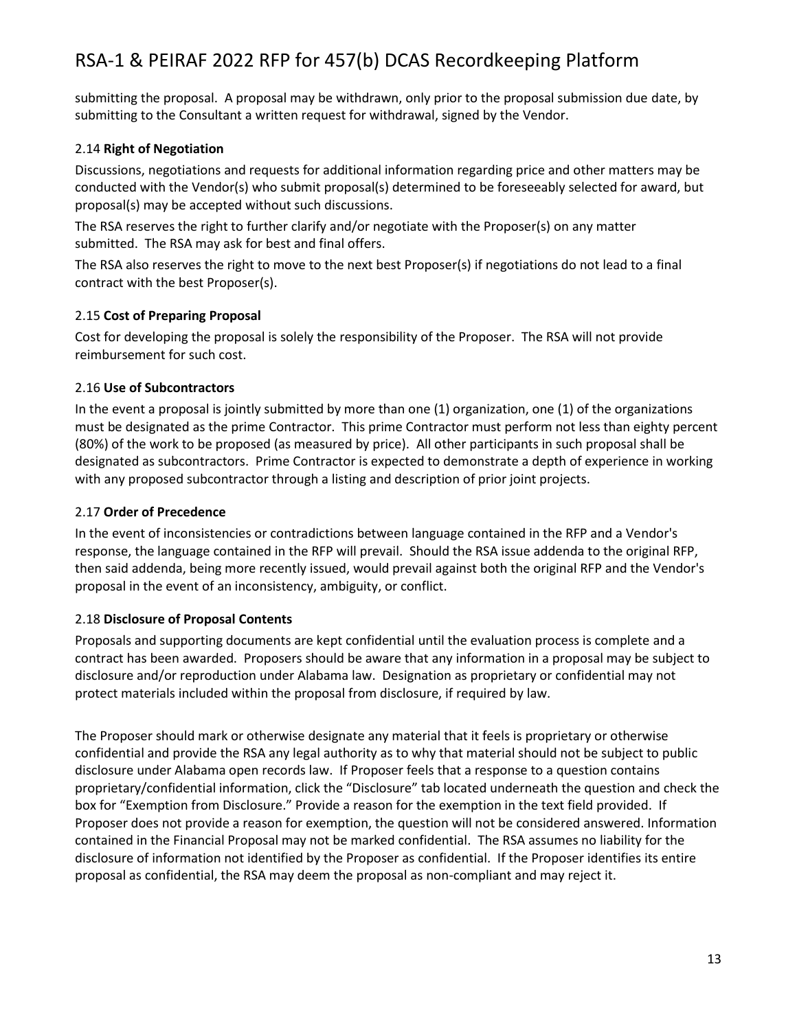submitting the proposal. A proposal may be withdrawn, only prior to the proposal submission due date, by submitting to the Consultant a written request for withdrawal, signed by the Vendor.

### 2.14 **Right of Negotiation**

Discussions, negotiations and requests for additional information regarding price and other matters may be conducted with the Vendor(s) who submit proposal(s) determined to be foreseeably selected for award, but proposal(s) may be accepted without such discussions.

The RSA reserves the right to further clarify and/or negotiate with the Proposer(s) on any matter submitted. The RSA may ask for best and final offers.

The RSA also reserves the right to move to the next best Proposer(s) if negotiations do not lead to a final contract with the best Proposer(s).

### 2.15 **Cost of Preparing Proposal**

Cost for developing the proposal is solely the responsibility of the Proposer. The RSA will not provide reimbursement for such cost.

### 2.16 **Use of Subcontractors**

In the event a proposal is jointly submitted by more than one (1) organization, one (1) of the organizations must be designated as the prime Contractor. This prime Contractor must perform not less than eighty percent (80%) of the work to be proposed (as measured by price). All other participants in such proposal shall be designated as subcontractors. Prime Contractor is expected to demonstrate a depth of experience in working with any proposed subcontractor through a listing and description of prior joint projects.

### 2.17 **Order of Precedence**

In the event of inconsistencies or contradictions between language contained in the RFP and a Vendor's response, the language contained in the RFP will prevail. Should the RSA issue addenda to the original RFP, then said addenda, being more recently issued, would prevail against both the original RFP and the Vendor's proposal in the event of an inconsistency, ambiguity, or conflict.

### 2.18 **Disclosure of Proposal Contents**

Proposals and supporting documents are kept confidential until the evaluation process is complete and a contract has been awarded. Proposers should be aware that any information in a proposal may be subject to disclosure and/or reproduction under Alabama law. Designation as proprietary or confidential may not protect materials included within the proposal from disclosure, if required by law.

The Proposer should mark or otherwise designate any material that it feels is proprietary or otherwise confidential and provide the RSA any legal authority as to why that material should not be subject to public disclosure under Alabama open records law. If Proposer feels that a response to a question contains proprietary/confidential information, click the "Disclosure" tab located underneath the question and check the box for "Exemption from Disclosure." Provide a reason for the exemption in the text field provided. If Proposer does not provide a reason for exemption, the question will not be considered answered. Information contained in the Financial Proposal may not be marked confidential. The RSA assumes no liability for the disclosure of information not identified by the Proposer as confidential. If the Proposer identifies its entire proposal as confidential, the RSA may deem the proposal as non-compliant and may reject it.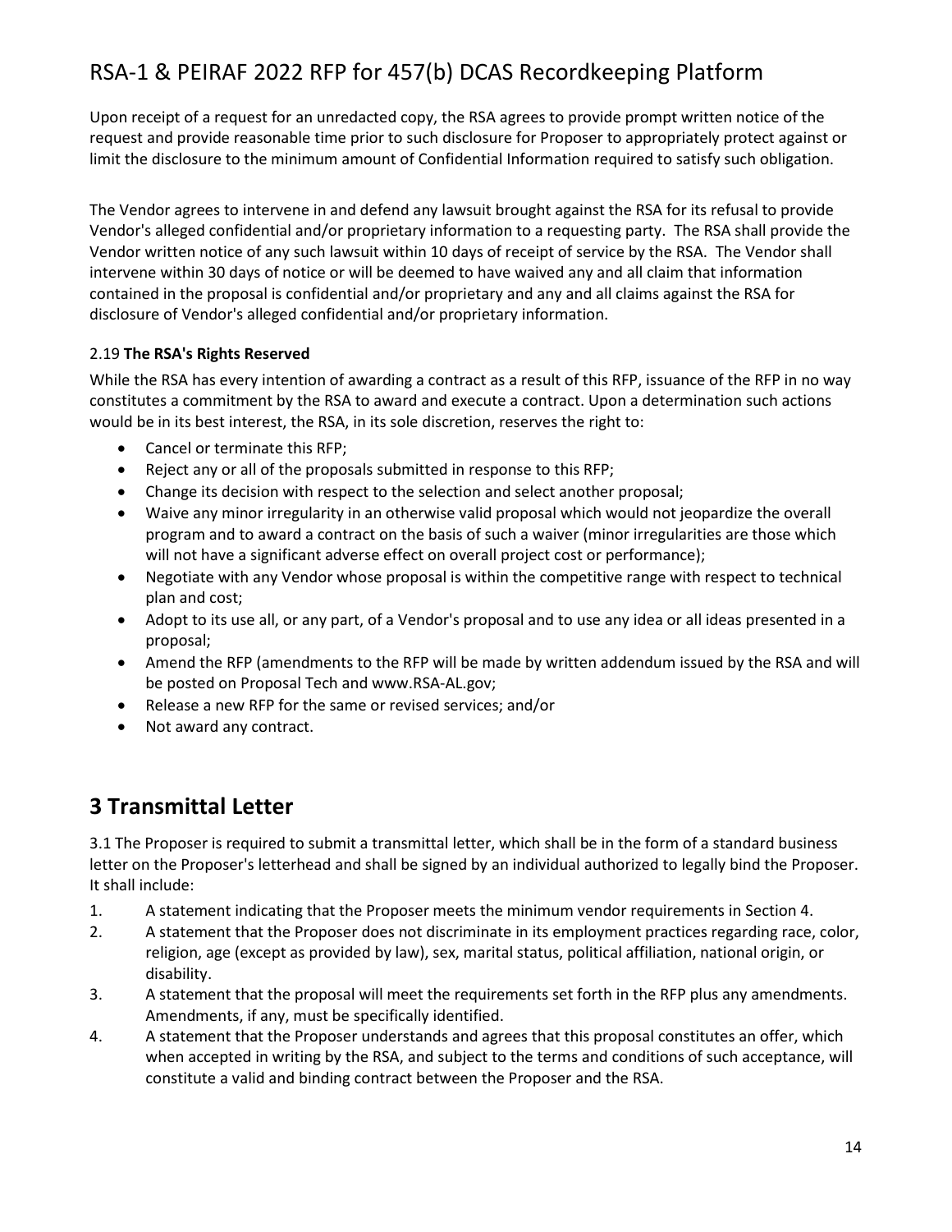Upon receipt of a request for an unredacted copy, the RSA agrees to provide prompt written notice of the request and provide reasonable time prior to such disclosure for Proposer to appropriately protect against or limit the disclosure to the minimum amount of Confidential Information required to satisfy such obligation.

The Vendor agrees to intervene in and defend any lawsuit brought against the RSA for its refusal to provide Vendor's alleged confidential and/or proprietary information to a requesting party. The RSA shall provide the Vendor written notice of any such lawsuit within 10 days of receipt of service by the RSA. The Vendor shall intervene within 30 days of notice or will be deemed to have waived any and all claim that information contained in the proposal is confidential and/or proprietary and any and all claims against the RSA for disclosure of Vendor's alleged confidential and/or proprietary information.

### 2.19 **The RSA's Rights Reserved**

While the RSA has every intention of awarding a contract as a result of this RFP, issuance of the RFP in no way constitutes a commitment by the RSA to award and execute a contract. Upon a determination such actions would be in its best interest, the RSA, in its sole discretion, reserves the right to:

- Cancel or terminate this RFP;
- Reject any or all of the proposals submitted in response to this RFP;
- Change its decision with respect to the selection and select another proposal;
- Waive any minor irregularity in an otherwise valid proposal which would not jeopardize the overall program and to award a contract on the basis of such a waiver (minor irregularities are those which will not have a significant adverse effect on overall project cost or performance);
- Negotiate with any Vendor whose proposal is within the competitive range with respect to technical plan and cost;
- Adopt to its use all, or any part, of a Vendor's proposal and to use any idea or all ideas presented in a proposal;
- Amend the RFP (amendments to the RFP will be made by written addendum issued by the RSA and will be posted on Proposal Tech and www.RSA-AL.gov;
- Release a new RFP for the same or revised services; and/or
- Not award any contract.

# 3 Transmittal Letter

3.1 The Proposer is required to submit a transmittal letter, which shall be in the form of a standard business letter on the Proposer's letterhead and shall be signed by an individual authorized to legally bind the Proposer. It shall include:

1. A statement indicating that the Proposer meets the minimum vendor requirements in Section 4.
2. A statement that the Proposer does not discriminate in its employment practices regarding race, color, religion, age (except as provided by law), sex, marital status, political affiliation, national origin, or disability.
3. A statement that the proposal will meet the requirements set forth in the RFP plus any amendments. Amendments, if any, must be specifically identified.
4. A statement that the Proposer understands and agrees that this proposal constitutes an offer, which when accepted in writing by the RSA, and subject to the terms and conditions of such acceptance, will constitute a valid and binding contract between the Proposer and the RSA.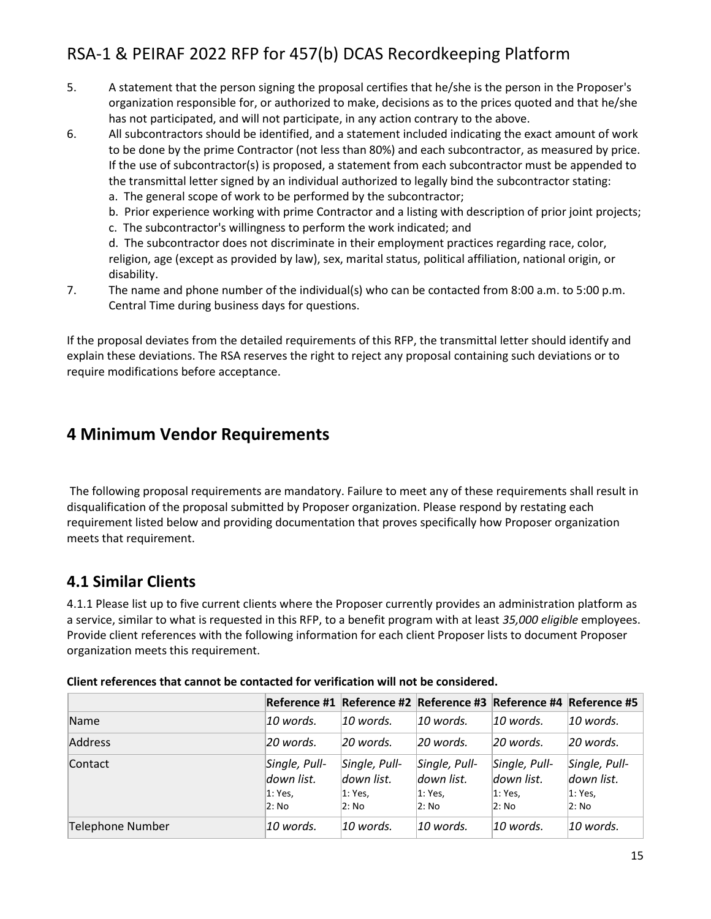5. A statement that the person signing the proposal certifies that he/she is the person in the Proposer's organization responsible for, or authorized to make, decisions as to the prices quoted and that he/she has not participated, and will not participate, in any action contrary to the above.
6. All subcontractors should be identified, and a statement included indicating the exact amount of work to be done by the prime Contractor (not less than 80%) and each subcontractor, as measured by price. If the use of subcontractor(s) is proposed, a statement from each subcontractor must be appended to the transmittal letter signed by an individual authorized to legally bind the subcontractor stating:
   a. The general scope of work to be performed by the subcontractor;
   b. Prior experience working with prime Contractor and a listing with description of prior joint projects;
   c. The subcontractor's willingness to perform the work indicated; and
   d. The subcontractor does not discriminate in their employment practices regarding race, color, religion, age (except as provided by law), sex, marital status, political affiliation, national origin, or disability.
7. The name and phone number of the individual(s) who can be contacted from 8:00 a.m. to 5:00 p.m. Central Time during business days for questions.

If the proposal deviates from the detailed requirements of this RFP, the transmittal letter should identify and explain these deviations. The RSA reserves the right to reject any proposal containing such deviations or to require modifications before acceptance.

## 4 Minimum Vendor Requirements

The following proposal requirements are mandatory. Failure to meet any of these requirements shall result in disqualification of the proposal submitted by Proposer organization. Please respond by restating each requirement listed below and providing documentation that proves specifically how Proposer organization meets that requirement.

### 4.1 Similar Clients

4.1.1 Please list up to five current clients where the Proposer currently provides an administration platform as a service, similar to what is requested in this RFP, to a benefit program with at least *35,000 eligible* employees. Provide client references with the following information for each client Proposer lists to document Proposer organization meets this requirement.

**Client references that cannot be contacted for verification will not be considered.**

| | Reference #1 | Reference #2 | Reference #3 | Reference #4 | Reference #5 |
|---|---|---|---|---|---|
| Name | *10 words.* | *10 words.* | *10 words.* | *10 words.* | *10 words.* |
| Address | *20 words.* | *20 words.* | *20 words.* | *20 words.* | *20 words.* |
| Contact | *Single, Pull-down list.* 1: Yes, 2: No | *Single, Pull-down list.* 1: Yes, 2: No | *Single, Pull-down list.* 1: Yes, 2: No | *Single, Pull-down list.* 1: Yes, 2: No | *Single, Pull-down list.* 1: Yes, 2: No |
| Telephone Number | *10 words.* | *10 words.* | *10 words.* | *10 words.* | *10 words.* |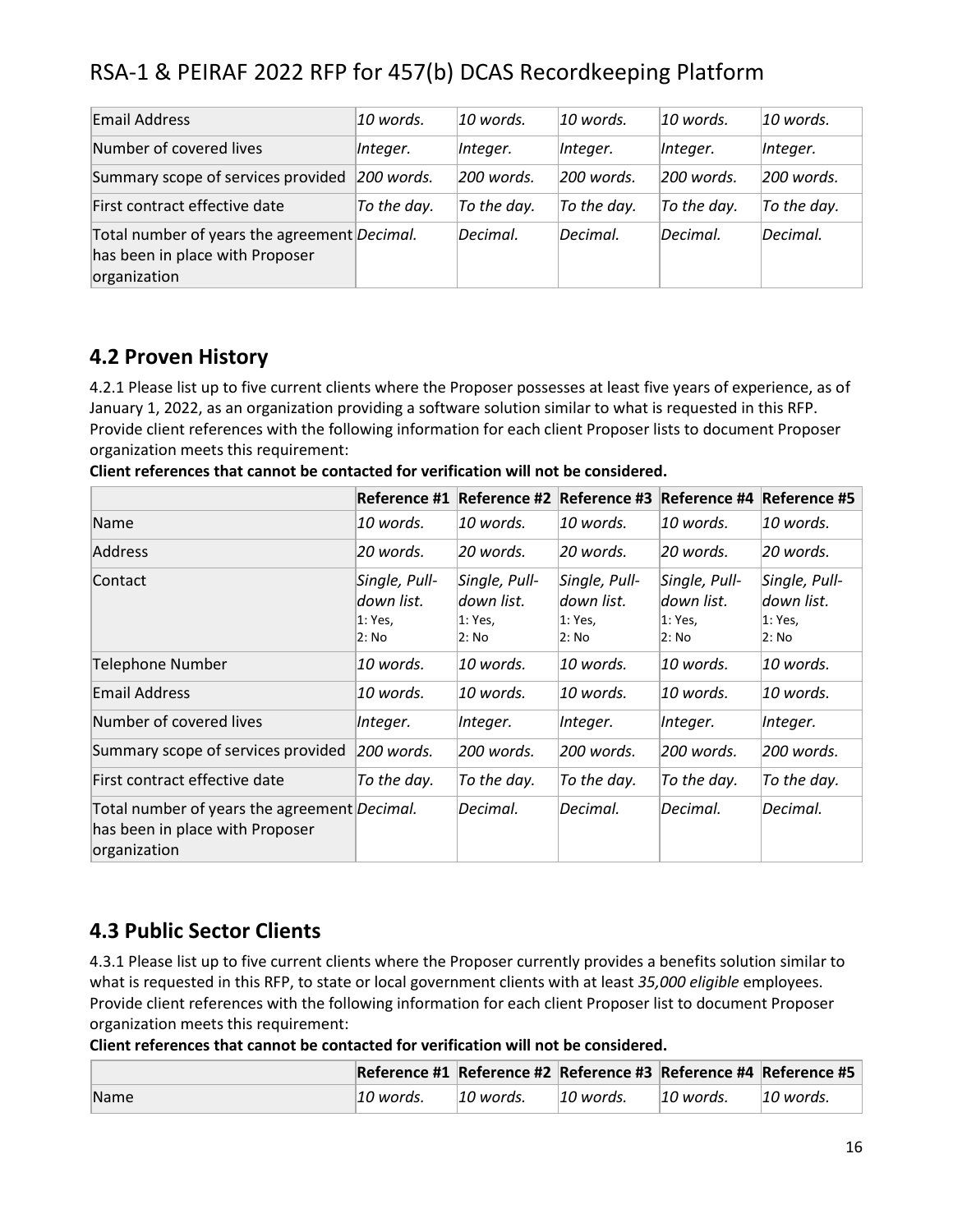| | | | | | |
|---|---|---|---|---|---|
| Email Address | *10 words.* | *10 words.* | *10 words.* | *10 words.* | *10 words.* |
| Number of covered lives | *Integer.* | *Integer.* | *Integer.* | *Integer.* | *Integer.* |
| Summary scope of services provided | *200 words.* | *200 words.* | *200 words.* | *200 words.* | *200 words.* |
| First contract effective date | *To the day.* | *To the day.* | *To the day.* | *To the day.* | *To the day.* |
| Total number of years the agreement has been in place with Proposer organization | *Decimal.* | *Decimal.* | *Decimal.* | *Decimal.* | *Decimal.* |

## 4.2 Proven History

4.2.1 Please list up to five current clients where the Proposer possesses at least five years of experience, as of January 1, 2022, as an organization providing a software solution similar to what is requested in this RFP. Provide client references with the following information for each client Proposer lists to document Proposer organization meets this requirement:

**Client references that cannot be contacted for verification will not be considered.**

| | Reference #1 | Reference #2 | Reference #3 | Reference #4 | Reference #5 |
|---|---|---|---|---|---|
| Name | *10 words.* | *10 words.* | *10 words.* | *10 words.* | *10 words.* |
| Address | *20 words.* | *20 words.* | *20 words.* | *20 words.* | *20 words.* |
| Contact | *Single, Pull-down list.* 1: Yes, 2: No | *Single, Pull-down list.* 1: Yes, 2: No | *Single, Pull-down list.* 1: Yes, 2: No | *Single, Pull-down list.* 1: Yes, 2: No | *Single, Pull-down list.* 1: Yes, 2: No |
| Telephone Number | *10 words.* | *10 words.* | *10 words.* | *10 words.* | *10 words.* |
| Email Address | *10 words.* | *10 words.* | *10 words.* | *10 words.* | *10 words.* |
| Number of covered lives | *Integer.* | *Integer.* | *Integer.* | *Integer.* | *Integer.* |
| Summary scope of services provided | *200 words.* | *200 words.* | *200 words.* | *200 words.* | *200 words.* |
| First contract effective date | *To the day.* | *To the day.* | *To the day.* | *To the day.* | *To the day.* |
| Total number of years the agreement has been in place with Proposer organization | *Decimal.* | *Decimal.* | *Decimal.* | *Decimal.* | *Decimal.* |

## 4.3 Public Sector Clients

4.3.1 Please list up to five current clients where the Proposer currently provides a benefits solution similar to what is requested in this RFP, to state or local government clients with at least *35,000 eligible* employees. Provide client references with the following information for each client Proposer list to document Proposer organization meets this requirement:

**Client references that cannot be contacted for verification will not be considered.**

| | Reference #1 | Reference #2 | Reference #3 | Reference #4 | Reference #5 |
|---|---|---|---|---|---|
| Name | *10 words.* | *10 words.* | *10 words.* | *10 words.* | *10 words.* |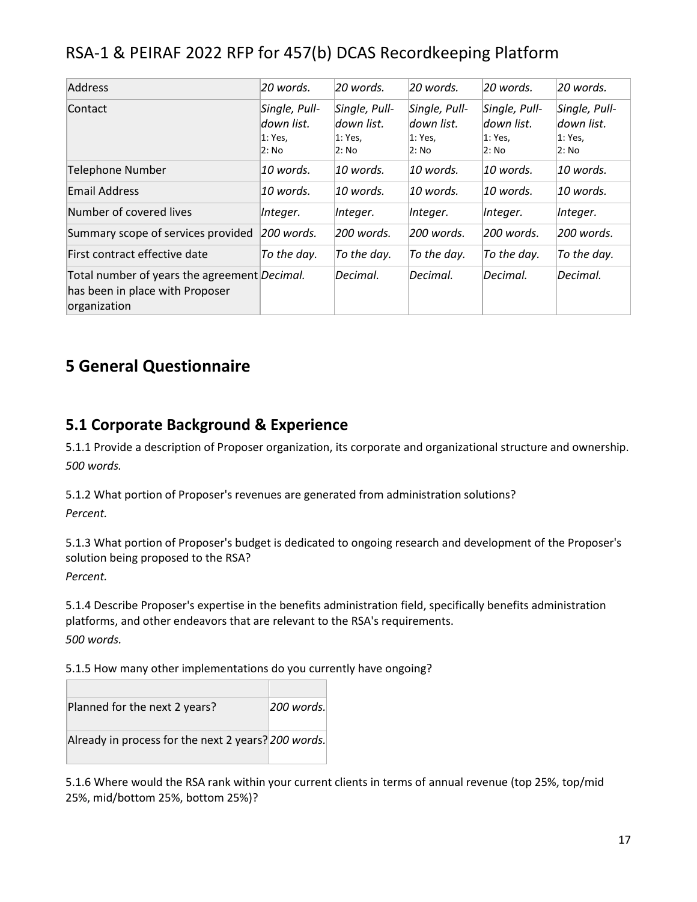| | | | | | |
|---|---|---|---|---|---|
| Address | *20 words.* | *20 words.* | *20 words.* | *20 words.* | *20 words.* |
| Contact | *Single, Pull-down list.* 1: Yes, 2: No | *Single, Pull-down list.* 1: Yes, 2: No | *Single, Pull-down list.* 1: Yes, 2: No | *Single, Pull-down list.* 1: Yes, 2: No | *Single, Pull-down list.* 1: Yes, 2: No |
| Telephone Number | *10 words.* | *10 words.* | *10 words.* | *10 words.* | *10 words.* |
| Email Address | *10 words.* | *10 words.* | *10 words.* | *10 words.* | *10 words.* |
| Number of covered lives | *Integer.* | *Integer.* | *Integer.* | *Integer.* | *Integer.* |
| Summary scope of services provided | *200 words.* | *200 words.* | *200 words.* | *200 words.* | *200 words.* |
| First contract effective date | *To the day.* | *To the day.* | *To the day.* | *To the day.* | *To the day.* |
| Total number of years the agreement has been in place with Proposer organization | *Decimal.* | *Decimal.* | *Decimal.* | *Decimal.* | *Decimal.* |

# 5 General Questionnaire

## 5.1 Corporate Background & Experience

5.1.1 Provide a description of Proposer organization, its corporate and organizational structure and ownership.
*500 words.*

5.1.2 What portion of Proposer's revenues are generated from administration solutions?
*Percent.*

5.1.3 What portion of Proposer's budget is dedicated to ongoing research and development of the Proposer's solution being proposed to the RSA?
*Percent.*

5.1.4 Describe Proposer's expertise in the benefits administration field, specifically benefits administration platforms, and other endeavors that are relevant to the RSA's requirements.
*500 words.*

5.1.5 How many other implementations do you currently have ongoing?

| | |
|---|---|
| Planned for the next 2 years? | *200 words.* |
| Already in process for the next 2 years? | *200 words.* |

5.1.6 Where would the RSA rank within your current clients in terms of annual revenue (top 25%, top/mid 25%, mid/bottom 25%, bottom 25%)?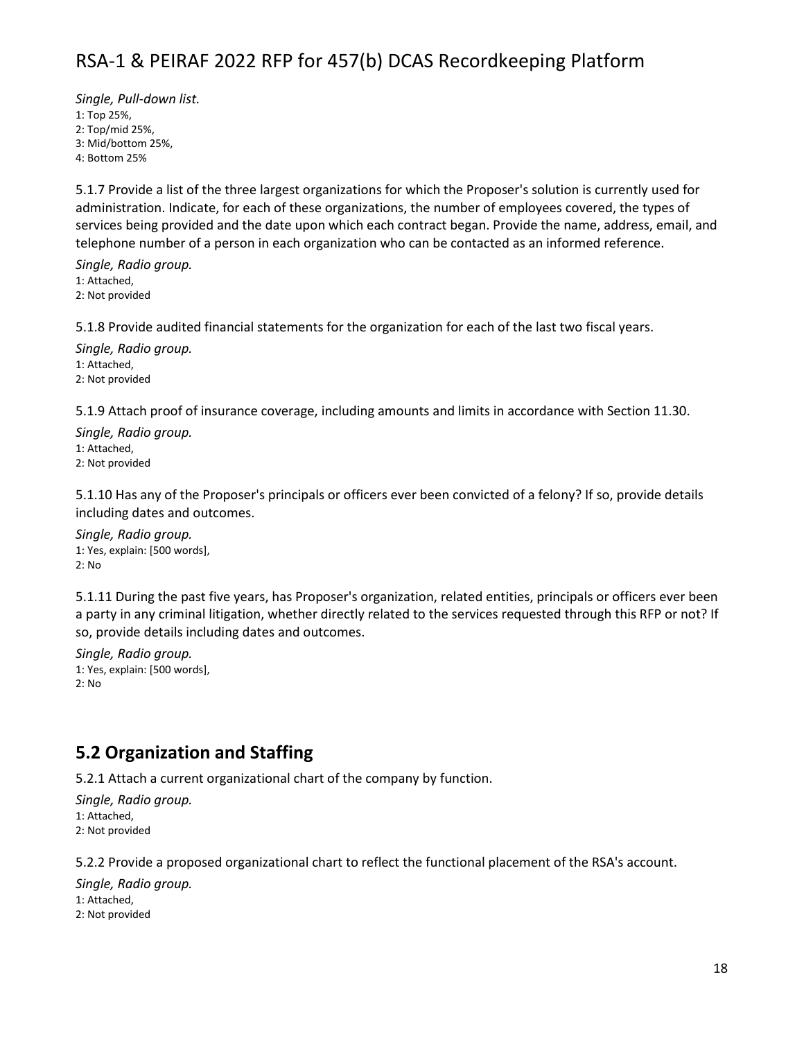*Single, Pull-down list.*
1: Top 25%,
2: Top/mid 25%,
3: Mid/bottom 25%,
4: Bottom 25%

5.1.7 Provide a list of the three largest organizations for which the Proposer's solution is currently used for administration. Indicate, for each of these organizations, the number of employees covered, the types of services being provided and the date upon which each contract began. Provide the name, address, email, and telephone number of a person in each organization who can be contacted as an informed reference.

*Single, Radio group.*
1: Attached,
2: Not provided

5.1.8 Provide audited financial statements for the organization for each of the last two fiscal years.

*Single, Radio group.*
1: Attached,
2: Not provided

5.1.9 Attach proof of insurance coverage, including amounts and limits in accordance with Section 11.30.

*Single, Radio group.*
1: Attached,
2: Not provided

5.1.10 Has any of the Proposer's principals or officers ever been convicted of a felony? If so, provide details including dates and outcomes.

*Single, Radio group.*
1: Yes, explain: [500 words],
2: No

5.1.11 During the past five years, has Proposer's organization, related entities, principals or officers ever been a party in any criminal litigation, whether directly related to the services requested through this RFP or not? If so, provide details including dates and outcomes.

*Single, Radio group.*
1: Yes, explain: [500 words],
2: No

## 5.2 Organization and Staffing

5.2.1 Attach a current organizational chart of the company by function.

*Single, Radio group.*
1: Attached,
2: Not provided

5.2.2 Provide a proposed organizational chart to reflect the functional placement of the RSA's account.

*Single, Radio group.*
1: Attached,
2: Not provided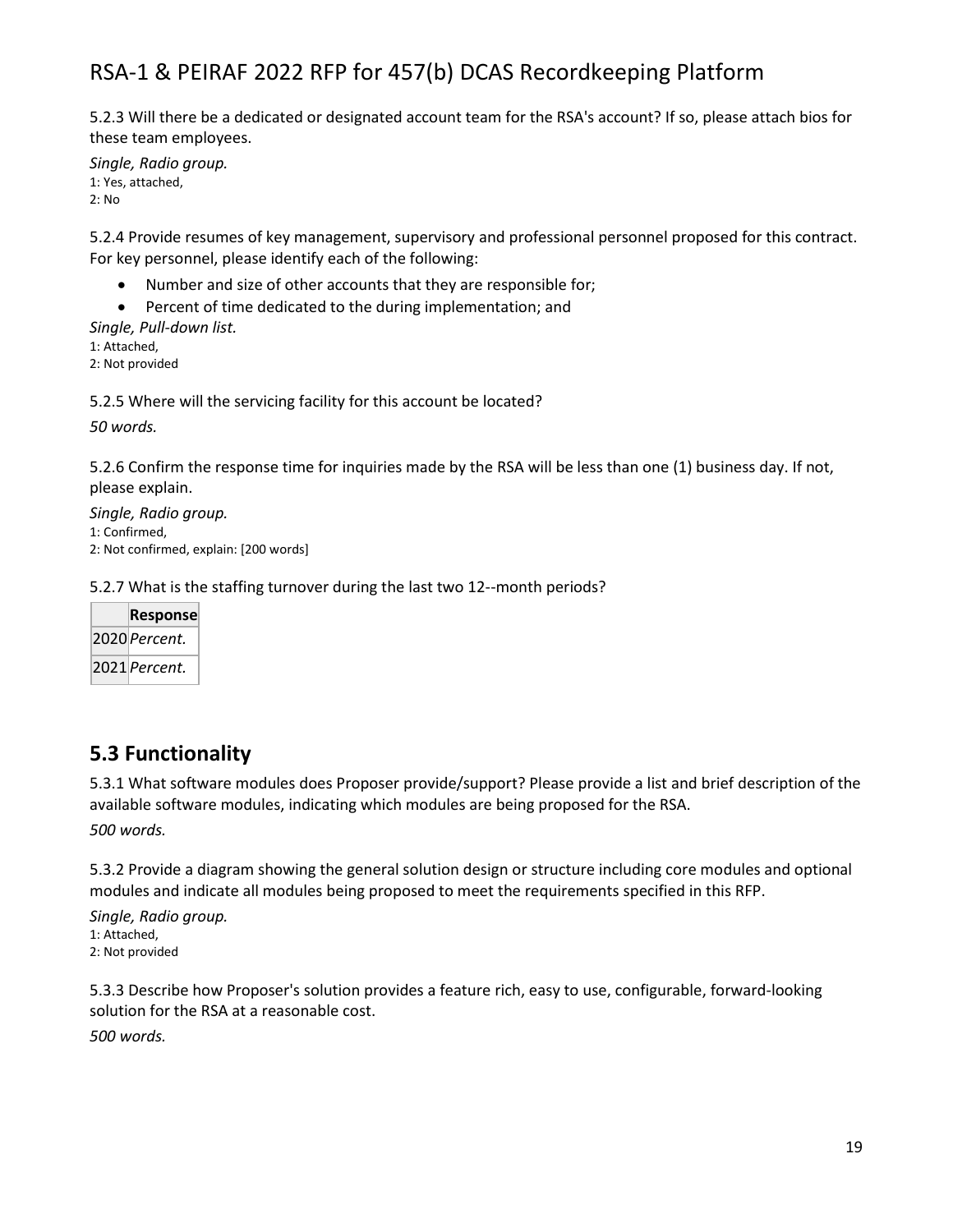5.2.3 Will there be a dedicated or designated account team for the RSA's account? If so, please attach bios for these team employees.

*Single, Radio group.*
1: Yes, attached,
2: No

5.2.4 Provide resumes of key management, supervisory and professional personnel proposed for this contract. For key personnel, please identify each of the following:

- Number and size of other accounts that they are responsible for;
- Percent of time dedicated to the during implementation; and

*Single, Pull-down list.*
1: Attached,
2: Not provided

5.2.5 Where will the servicing facility for this account be located?

*50 words.*

5.2.6 Confirm the response time for inquiries made by the RSA will be less than one (1) business day. If not, please explain.

*Single, Radio group.*
1: Confirmed,
2: Not confirmed, explain: [200 words]

5.2.7 What is the staffing turnover during the last two 12--month periods?

| | Response |
|---|---|
| 2020 | *Percent.* |
| 2021 | *Percent.* |

## 5.3 Functionality

5.3.1 What software modules does Proposer provide/support? Please provide a list and brief description of the available software modules, indicating which modules are being proposed for the RSA.

*500 words.*

5.3.2 Provide a diagram showing the general solution design or structure including core modules and optional modules and indicate all modules being proposed to meet the requirements specified in this RFP.

*Single, Radio group.*
1: Attached,
2: Not provided

5.3.3 Describe how Proposer's solution provides a feature rich, easy to use, configurable, forward-looking solution for the RSA at a reasonable cost.

*500 words.*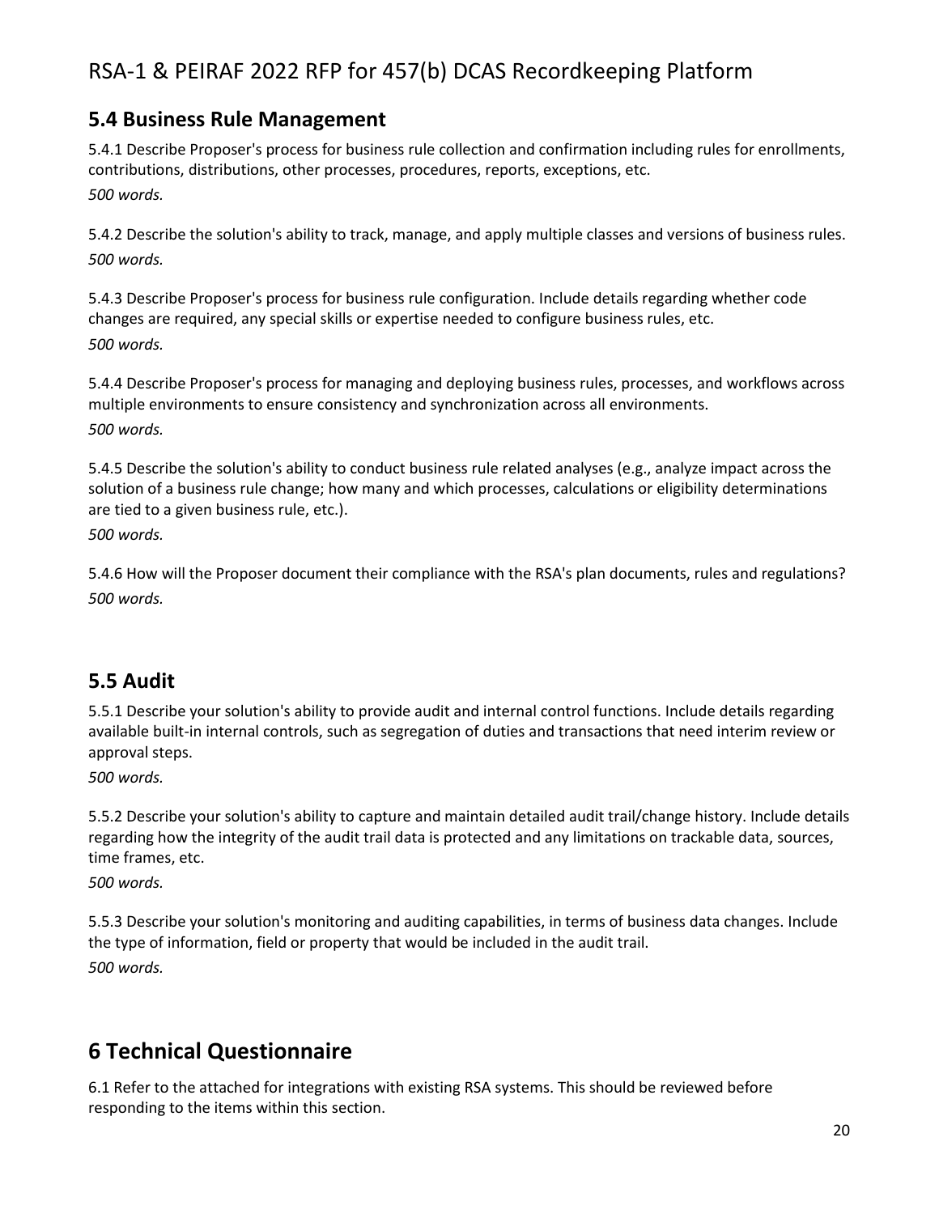## 5.4 Business Rule Management

5.4.1 Describe Proposer's process for business rule collection and confirmation including rules for enrollments, contributions, distributions, other processes, procedures, reports, exceptions, etc.
*500 words.*

5.4.2 Describe the solution's ability to track, manage, and apply multiple classes and versions of business rules.
*500 words.*

5.4.3 Describe Proposer's process for business rule configuration. Include details regarding whether code changes are required, any special skills or expertise needed to configure business rules, etc.
*500 words.*

5.4.4 Describe Proposer's process for managing and deploying business rules, processes, and workflows across multiple environments to ensure consistency and synchronization across all environments.
*500 words.*

5.4.5 Describe the solution's ability to conduct business rule related analyses (e.g., analyze impact across the solution of a business rule change; how many and which processes, calculations or eligibility determinations are tied to a given business rule, etc.).
*500 words.*

5.4.6 How will the Proposer document their compliance with the RSA's plan documents, rules and regulations?
*500 words.*

## 5.5 Audit

5.5.1 Describe your solution's ability to provide audit and internal control functions. Include details regarding available built-in internal controls, such as segregation of duties and transactions that need interim review or approval steps.
*500 words.*

5.5.2 Describe your solution's ability to capture and maintain detailed audit trail/change history. Include details regarding how the integrity of the audit trail data is protected and any limitations on trackable data, sources, time frames, etc.
*500 words.*

5.5.3 Describe your solution's monitoring and auditing capabilities, in terms of business data changes. Include the type of information, field or property that would be included in the audit trail.
*500 words.*

# 6 Technical Questionnaire

6.1 Refer to the attached for integrations with existing RSA systems. This should be reviewed before responding to the items within this section.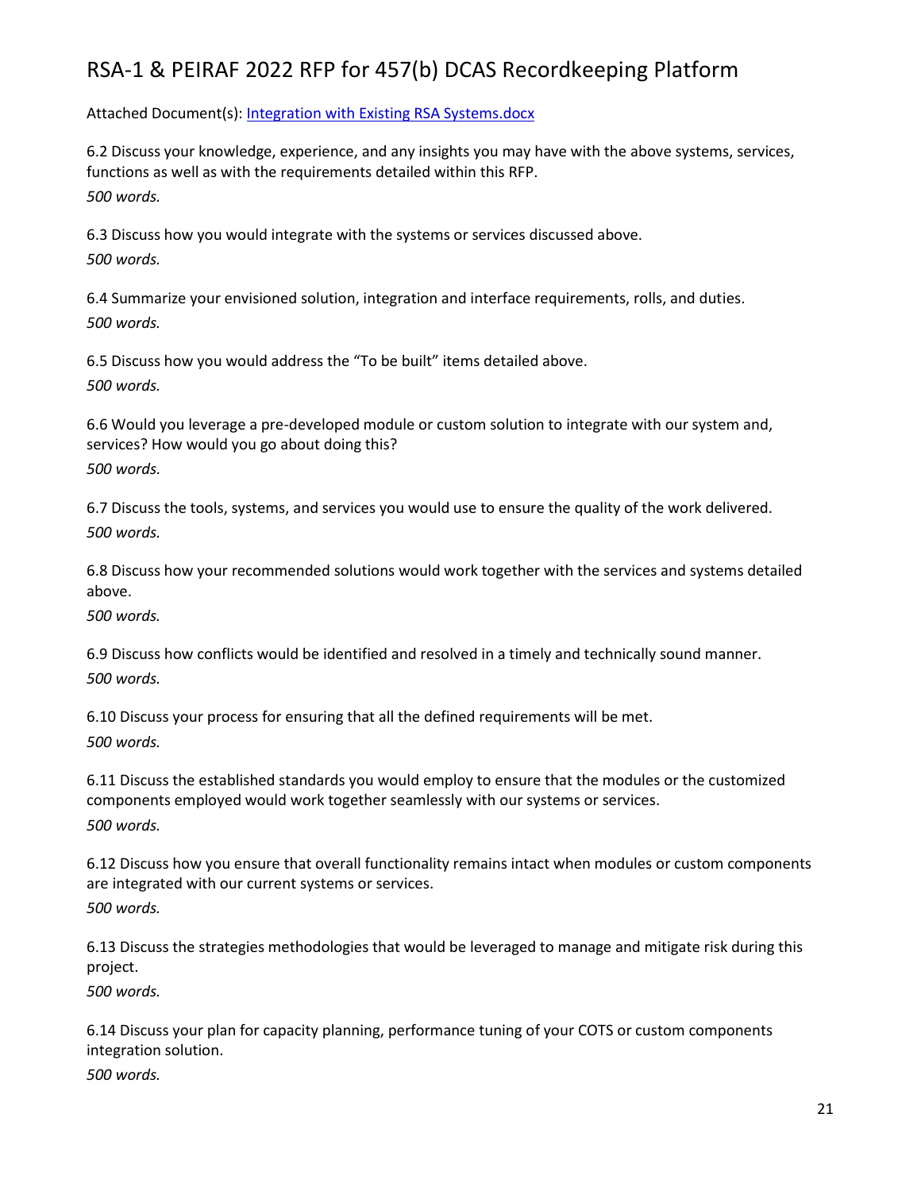# RSA-1 & PEIRAF 2022 RFP for 457(b) DCAS Recordkeeping Platform

Attached Document(s): [Integration with Existing RSA Systems.docx]

6.2 Discuss your knowledge, experience, and any insights you may have with the above systems, services, functions as well as with the requirements detailed within this RFP.
*500 words.*

6.3 Discuss how you would integrate with the systems or services discussed above.
*500 words.*

6.4 Summarize your envisioned solution, integration and interface requirements, rolls, and duties.
*500 words.*

6.5 Discuss how you would address the "To be built" items detailed above.
*500 words.*

6.6 Would you leverage a pre-developed module or custom solution to integrate with our system and, services? How would you go about doing this?
*500 words.*

6.7 Discuss the tools, systems, and services you would use to ensure the quality of the work delivered.
*500 words.*

6.8 Discuss how your recommended solutions would work together with the services and systems detailed above.
*500 words.*

6.9 Discuss how conflicts would be identified and resolved in a timely and technically sound manner.
*500 words.*

6.10 Discuss your process for ensuring that all the defined requirements will be met.
*500 words.*

6.11 Discuss the established standards you would employ to ensure that the modules or the customized components employed would work together seamlessly with our systems or services.
*500 words.*

6.12 Discuss how you ensure that overall functionality remains intact when modules or custom components are integrated with our current systems or services.
*500 words.*

6.13 Discuss the strategies methodologies that would be leveraged to manage and mitigate risk during this project.
*500 words.*

6.14 Discuss your plan for capacity planning, performance tuning of your COTS or custom components integration solution.
*500 words.*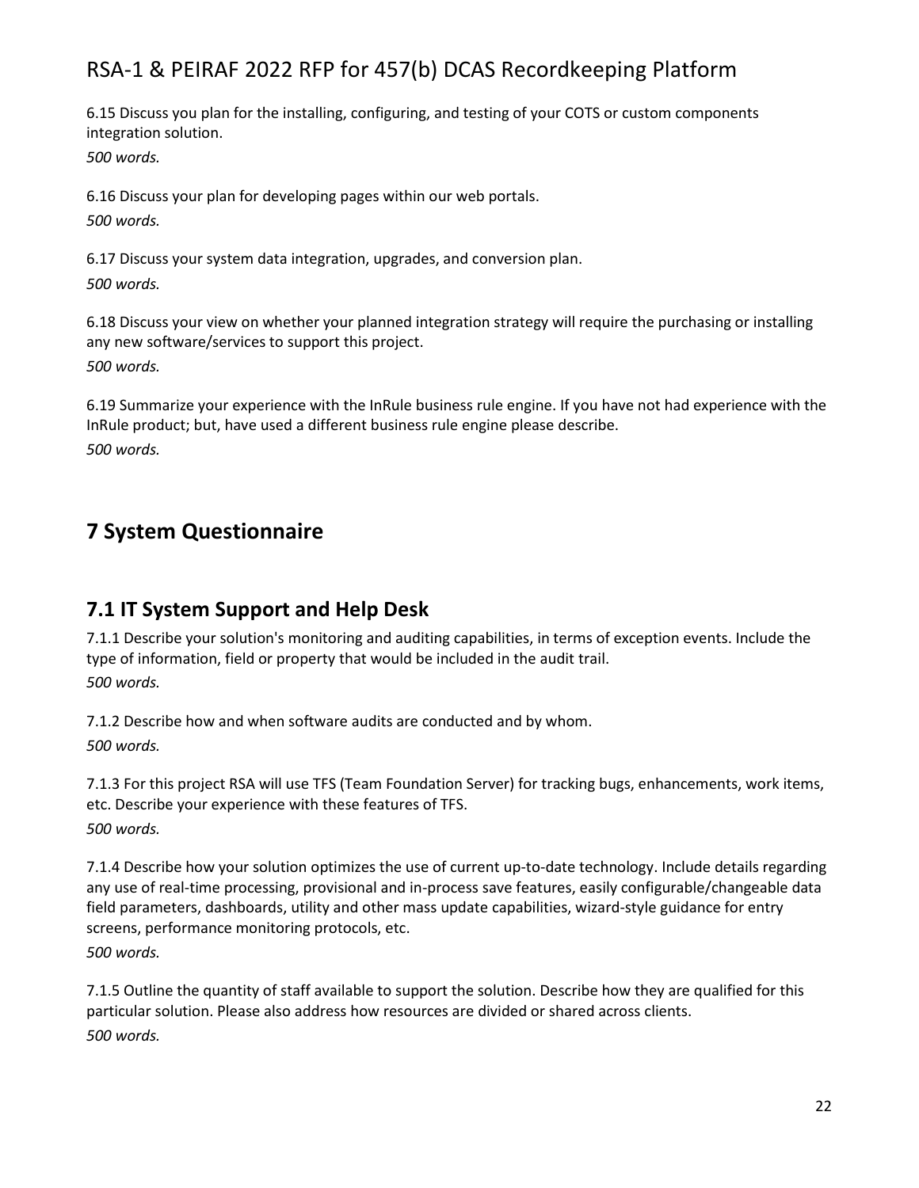6.15 Discuss you plan for the installing, configuring, and testing of your COTS or custom components integration solution.

*500 words.*

6.16 Discuss your plan for developing pages within our web portals.

*500 words.*

6.17 Discuss your system data integration, upgrades, and conversion plan.

*500 words.*

6.18 Discuss your view on whether your planned integration strategy will require the purchasing or installing any new software/services to support this project.

*500 words.*

6.19 Summarize your experience with the InRule business rule engine. If you have not had experience with the InRule product; but, have used a different business rule engine please describe.

*500 words.*

# 7 System Questionnaire

## 7.1 IT System Support and Help Desk

7.1.1 Describe your solution's monitoring and auditing capabilities, in terms of exception events. Include the type of information, field or property that would be included in the audit trail.

*500 words.*

7.1.2 Describe how and when software audits are conducted and by whom.

*500 words.*

7.1.3 For this project RSA will use TFS (Team Foundation Server) for tracking bugs, enhancements, work items, etc. Describe your experience with these features of TFS.

*500 words.*

7.1.4 Describe how your solution optimizes the use of current up-to-date technology. Include details regarding any use of real-time processing, provisional and in-process save features, easily configurable/changeable data field parameters, dashboards, utility and other mass update capabilities, wizard-style guidance for entry screens, performance monitoring protocols, etc.

*500 words.*

7.1.5 Outline the quantity of staff available to support the solution. Describe how they are qualified for this particular solution. Please also address how resources are divided or shared across clients.

*500 words.*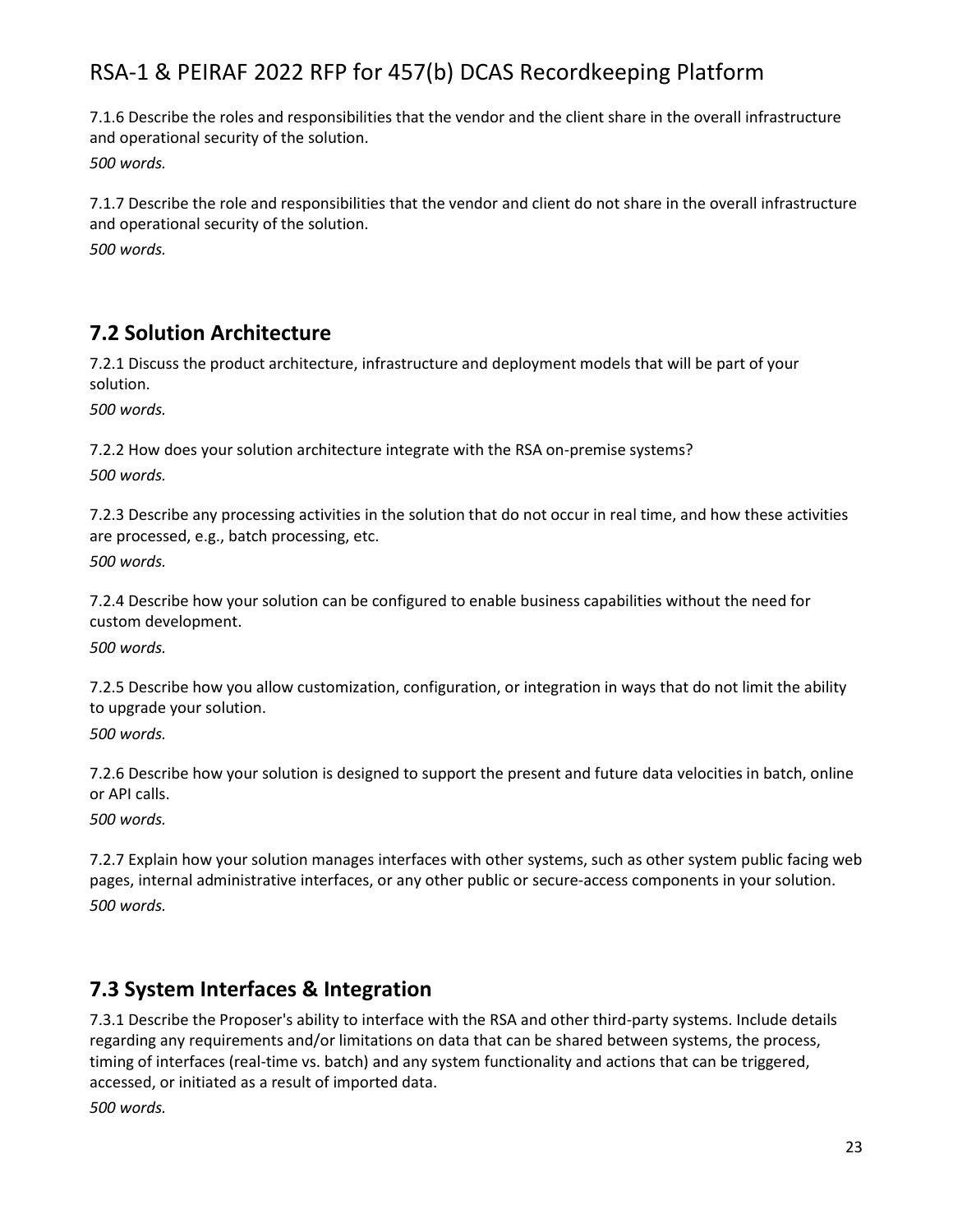7.1.6 Describe the roles and responsibilities that the vendor and the client share in the overall infrastructure and operational security of the solution.

*500 words.*

7.1.7 Describe the role and responsibilities that the vendor and client do not share in the overall infrastructure and operational security of the solution.

*500 words.*

## 7.2 Solution Architecture

7.2.1 Discuss the product architecture, infrastructure and deployment models that will be part of your solution.

*500 words.*

7.2.2 How does your solution architecture integrate with the RSA on-premise systems?

*500 words.*

7.2.3 Describe any processing activities in the solution that do not occur in real time, and how these activities are processed, e.g., batch processing, etc.

*500 words.*

7.2.4 Describe how your solution can be configured to enable business capabilities without the need for custom development.

*500 words.*

7.2.5 Describe how you allow customization, configuration, or integration in ways that do not limit the ability to upgrade your solution.

*500 words.*

7.2.6 Describe how your solution is designed to support the present and future data velocities in batch, online or API calls.

*500 words.*

7.2.7 Explain how your solution manages interfaces with other systems, such as other system public facing web pages, internal administrative interfaces, or any other public or secure-access components in your solution.

*500 words.*

## 7.3 System Interfaces & Integration

7.3.1 Describe the Proposer's ability to interface with the RSA and other third-party systems. Include details regarding any requirements and/or limitations on data that can be shared between systems, the process, timing of interfaces (real-time vs. batch) and any system functionality and actions that can be triggered, accessed, or initiated as a result of imported data.

*500 words.*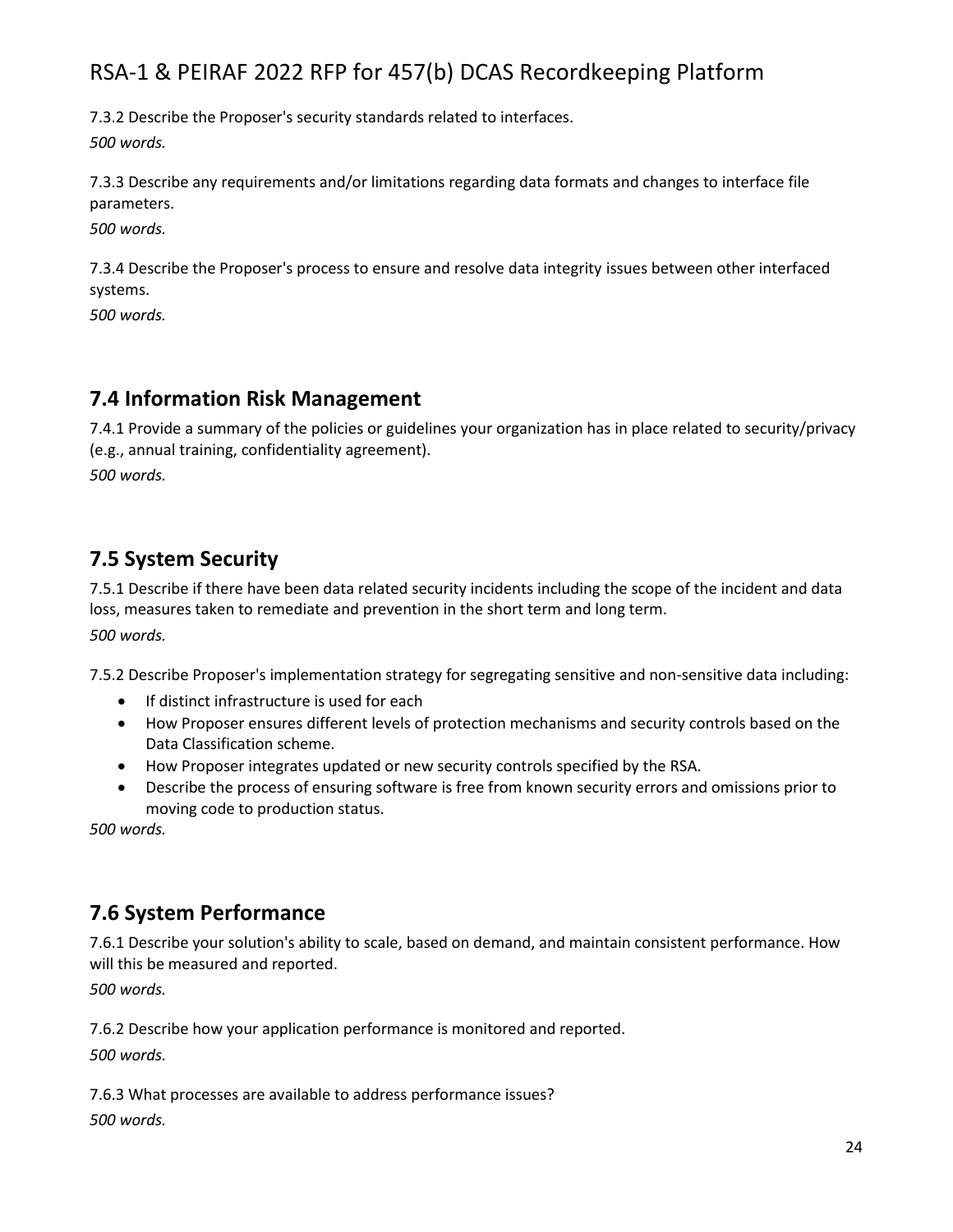7.3.2 Describe the Proposer's security standards related to interfaces.

*500 words.*

7.3.3 Describe any requirements and/or limitations regarding data formats and changes to interface file parameters.

*500 words.*

7.3.4 Describe the Proposer's process to ensure and resolve data integrity issues between other interfaced systems.

*500 words.*

## 7.4 Information Risk Management

7.4.1 Provide a summary of the policies or guidelines your organization has in place related to security/privacy (e.g., annual training, confidentiality agreement).

*500 words.*

## 7.5 System Security

7.5.1 Describe if there have been data related security incidents including the scope of the incident and data loss, measures taken to remediate and prevention in the short term and long term.

*500 words.*

7.5.2 Describe Proposer's implementation strategy for segregating sensitive and non-sensitive data including:

- If distinct infrastructure is used for each
- How Proposer ensures different levels of protection mechanisms and security controls based on the Data Classification scheme.
- How Proposer integrates updated or new security controls specified by the RSA.
- Describe the process of ensuring software is free from known security errors and omissions prior to moving code to production status.

*500 words.*

## 7.6 System Performance

7.6.1 Describe your solution's ability to scale, based on demand, and maintain consistent performance. How will this be measured and reported.

*500 words.*

7.6.2 Describe how your application performance is monitored and reported.

*500 words.*

7.6.3 What processes are available to address performance issues?

*500 words.*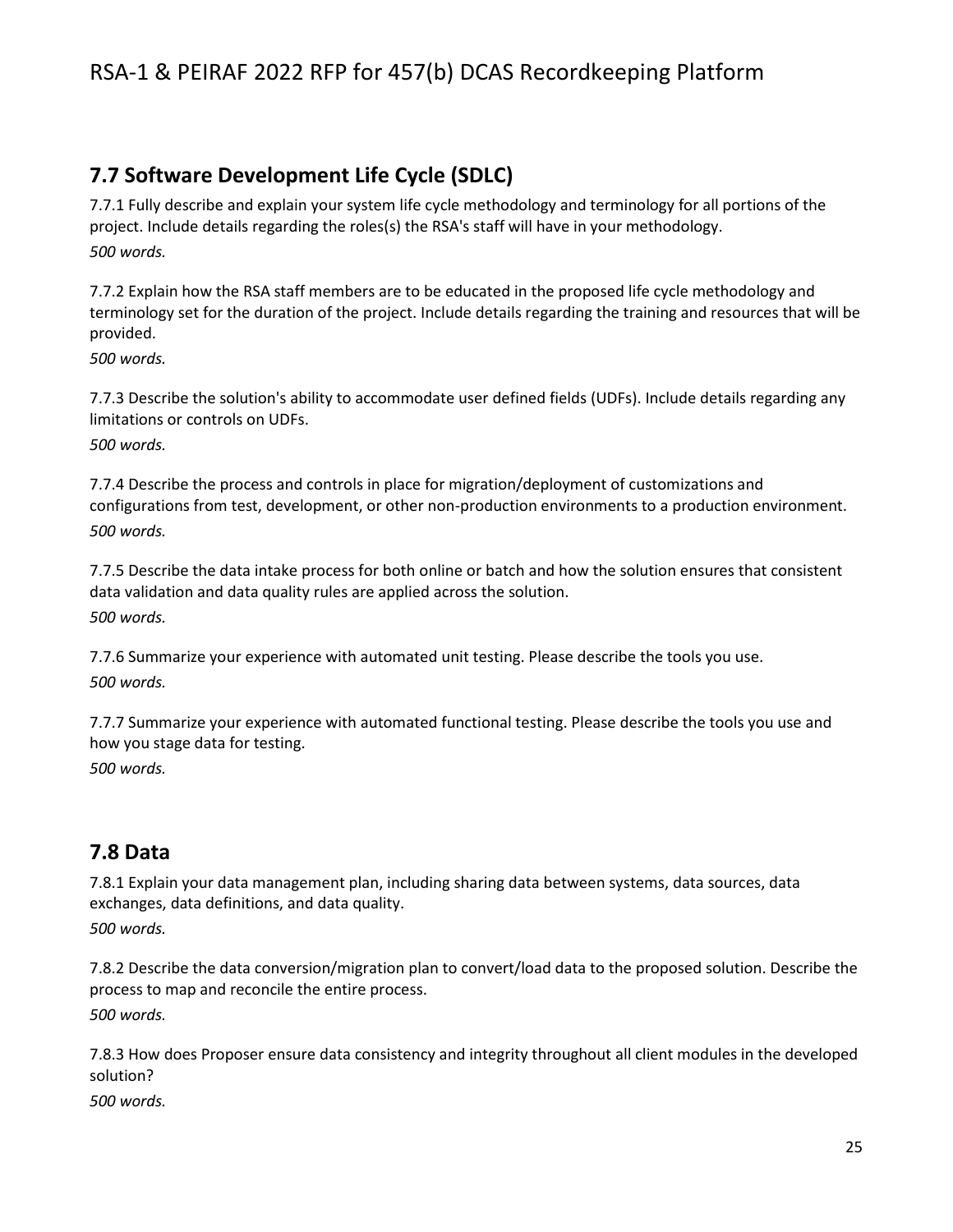## 7.7 Software Development Life Cycle (SDLC)

7.7.1 Fully describe and explain your system life cycle methodology and terminology for all portions of the project. Include details regarding the roles(s) the RSA's staff will have in your methodology.
*500 words.*

7.7.2 Explain how the RSA staff members are to be educated in the proposed life cycle methodology and terminology set for the duration of the project. Include details regarding the training and resources that will be provided.
*500 words.*

7.7.3 Describe the solution's ability to accommodate user defined fields (UDFs). Include details regarding any limitations or controls on UDFs.
*500 words.*

7.7.4 Describe the process and controls in place for migration/deployment of customizations and configurations from test, development, or other non-production environments to a production environment.
*500 words.*

7.7.5 Describe the data intake process for both online or batch and how the solution ensures that consistent data validation and data quality rules are applied across the solution.
*500 words.*

7.7.6 Summarize your experience with automated unit testing. Please describe the tools you use.
*500 words.*

7.7.7 Summarize your experience with automated functional testing. Please describe the tools you use and how you stage data for testing.
*500 words.*

## 7.8 Data

7.8.1 Explain your data management plan, including sharing data between systems, data sources, data exchanges, data definitions, and data quality.
*500 words.*

7.8.2 Describe the data conversion/migration plan to convert/load data to the proposed solution. Describe the process to map and reconcile the entire process.
*500 words.*

7.8.3 How does Proposer ensure data consistency and integrity throughout all client modules in the developed solution?
*500 words.*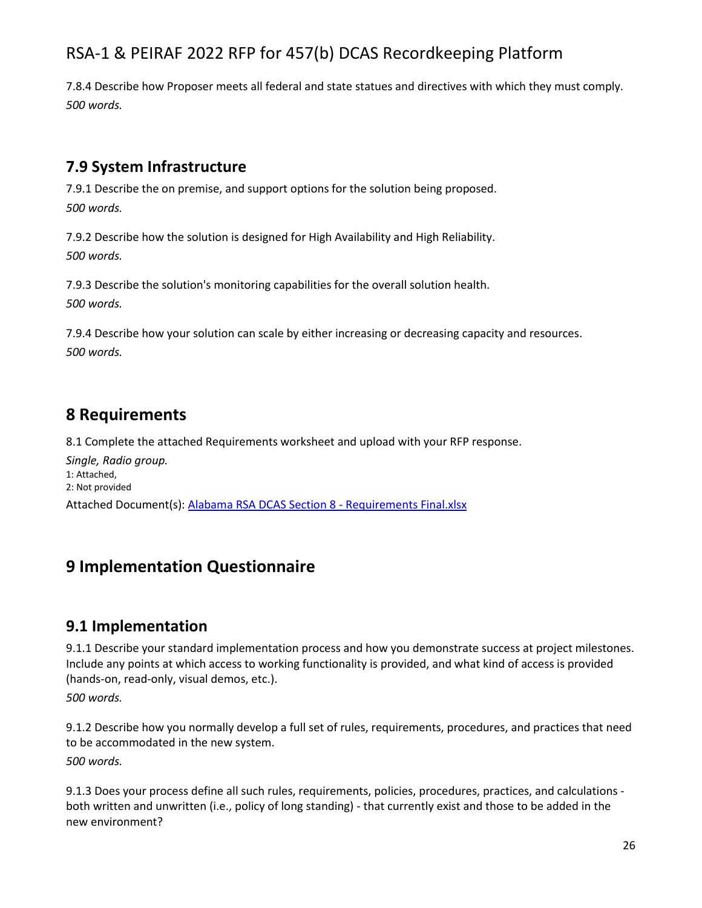7.8.4 Describe how Proposer meets all federal and state statues and directives with which they must comply.
*500 words.*

### 7.9 System Infrastructure

7.9.1 Describe the on premise, and support options for the solution being proposed.
*500 words.*

7.9.2 Describe how the solution is designed for High Availability and High Reliability.
*500 words.*

7.9.3 Describe the solution's monitoring capabilities for the overall solution health.
*500 words.*

7.9.4 Describe how your solution can scale by either increasing or decreasing capacity and resources.
*500 words.*

## 8 Requirements

8.1 Complete the attached Requirements worksheet and upload with your RFP response.
*Single, Radio group.*
1: Attached,
2: Not provided
Attached Document(s): [Alabama RSA DCAS Section 8 - Requirements Final.xlsx]()

## 9 Implementation Questionnaire

### 9.1 Implementation

9.1.1 Describe your standard implementation process and how you demonstrate success at project milestones. Include any points at which access to working functionality is provided, and what kind of access is provided (hands-on, read-only, visual demos, etc.).
*500 words.*

9.1.2 Describe how you normally develop a full set of rules, requirements, procedures, and practices that need to be accommodated in the new system.
*500 words.*

9.1.3 Does your process define all such rules, requirements, policies, procedures, practices, and calculations - both written and unwritten (i.e., policy of long standing) - that currently exist and those to be added in the new environment?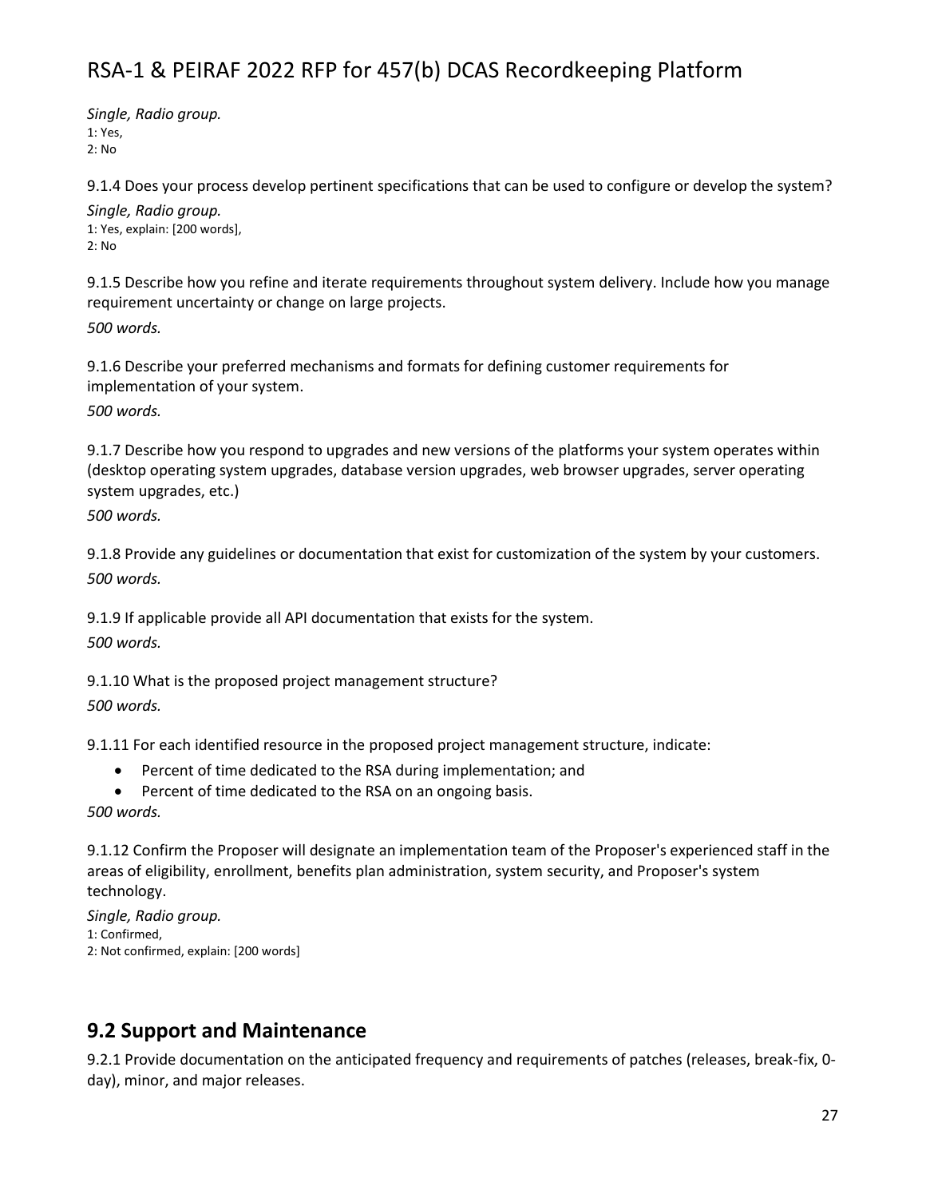*Single, Radio group.*
1: Yes,
2: No

9.1.4 Does your process develop pertinent specifications that can be used to configure or develop the system?

*Single, Radio group.*
1: Yes, explain: [200 words],
2: No

9.1.5 Describe how you refine and iterate requirements throughout system delivery. Include how you manage requirement uncertainty or change on large projects.

*500 words.*

9.1.6 Describe your preferred mechanisms and formats for defining customer requirements for implementation of your system.

*500 words.*

9.1.7 Describe how you respond to upgrades and new versions of the platforms your system operates within (desktop operating system upgrades, database version upgrades, web browser upgrades, server operating system upgrades, etc.)

*500 words.*

9.1.8 Provide any guidelines or documentation that exist for customization of the system by your customers.

*500 words.*

9.1.9 If applicable provide all API documentation that exists for the system.

*500 words.*

9.1.10 What is the proposed project management structure?

*500 words.*

9.1.11 For each identified resource in the proposed project management structure, indicate:

- Percent of time dedicated to the RSA during implementation; and
- Percent of time dedicated to the RSA on an ongoing basis.

*500 words.*

9.1.12 Confirm the Proposer will designate an implementation team of the Proposer's experienced staff in the areas of eligibility, enrollment, benefits plan administration, system security, and Proposer's system technology.

*Single, Radio group.*
1: Confirmed,
2: Not confirmed, explain: [200 words]

## 9.2 Support and Maintenance

9.2.1 Provide documentation on the anticipated frequency and requirements of patches (releases, break-fix, 0-day), minor, and major releases.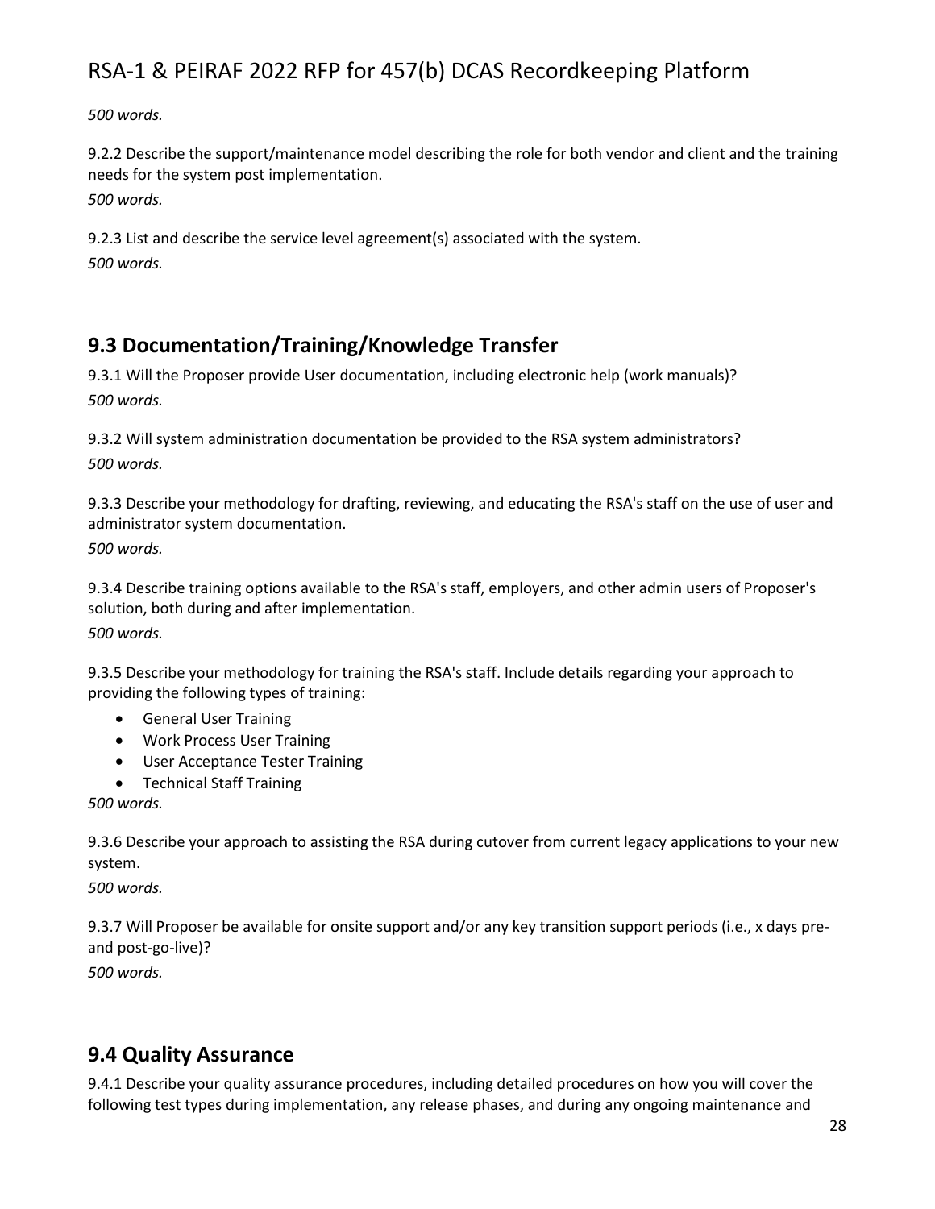*500 words.*

9.2.2 Describe the support/maintenance model describing the role for both vendor and client and the training needs for the system post implementation.
*500 words.*

9.2.3 List and describe the service level agreement(s) associated with the system.
*500 words.*

## 9.3 Documentation/Training/Knowledge Transfer

9.3.1 Will the Proposer provide User documentation, including electronic help (work manuals)?
*500 words.*

9.3.2 Will system administration documentation be provided to the RSA system administrators?
*500 words.*

9.3.3 Describe your methodology for drafting, reviewing, and educating the RSA's staff on the use of user and administrator system documentation.
*500 words.*

9.3.4 Describe training options available to the RSA's staff, employers, and other admin users of Proposer's solution, both during and after implementation.
*500 words.*

9.3.5 Describe your methodology for training the RSA's staff. Include details regarding your approach to providing the following types of training:

- General User Training
- Work Process User Training
- User Acceptance Tester Training
- Technical Staff Training

*500 words.*

9.3.6 Describe your approach to assisting the RSA during cutover from current legacy applications to your new system.
*500 words.*

9.3.7 Will Proposer be available for onsite support and/or any key transition support periods (i.e., x days pre- and post-go-live)?
*500 words.*

## 9.4 Quality Assurance

9.4.1 Describe your quality assurance procedures, including detailed procedures on how you will cover the following test types during implementation, any release phases, and during any ongoing maintenance and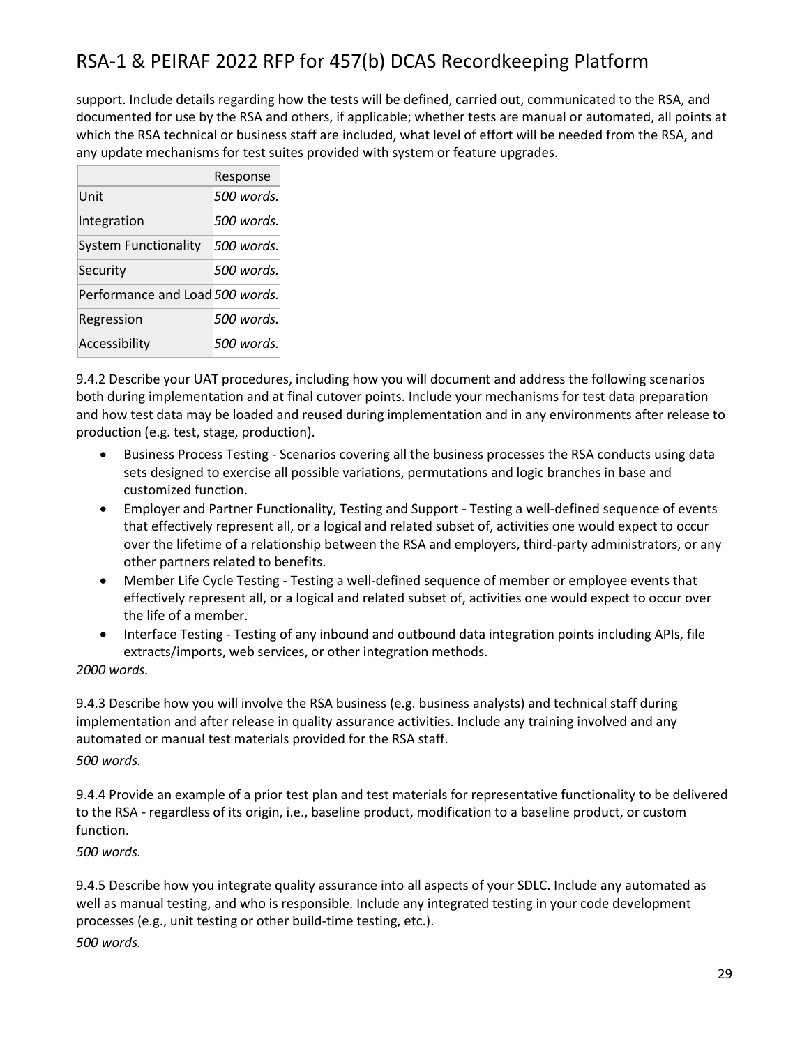support. Include details regarding how the tests will be defined, carried out, communicated to the RSA, and documented for use by the RSA and others, if applicable; whether tests are manual or automated, all points at which the RSA technical or business staff are included, what level of effort will be needed from the RSA, and any update mechanisms for test suites provided with system or feature upgrades.

| | Response |
| --- | --- |
| Unit | *500 words.* |
| Integration | *500 words.* |
| System Functionality | *500 words.* |
| Security | *500 words.* |
| Performance and Load | *500 words.* |
| Regression | *500 words.* |
| Accessibility | *500 words.* |

9.4.2 Describe your UAT procedures, including how you will document and address the following scenarios both during implementation and at final cutover points. Include your mechanisms for test data preparation and how test data may be loaded and reused during implementation and in any environments after release to production (e.g. test, stage, production).

- Business Process Testing - Scenarios covering all the business processes the RSA conducts using data sets designed to exercise all possible variations, permutations and logic branches in base and customized function.
- Employer and Partner Functionality, Testing and Support - Testing a well-defined sequence of events that effectively represent all, or a logical and related subset of, activities one would expect to occur over the lifetime of a relationship between the RSA and employers, third-party administrators, or any other partners related to benefits.
- Member Life Cycle Testing - Testing a well-defined sequence of member or employee events that effectively represent all, or a logical and related subset of, activities one would expect to occur over the life of a member.
- Interface Testing - Testing of any inbound and outbound data integration points including APIs, file extracts/imports, web services, or other integration methods.

*2000 words.*

9.4.3 Describe how you will involve the RSA business (e.g. business analysts) and technical staff during implementation and after release in quality assurance activities. Include any training involved and any automated or manual test materials provided for the RSA staff.

*500 words.*

9.4.4 Provide an example of a prior test plan and test materials for representative functionality to be delivered to the RSA - regardless of its origin, i.e., baseline product, modification to a baseline product, or custom function.

*500 words.*

9.4.5 Describe how you integrate quality assurance into all aspects of your SDLC. Include any automated as well as manual testing, and who is responsible. Include any integrated testing in your code development processes (e.g., unit testing or other build-time testing, etc.).

*500 words.*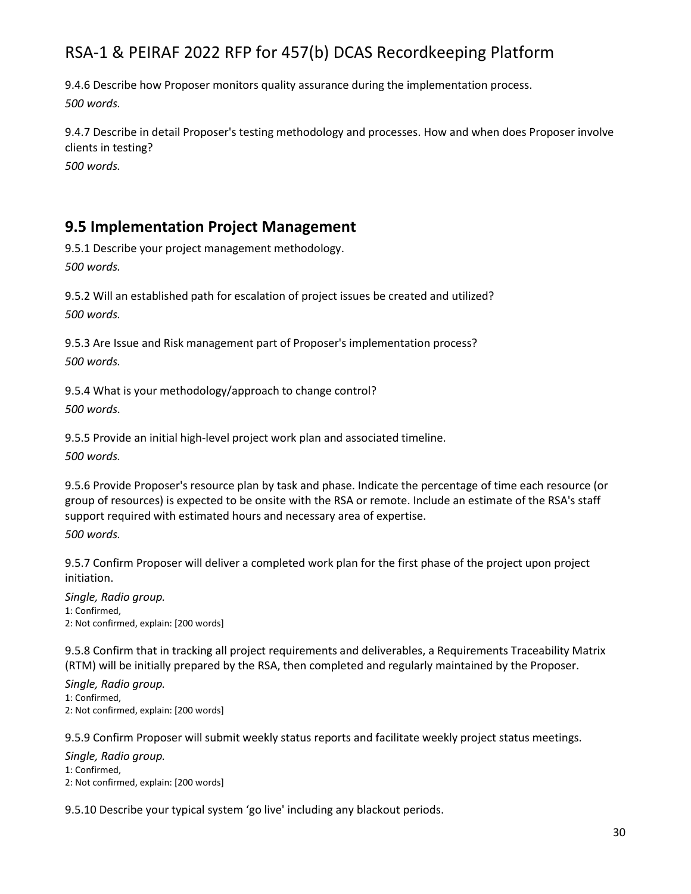9.4.6 Describe how Proposer monitors quality assurance during the implementation process.
*500 words.*

9.4.7 Describe in detail Proposer's testing methodology and processes. How and when does Proposer involve clients in testing?
*500 words.*

## 9.5 Implementation Project Management

9.5.1 Describe your project management methodology.
*500 words.*

9.5.2 Will an established path for escalation of project issues be created and utilized?
*500 words.*

9.5.3 Are Issue and Risk management part of Proposer's implementation process?
*500 words.*

9.5.4 What is your methodology/approach to change control?
*500 words.*

9.5.5 Provide an initial high-level project work plan and associated timeline.
*500 words.*

9.5.6 Provide Proposer's resource plan by task and phase. Indicate the percentage of time each resource (or group of resources) is expected to be onsite with the RSA or remote. Include an estimate of the RSA's staff support required with estimated hours and necessary area of expertise.
*500 words.*

9.5.7 Confirm Proposer will deliver a completed work plan for the first phase of the project upon project initiation.

*Single, Radio group.*
1: Confirmed,
2: Not confirmed, explain: [200 words]

9.5.8 Confirm that in tracking all project requirements and deliverables, a Requirements Traceability Matrix (RTM) will be initially prepared by the RSA, then completed and regularly maintained by the Proposer.

*Single, Radio group.*
1: Confirmed,
2: Not confirmed, explain: [200 words]

9.5.9 Confirm Proposer will submit weekly status reports and facilitate weekly project status meetings.

*Single, Radio group.*
1: Confirmed,
2: Not confirmed, explain: [200 words]

9.5.10 Describe your typical system 'go live' including any blackout periods.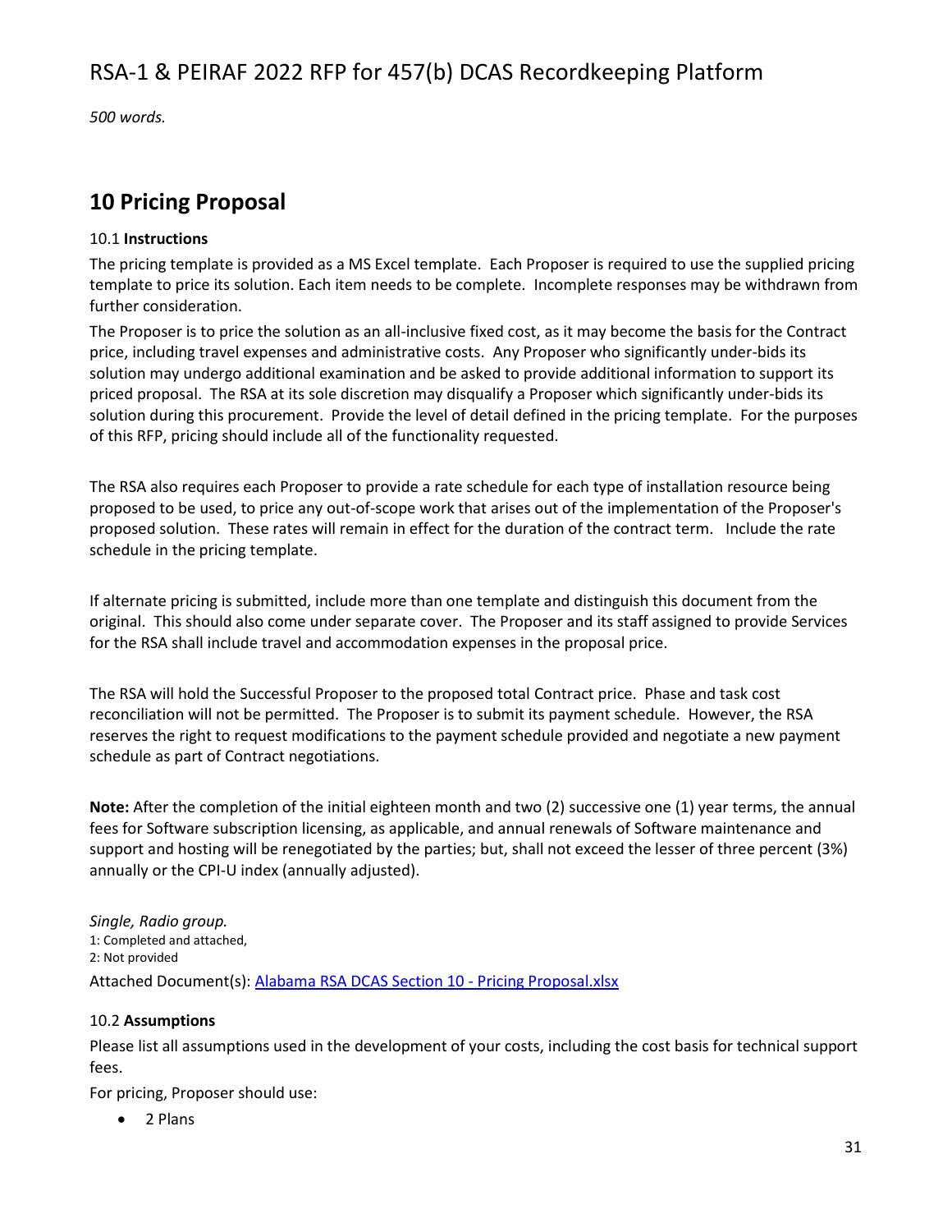*500 words.*

## 10 Pricing Proposal

### 10.1 **Instructions**

The pricing template is provided as a MS Excel template. Each Proposer is required to use the supplied pricing template to price its solution. Each item needs to be complete. Incomplete responses may be withdrawn from further consideration.

The Proposer is to price the solution as an all-inclusive fixed cost, as it may become the basis for the Contract price, including travel expenses and administrative costs. Any Proposer who significantly under-bids its solution may undergo additional examination and be asked to provide additional information to support its priced proposal. The RSA at its sole discretion may disqualify a Proposer which significantly under-bids its solution during this procurement. Provide the level of detail defined in the pricing template. For the purposes of this RFP, pricing should include all of the functionality requested.

The RSA also requires each Proposer to provide a rate schedule for each type of installation resource being proposed to be used, to price any out-of-scope work that arises out of the implementation of the Proposer's proposed solution. These rates will remain in effect for the duration of the contract term. Include the rate schedule in the pricing template.

If alternate pricing is submitted, include more than one template and distinguish this document from the original. This should also come under separate cover. The Proposer and its staff assigned to provide Services for the RSA shall include travel and accommodation expenses in the proposal price.

The RSA will hold the Successful Proposer to the proposed total Contract price. Phase and task cost reconciliation will not be permitted. The Proposer is to submit its payment schedule. However, the RSA reserves the right to request modifications to the payment schedule provided and negotiate a new payment schedule as part of Contract negotiations.

**Note:** After the completion of the initial eighteen month and two (2) successive one (1) year terms, the annual fees for Software subscription licensing, as applicable, and annual renewals of Software maintenance and support and hosting will be renegotiated by the parties; but, shall not exceed the lesser of three percent (3%) annually or the CPI-U index (annually adjusted).

*Single, Radio group.*
1: Completed and attached,
2: Not provided

Attached Document(s): [Alabama RSA DCAS Section 10 - Pricing Proposal.xlsx]

### 10.2 **Assumptions**

Please list all assumptions used in the development of your costs, including the cost basis for technical support fees.

For pricing, Proposer should use:

- 2 Plans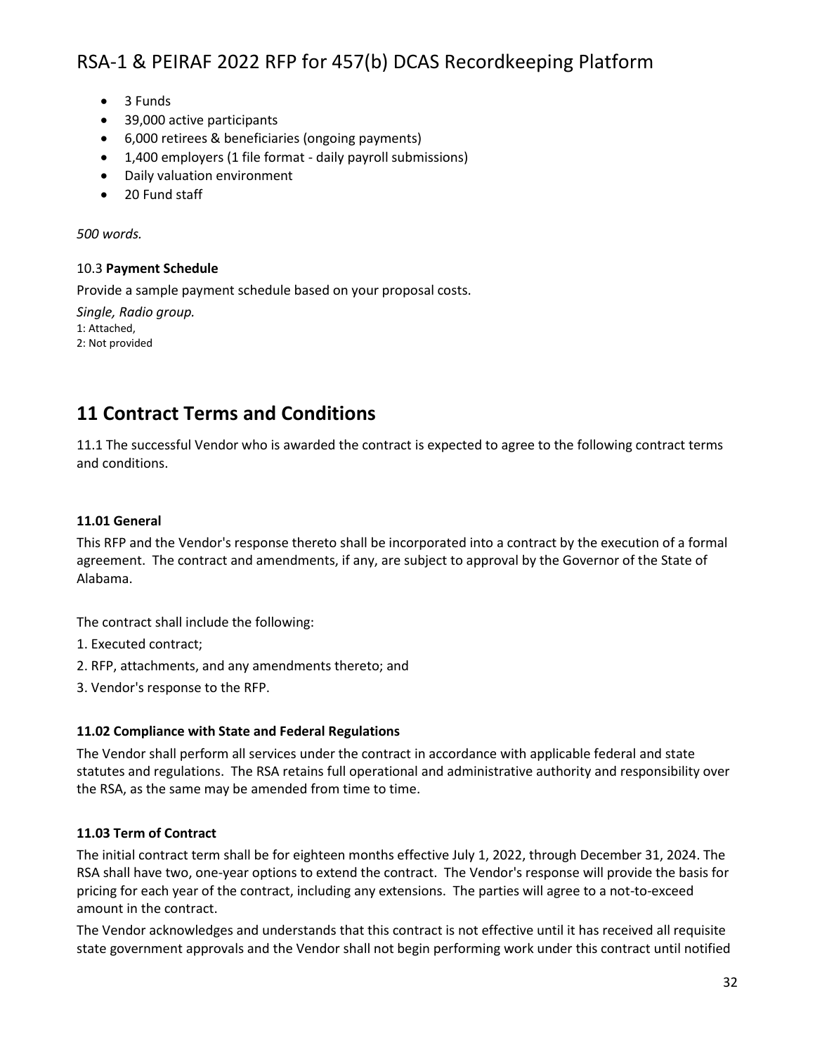- 3 Funds
- 39,000 active participants
- 6,000 retirees & beneficiaries (ongoing payments)
- 1,400 employers (1 file format - daily payroll submissions)
- Daily valuation environment
- 20 Fund staff

*500 words.*

10.3 **Payment Schedule**

Provide a sample payment schedule based on your proposal costs.

*Single, Radio group.*
1: Attached,
2: Not provided

# 11 Contract Terms and Conditions

11.1 The successful Vendor who is awarded the contract is expected to agree to the following contract terms and conditions.

#### 11.01 General

This RFP and the Vendor's response thereto shall be incorporated into a contract by the execution of a formal agreement. The contract and amendments, if any, are subject to approval by the Governor of the State of Alabama.

The contract shall include the following:

1. Executed contract;
2. RFP, attachments, and any amendments thereto; and
3. Vendor's response to the RFP.

#### 11.02 Compliance with State and Federal Regulations

The Vendor shall perform all services under the contract in accordance with applicable federal and state statutes and regulations. The RSA retains full operational and administrative authority and responsibility over the RSA, as the same may be amended from time to time.

#### 11.03 Term of Contract

The initial contract term shall be for eighteen months effective July 1, 2022, through December 31, 2024. The RSA shall have two, one-year options to extend the contract. The Vendor's response will provide the basis for pricing for each year of the contract, including any extensions. The parties will agree to a not-to-exceed amount in the contract.

The Vendor acknowledges and understands that this contract is not effective until it has received all requisite state government approvals and the Vendor shall not begin performing work under this contract until notified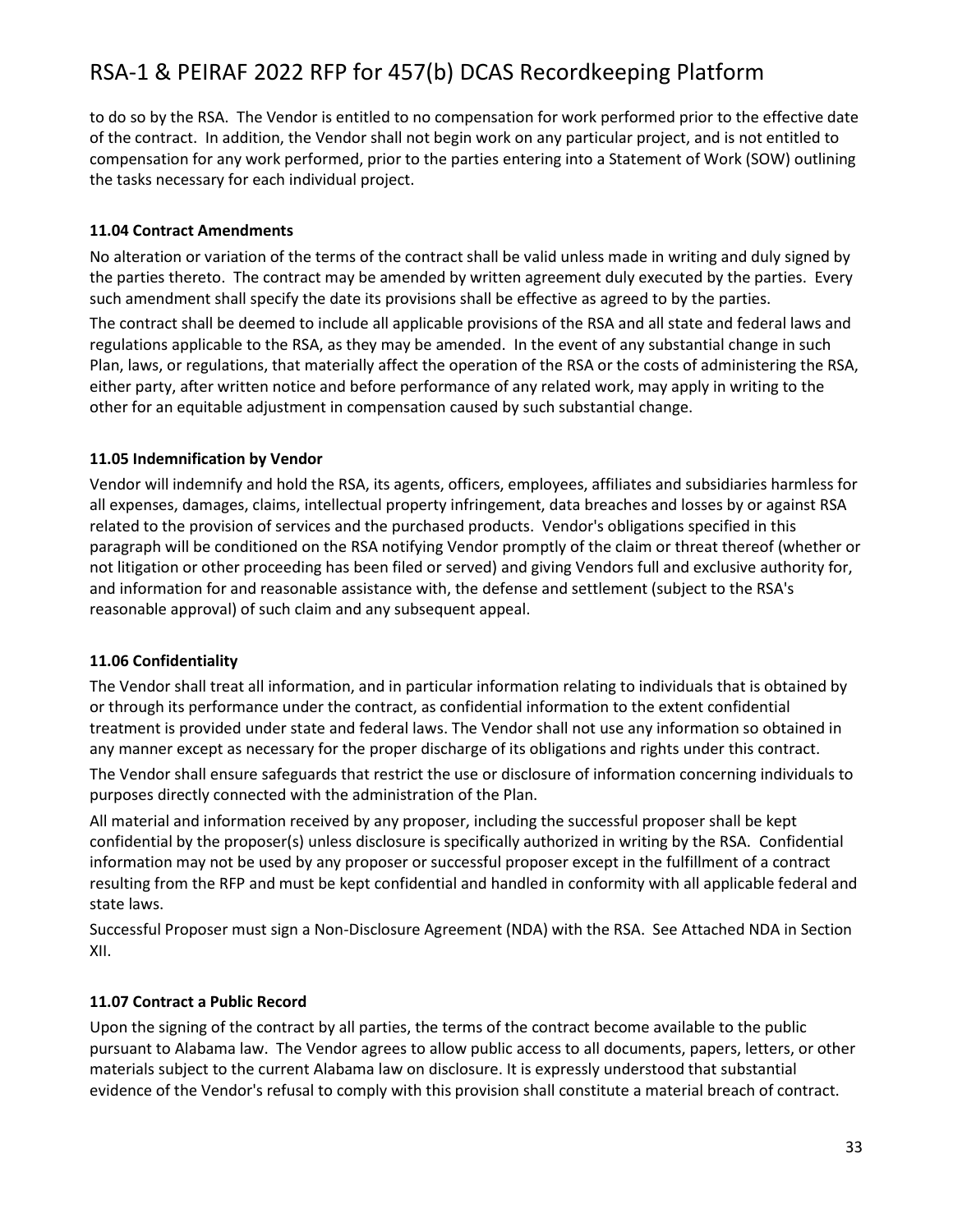to do so by the RSA. The Vendor is entitled to no compensation for work performed prior to the effective date of the contract. In addition, the Vendor shall not begin work on any particular project, and is not entitled to compensation for any work performed, prior to the parties entering into a Statement of Work (SOW) outlining the tasks necessary for each individual project.

### 11.04 Contract Amendments

No alteration or variation of the terms of the contract shall be valid unless made in writing and duly signed by the parties thereto. The contract may be amended by written agreement duly executed by the parties. Every such amendment shall specify the date its provisions shall be effective as agreed to by the parties.

The contract shall be deemed to include all applicable provisions of the RSA and all state and federal laws and regulations applicable to the RSA, as they may be amended. In the event of any substantial change in such Plan, laws, or regulations, that materially affect the operation of the RSA or the costs of administering the RSA, either party, after written notice and before performance of any related work, may apply in writing to the other for an equitable adjustment in compensation caused by such substantial change.

### 11.05 Indemnification by Vendor

Vendor will indemnify and hold the RSA, its agents, officers, employees, affiliates and subsidiaries harmless for all expenses, damages, claims, intellectual property infringement, data breaches and losses by or against RSA related to the provision of services and the purchased products. Vendor's obligations specified in this paragraph will be conditioned on the RSA notifying Vendor promptly of the claim or threat thereof (whether or not litigation or other proceeding has been filed or served) and giving Vendors full and exclusive authority for, and information for and reasonable assistance with, the defense and settlement (subject to the RSA's reasonable approval) of such claim and any subsequent appeal.

### 11.06 Confidentiality

The Vendor shall treat all information, and in particular information relating to individuals that is obtained by or through its performance under the contract, as confidential information to the extent confidential treatment is provided under state and federal laws. The Vendor shall not use any information so obtained in any manner except as necessary for the proper discharge of its obligations and rights under this contract.

The Vendor shall ensure safeguards that restrict the use or disclosure of information concerning individuals to purposes directly connected with the administration of the Plan.

All material and information received by any proposer, including the successful proposer shall be kept confidential by the proposer(s) unless disclosure is specifically authorized in writing by the RSA. Confidential information may not be used by any proposer or successful proposer except in the fulfillment of a contract resulting from the RFP and must be kept confidential and handled in conformity with all applicable federal and state laws.

Successful Proposer must sign a Non-Disclosure Agreement (NDA) with the RSA. See Attached NDA in Section XII.

### 11.07 Contract a Public Record

Upon the signing of the contract by all parties, the terms of the contract become available to the public pursuant to Alabama law. The Vendor agrees to allow public access to all documents, papers, letters, or other materials subject to the current Alabama law on disclosure. It is expressly understood that substantial evidence of the Vendor's refusal to comply with this provision shall constitute a material breach of contract.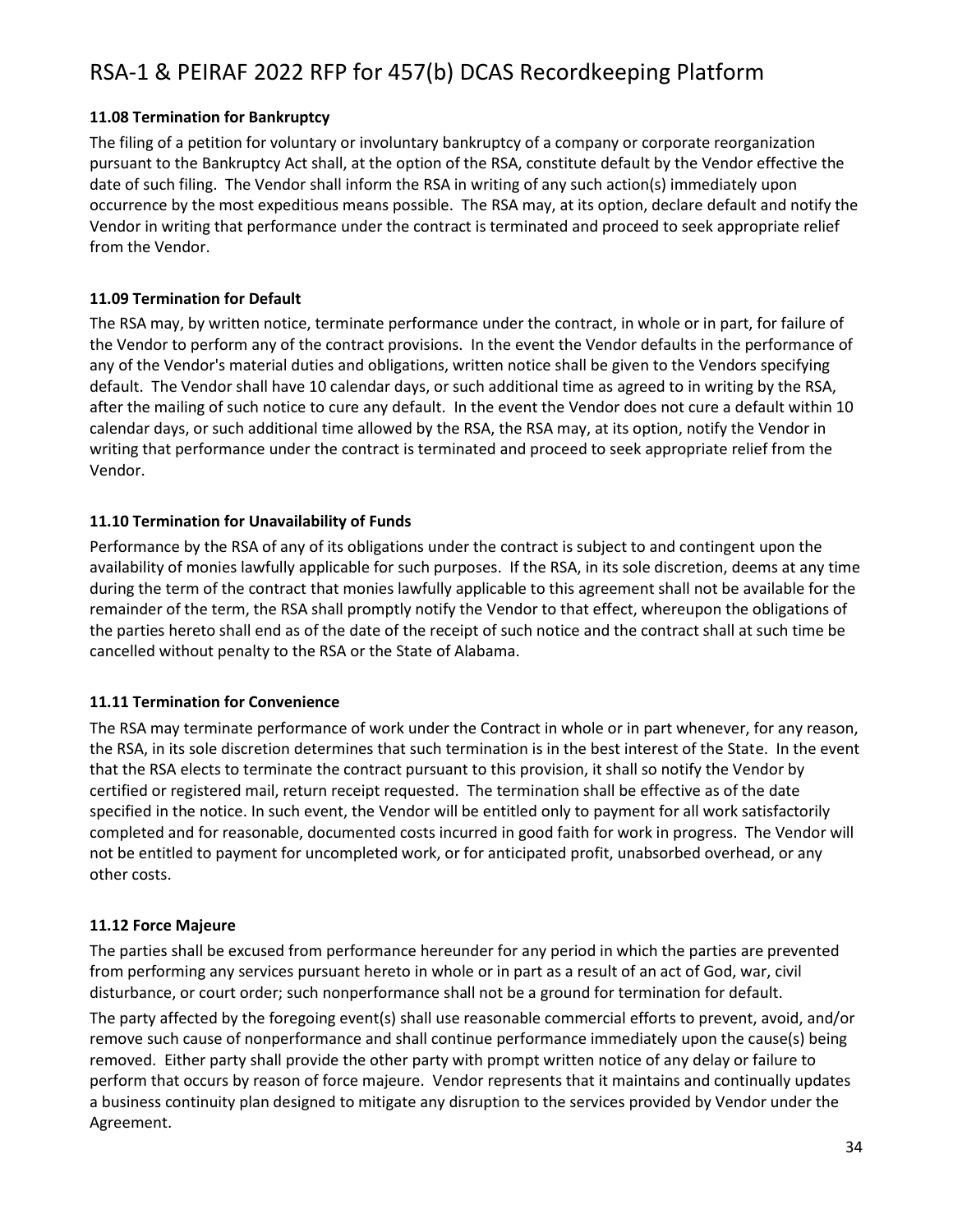### 11.08 Termination for Bankruptcy

The filing of a petition for voluntary or involuntary bankruptcy of a company or corporate reorganization pursuant to the Bankruptcy Act shall, at the option of the RSA, constitute default by the Vendor effective the date of such filing. The Vendor shall inform the RSA in writing of any such action(s) immediately upon occurrence by the most expeditious means possible. The RSA may, at its option, declare default and notify the Vendor in writing that performance under the contract is terminated and proceed to seek appropriate relief from the Vendor.

### 11.09 Termination for Default

The RSA may, by written notice, terminate performance under the contract, in whole or in part, for failure of the Vendor to perform any of the contract provisions. In the event the Vendor defaults in the performance of any of the Vendor's material duties and obligations, written notice shall be given to the Vendors specifying default. The Vendor shall have 10 calendar days, or such additional time as agreed to in writing by the RSA, after the mailing of such notice to cure any default. In the event the Vendor does not cure a default within 10 calendar days, or such additional time allowed by the RSA, the RSA may, at its option, notify the Vendor in writing that performance under the contract is terminated and proceed to seek appropriate relief from the Vendor.

### 11.10 Termination for Unavailability of Funds

Performance by the RSA of any of its obligations under the contract is subject to and contingent upon the availability of monies lawfully applicable for such purposes. If the RSA, in its sole discretion, deems at any time during the term of the contract that monies lawfully applicable to this agreement shall not be available for the remainder of the term, the RSA shall promptly notify the Vendor to that effect, whereupon the obligations of the parties hereto shall end as of the date of the receipt of such notice and the contract shall at such time be cancelled without penalty to the RSA or the State of Alabama.

### 11.11 Termination for Convenience

The RSA may terminate performance of work under the Contract in whole or in part whenever, for any reason, the RSA, in its sole discretion determines that such termination is in the best interest of the State. In the event that the RSA elects to terminate the contract pursuant to this provision, it shall so notify the Vendor by certified or registered mail, return receipt requested. The termination shall be effective as of the date specified in the notice. In such event, the Vendor will be entitled only to payment for all work satisfactorily completed and for reasonable, documented costs incurred in good faith for work in progress. The Vendor will not be entitled to payment for uncompleted work, or for anticipated profit, unabsorbed overhead, or any other costs.

### 11.12 Force Majeure

The parties shall be excused from performance hereunder for any period in which the parties are prevented from performing any services pursuant hereto in whole or in part as a result of an act of God, war, civil disturbance, or court order; such nonperformance shall not be a ground for termination for default.

The party affected by the foregoing event(s) shall use reasonable commercial efforts to prevent, avoid, and/or remove such cause of nonperformance and shall continue performance immediately upon the cause(s) being removed. Either party shall provide the other party with prompt written notice of any delay or failure to perform that occurs by reason of force majeure. Vendor represents that it maintains and continually updates a business continuity plan designed to mitigate any disruption to the services provided by Vendor under the Agreement.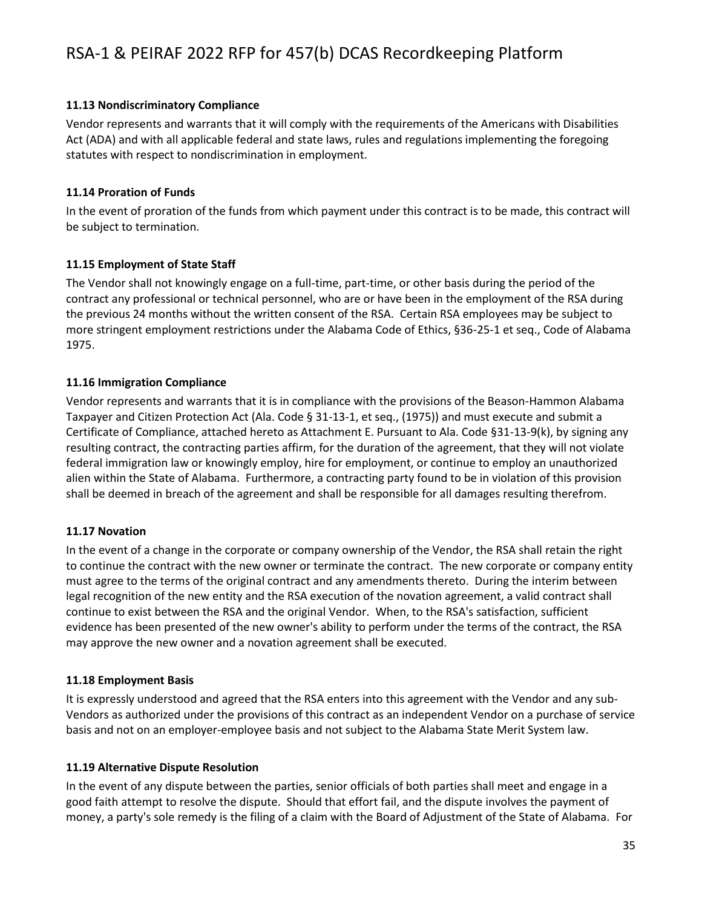#### 11.13 Nondiscriminatory Compliance

Vendor represents and warrants that it will comply with the requirements of the Americans with Disabilities Act (ADA) and with all applicable federal and state laws, rules and regulations implementing the foregoing statutes with respect to nondiscrimination in employment.

#### 11.14 Proration of Funds

In the event of proration of the funds from which payment under this contract is to be made, this contract will be subject to termination.

#### 11.15 Employment of State Staff

The Vendor shall not knowingly engage on a full-time, part-time, or other basis during the period of the contract any professional or technical personnel, who are or have been in the employment of the RSA during the previous 24 months without the written consent of the RSA. Certain RSA employees may be subject to more stringent employment restrictions under the Alabama Code of Ethics, §36-25-1 et seq., Code of Alabama 1975.

#### 11.16 Immigration Compliance

Vendor represents and warrants that it is in compliance with the provisions of the Beason-Hammon Alabama Taxpayer and Citizen Protection Act (Ala. Code § 31-13-1, et seq., (1975)) and must execute and submit a Certificate of Compliance, attached hereto as Attachment E. Pursuant to Ala. Code §31-13-9(k), by signing any resulting contract, the contracting parties affirm, for the duration of the agreement, that they will not violate federal immigration law or knowingly employ, hire for employment, or continue to employ an unauthorized alien within the State of Alabama. Furthermore, a contracting party found to be in violation of this provision shall be deemed in breach of the agreement and shall be responsible for all damages resulting therefrom.

#### 11.17 Novation

In the event of a change in the corporate or company ownership of the Vendor, the RSA shall retain the right to continue the contract with the new owner or terminate the contract. The new corporate or company entity must agree to the terms of the original contract and any amendments thereto. During the interim between legal recognition of the new entity and the RSA execution of the novation agreement, a valid contract shall continue to exist between the RSA and the original Vendor. When, to the RSA's satisfaction, sufficient evidence has been presented of the new owner's ability to perform under the terms of the contract, the RSA may approve the new owner and a novation agreement shall be executed.

#### 11.18 Employment Basis

It is expressly understood and agreed that the RSA enters into this agreement with the Vendor and any sub-Vendors as authorized under the provisions of this contract as an independent Vendor on a purchase of service basis and not on an employer-employee basis and not subject to the Alabama State Merit System law.

#### 11.19 Alternative Dispute Resolution

In the event of any dispute between the parties, senior officials of both parties shall meet and engage in a good faith attempt to resolve the dispute. Should that effort fail, and the dispute involves the payment of money, a party's sole remedy is the filing of a claim with the Board of Adjustment of the State of Alabama. For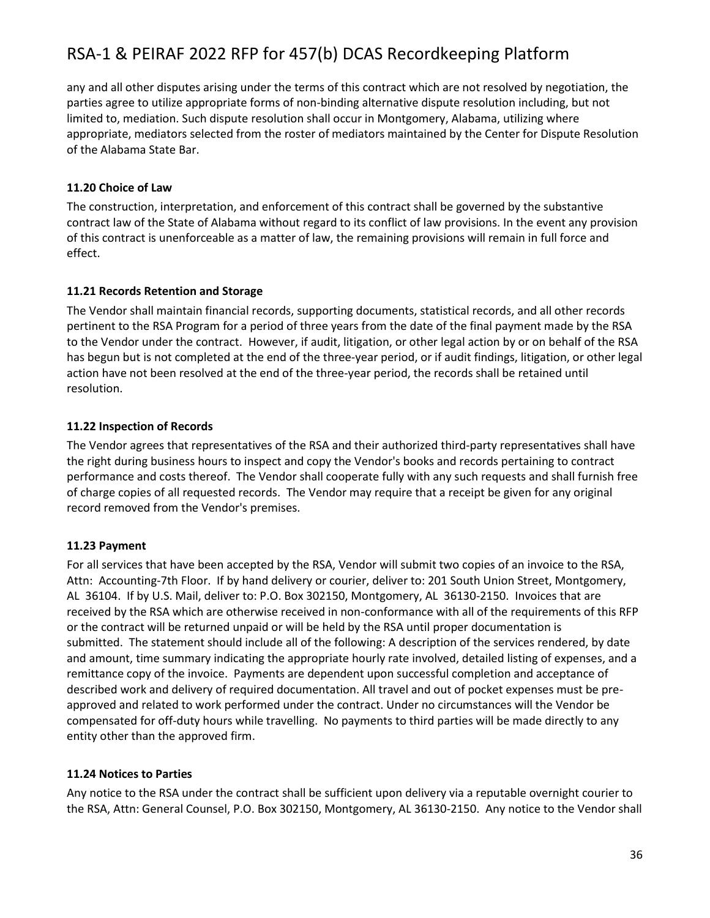any and all other disputes arising under the terms of this contract which are not resolved by negotiation, the parties agree to utilize appropriate forms of non-binding alternative dispute resolution including, but not limited to, mediation. Such dispute resolution shall occur in Montgomery, Alabama, utilizing where appropriate, mediators selected from the roster of mediators maintained by the Center for Dispute Resolution of the Alabama State Bar.

### 11.20 Choice of Law

The construction, interpretation, and enforcement of this contract shall be governed by the substantive contract law of the State of Alabama without regard to its conflict of law provisions. In the event any provision of this contract is unenforceable as a matter of law, the remaining provisions will remain in full force and effect.

### 11.21 Records Retention and Storage

The Vendor shall maintain financial records, supporting documents, statistical records, and all other records pertinent to the RSA Program for a period of three years from the date of the final payment made by the RSA to the Vendor under the contract. However, if audit, litigation, or other legal action by or on behalf of the RSA has begun but is not completed at the end of the three-year period, or if audit findings, litigation, or other legal action have not been resolved at the end of the three-year period, the records shall be retained until resolution.

### 11.22 Inspection of Records

The Vendor agrees that representatives of the RSA and their authorized third-party representatives shall have the right during business hours to inspect and copy the Vendor's books and records pertaining to contract performance and costs thereof. The Vendor shall cooperate fully with any such requests and shall furnish free of charge copies of all requested records. The Vendor may require that a receipt be given for any original record removed from the Vendor's premises.

### 11.23 Payment

For all services that have been accepted by the RSA, Vendor will submit two copies of an invoice to the RSA, Attn: Accounting-7th Floor. If by hand delivery or courier, deliver to: 201 South Union Street, Montgomery, AL 36104. If by U.S. Mail, deliver to: P.O. Box 302150, Montgomery, AL 36130-2150. Invoices that are received by the RSA which are otherwise received in non-conformance with all of the requirements of this RFP or the contract will be returned unpaid or will be held by the RSA until proper documentation is submitted. The statement should include all of the following: A description of the services rendered, by date and amount, time summary indicating the appropriate hourly rate involved, detailed listing of expenses, and a remittance copy of the invoice. Payments are dependent upon successful completion and acceptance of described work and delivery of required documentation. All travel and out of pocket expenses must be pre-approved and related to work performed under the contract. Under no circumstances will the Vendor be compensated for off-duty hours while travelling. No payments to third parties will be made directly to any entity other than the approved firm.

### 11.24 Notices to Parties

Any notice to the RSA under the contract shall be sufficient upon delivery via a reputable overnight courier to the RSA, Attn: General Counsel, P.O. Box 302150, Montgomery, AL 36130-2150. Any notice to the Vendor shall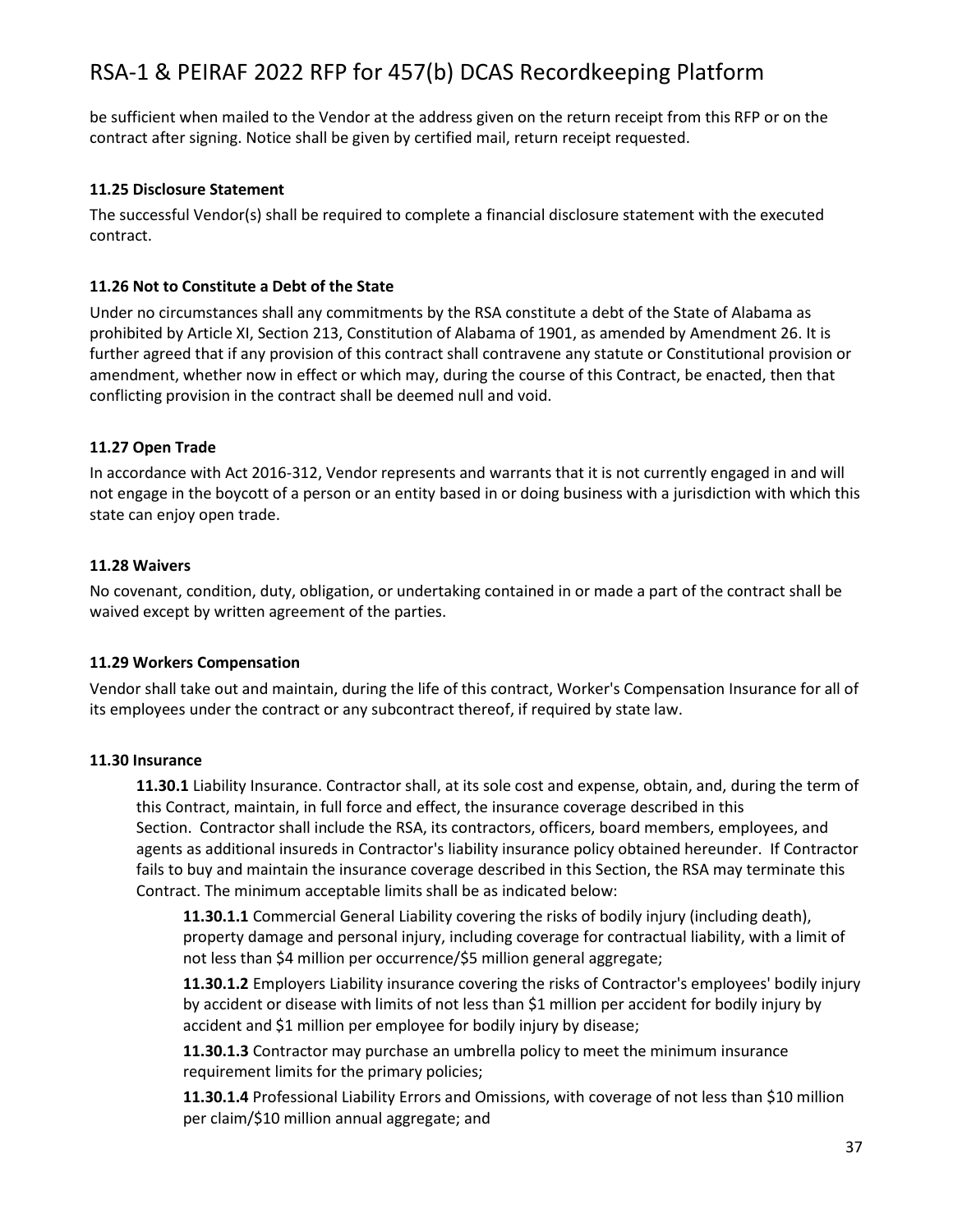be sufficient when mailed to the Vendor at the address given on the return receipt from this RFP or on the contract after signing. Notice shall be given by certified mail, return receipt requested.

### 11.25 Disclosure Statement

The successful Vendor(s) shall be required to complete a financial disclosure statement with the executed contract.

### 11.26 Not to Constitute a Debt of the State

Under no circumstances shall any commitments by the RSA constitute a debt of the State of Alabama as prohibited by Article XI, Section 213, Constitution of Alabama of 1901, as amended by Amendment 26. It is further agreed that if any provision of this contract shall contravene any statute or Constitutional provision or amendment, whether now in effect or which may, during the course of this Contract, be enacted, then that conflicting provision in the contract shall be deemed null and void.

### 11.27 Open Trade

In accordance with Act 2016-312, Vendor represents and warrants that it is not currently engaged in and will not engage in the boycott of a person or an entity based in or doing business with a jurisdiction with which this state can enjoy open trade.

### 11.28 Waivers

No covenant, condition, duty, obligation, or undertaking contained in or made a part of the contract shall be waived except by written agreement of the parties.

### 11.29 Workers Compensation

Vendor shall take out and maintain, during the life of this contract, Worker's Compensation Insurance for all of its employees under the contract or any subcontract thereof, if required by state law.

### 11.30 Insurance

**11.30.1** Liability Insurance. Contractor shall, at its sole cost and expense, obtain, and, during the term of this Contract, maintain, in full force and effect, the insurance coverage described in this Section. Contractor shall include the RSA, its contractors, officers, board members, employees, and agents as additional insureds in Contractor's liability insurance policy obtained hereunder. If Contractor fails to buy and maintain the insurance coverage described in this Section, the RSA may terminate this Contract. The minimum acceptable limits shall be as indicated below:

**11.30.1.1** Commercial General Liability covering the risks of bodily injury (including death), property damage and personal injury, including coverage for contractual liability, with a limit of not less than $4 million per occurrence/$5 million general aggregate;

**11.30.1.2** Employers Liability insurance covering the risks of Contractor's employees' bodily injury by accident or disease with limits of not less than $1 million per accident for bodily injury by accident and $1 million per employee for bodily injury by disease;

**11.30.1.3** Contractor may purchase an umbrella policy to meet the minimum insurance requirement limits for the primary policies;

**11.30.1.4** Professional Liability Errors and Omissions, with coverage of not less than $10 million per claim/$10 million annual aggregate; and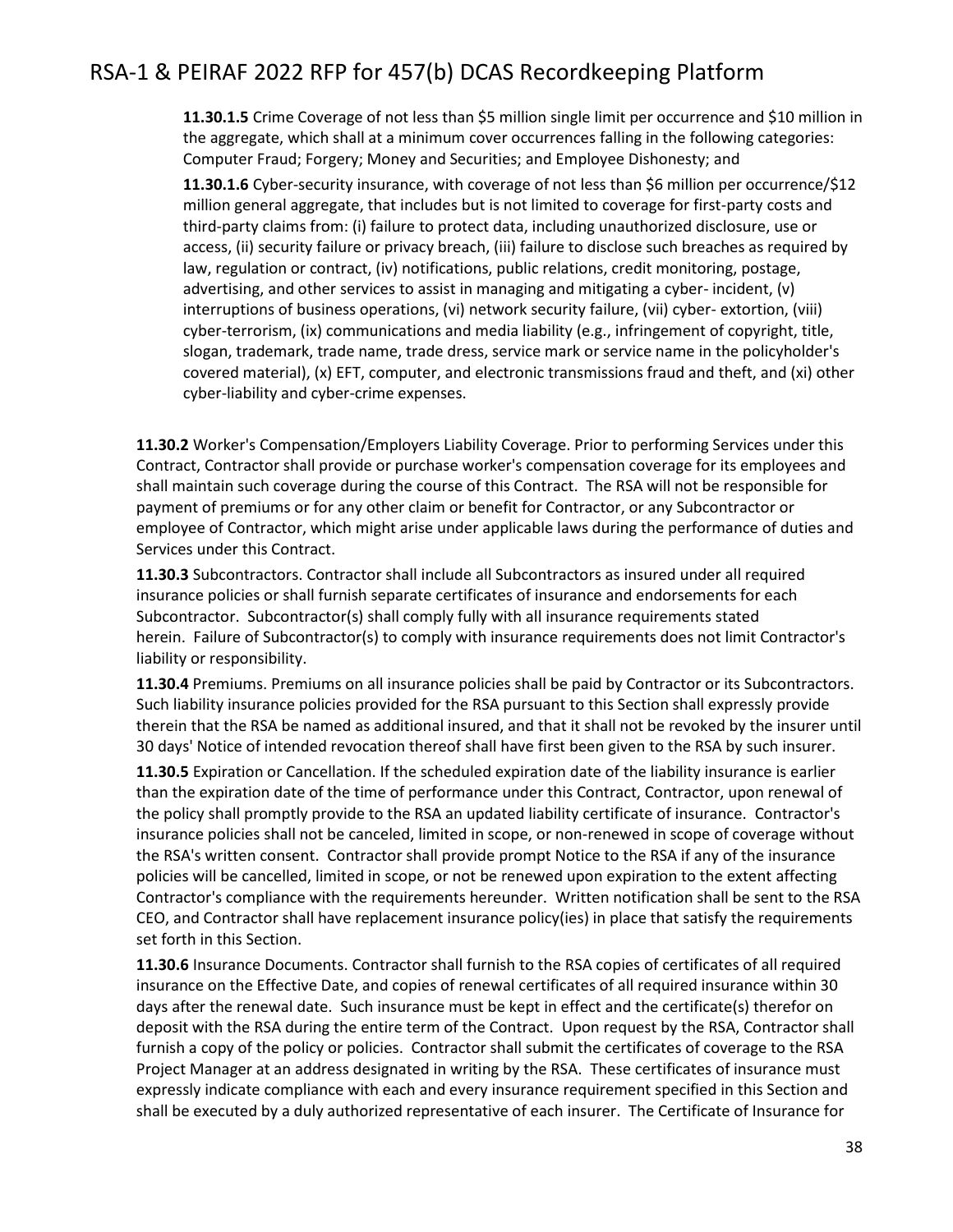**11.30.1.5** Crime Coverage of not less than $5 million single limit per occurrence and $10 million in the aggregate, which shall at a minimum cover occurrences falling in the following categories: Computer Fraud; Forgery; Money and Securities; and Employee Dishonesty; and

**11.30.1.6** Cyber-security insurance, with coverage of not less than $6 million per occurrence/$12 million general aggregate, that includes but is not limited to coverage for first-party costs and third-party claims from: (i) failure to protect data, including unauthorized disclosure, use or access, (ii) security failure or privacy breach, (iii) failure to disclose such breaches as required by law, regulation or contract, (iv) notifications, public relations, credit monitoring, postage, advertising, and other services to assist in managing and mitigating a cyber- incident, (v) interruptions of business operations, (vi) network security failure, (vii) cyber- extortion, (viii) cyber-terrorism, (ix) communications and media liability (e.g., infringement of copyright, title, slogan, trademark, trade name, trade dress, service mark or service name in the policyholder's covered material), (x) EFT, computer, and electronic transmissions fraud and theft, and (xi) other cyber-liability and cyber-crime expenses.

**11.30.2** Worker's Compensation/Employers Liability Coverage. Prior to performing Services under this Contract, Contractor shall provide or purchase worker's compensation coverage for its employees and shall maintain such coverage during the course of this Contract. The RSA will not be responsible for payment of premiums or for any other claim or benefit for Contractor, or any Subcontractor or employee of Contractor, which might arise under applicable laws during the performance of duties and Services under this Contract.

**11.30.3** Subcontractors. Contractor shall include all Subcontractors as insured under all required insurance policies or shall furnish separate certificates of insurance and endorsements for each Subcontractor. Subcontractor(s) shall comply fully with all insurance requirements stated herein. Failure of Subcontractor(s) to comply with insurance requirements does not limit Contractor's liability or responsibility.

**11.30.4** Premiums. Premiums on all insurance policies shall be paid by Contractor or its Subcontractors. Such liability insurance policies provided for the RSA pursuant to this Section shall expressly provide therein that the RSA be named as additional insured, and that it shall not be revoked by the insurer until 30 days' Notice of intended revocation thereof shall have first been given to the RSA by such insurer.

**11.30.5** Expiration or Cancellation. If the scheduled expiration date of the liability insurance is earlier than the expiration date of the time of performance under this Contract, Contractor, upon renewal of the policy shall promptly provide to the RSA an updated liability certificate of insurance. Contractor's insurance policies shall not be canceled, limited in scope, or non-renewed in scope of coverage without the RSA's written consent. Contractor shall provide prompt Notice to the RSA if any of the insurance policies will be cancelled, limited in scope, or not be renewed upon expiration to the extent affecting Contractor's compliance with the requirements hereunder. Written notification shall be sent to the RSA CEO, and Contractor shall have replacement insurance policy(ies) in place that satisfy the requirements set forth in this Section.

**11.30.6** Insurance Documents. Contractor shall furnish to the RSA copies of certificates of all required insurance on the Effective Date, and copies of renewal certificates of all required insurance within 30 days after the renewal date. Such insurance must be kept in effect and the certificate(s) therefor on deposit with the RSA during the entire term of the Contract. Upon request by the RSA, Contractor shall furnish a copy of the policy or policies. Contractor shall submit the certificates of coverage to the RSA Project Manager at an address designated in writing by the RSA. These certificates of insurance must expressly indicate compliance with each and every insurance requirement specified in this Section and shall be executed by a duly authorized representative of each insurer. The Certificate of Insurance for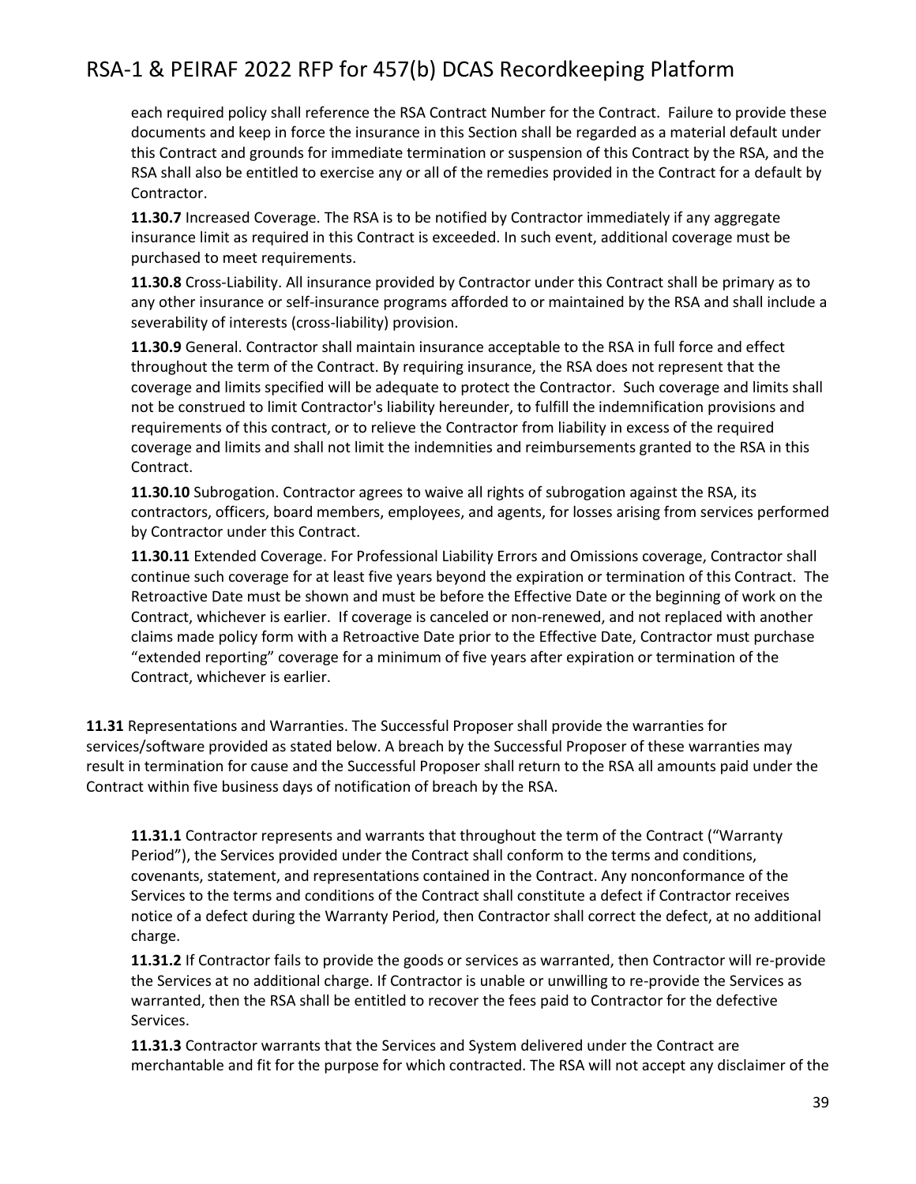each required policy shall reference the RSA Contract Number for the Contract. Failure to provide these documents and keep in force the insurance in this Section shall be regarded as a material default under this Contract and grounds for immediate termination or suspension of this Contract by the RSA, and the RSA shall also be entitled to exercise any or all of the remedies provided in the Contract for a default by Contractor.

**11.30.7** Increased Coverage. The RSA is to be notified by Contractor immediately if any aggregate insurance limit as required in this Contract is exceeded. In such event, additional coverage must be purchased to meet requirements.

**11.30.8** Cross-Liability. All insurance provided by Contractor under this Contract shall be primary as to any other insurance or self-insurance programs afforded to or maintained by the RSA and shall include a severability of interests (cross-liability) provision.

**11.30.9** General. Contractor shall maintain insurance acceptable to the RSA in full force and effect throughout the term of the Contract. By requiring insurance, the RSA does not represent that the coverage and limits specified will be adequate to protect the Contractor. Such coverage and limits shall not be construed to limit Contractor's liability hereunder, to fulfill the indemnification provisions and requirements of this contract, or to relieve the Contractor from liability in excess of the required coverage and limits and shall not limit the indemnities and reimbursements granted to the RSA in this Contract.

**11.30.10** Subrogation. Contractor agrees to waive all rights of subrogation against the RSA, its contractors, officers, board members, employees, and agents, for losses arising from services performed by Contractor under this Contract.

**11.30.11** Extended Coverage. For Professional Liability Errors and Omissions coverage, Contractor shall continue such coverage for at least five years beyond the expiration or termination of this Contract. The Retroactive Date must be shown and must be before the Effective Date or the beginning of work on the Contract, whichever is earlier. If coverage is canceled or non-renewed, and not replaced with another claims made policy form with a Retroactive Date prior to the Effective Date, Contractor must purchase "extended reporting" coverage for a minimum of five years after expiration or termination of the Contract, whichever is earlier.

**11.31** Representations and Warranties. The Successful Proposer shall provide the warranties for services/software provided as stated below. A breach by the Successful Proposer of these warranties may result in termination for cause and the Successful Proposer shall return to the RSA all amounts paid under the Contract within five business days of notification of breach by the RSA.

**11.31.1** Contractor represents and warrants that throughout the term of the Contract ("Warranty Period"), the Services provided under the Contract shall conform to the terms and conditions, covenants, statement, and representations contained in the Contract. Any nonconformance of the Services to the terms and conditions of the Contract shall constitute a defect if Contractor receives notice of a defect during the Warranty Period, then Contractor shall correct the defect, at no additional charge.

**11.31.2** If Contractor fails to provide the goods or services as warranted, then Contractor will re-provide the Services at no additional charge. If Contractor is unable or unwilling to re-provide the Services as warranted, then the RSA shall be entitled to recover the fees paid to Contractor for the defective Services.

**11.31.3** Contractor warrants that the Services and System delivered under the Contract are merchantable and fit for the purpose for which contracted. The RSA will not accept any disclaimer of the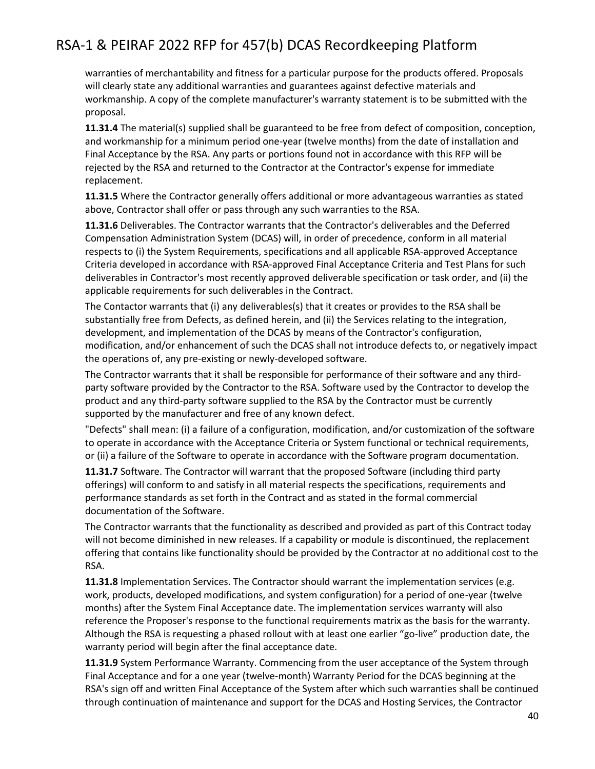warranties of merchantability and fitness for a particular purpose for the products offered. Proposals will clearly state any additional warranties and guarantees against defective materials and workmanship. A copy of the complete manufacturer's warranty statement is to be submitted with the proposal.

**11.31.4** The material(s) supplied shall be guaranteed to be free from defect of composition, conception, and workmanship for a minimum period one-year (twelve months) from the date of installation and Final Acceptance by the RSA. Any parts or portions found not in accordance with this RFP will be rejected by the RSA and returned to the Contractor at the Contractor's expense for immediate replacement.

**11.31.5** Where the Contractor generally offers additional or more advantageous warranties as stated above, Contractor shall offer or pass through any such warranties to the RSA.

**11.31.6** Deliverables. The Contractor warrants that the Contractor's deliverables and the Deferred Compensation Administration System (DCAS) will, in order of precedence, conform in all material respects to (i) the System Requirements, specifications and all applicable RSA-approved Acceptance Criteria developed in accordance with RSA-approved Final Acceptance Criteria and Test Plans for such deliverables in Contractor's most recently approved deliverable specification or task order, and (ii) the applicable requirements for such deliverables in the Contract.

The Contactor warrants that (i) any deliverables(s) that it creates or provides to the RSA shall be substantially free from Defects, as defined herein, and (ii) the Services relating to the integration, development, and implementation of the DCAS by means of the Contractor's configuration, modification, and/or enhancement of such the DCAS shall not introduce defects to, or negatively impact the operations of, any pre-existing or newly-developed software.

The Contractor warrants that it shall be responsible for performance of their software and any third-party software provided by the Contractor to the RSA. Software used by the Contractor to develop the product and any third-party software supplied to the RSA by the Contractor must be currently supported by the manufacturer and free of any known defect.

"Defects" shall mean: (i) a failure of a configuration, modification, and/or customization of the software to operate in accordance with the Acceptance Criteria or System functional or technical requirements, or (ii) a failure of the Software to operate in accordance with the Software program documentation.

**11.31.7** Software. The Contractor will warrant that the proposed Software (including third party offerings) will conform to and satisfy in all material respects the specifications, requirements and performance standards as set forth in the Contract and as stated in the formal commercial documentation of the Software.

The Contractor warrants that the functionality as described and provided as part of this Contract today will not become diminished in new releases. If a capability or module is discontinued, the replacement offering that contains like functionality should be provided by the Contractor at no additional cost to the RSA.

**11.31.8** Implementation Services. The Contractor should warrant the implementation services (e.g. work, products, developed modifications, and system configuration) for a period of one-year (twelve months) after the System Final Acceptance date. The implementation services warranty will also reference the Proposer's response to the functional requirements matrix as the basis for the warranty. Although the RSA is requesting a phased rollout with at least one earlier "go-live" production date, the warranty period will begin after the final acceptance date.

**11.31.9** System Performance Warranty. Commencing from the user acceptance of the System through Final Acceptance and for a one year (twelve-month) Warranty Period for the DCAS beginning at the RSA's sign off and written Final Acceptance of the System after which such warranties shall be continued through continuation of maintenance and support for the DCAS and Hosting Services, the Contractor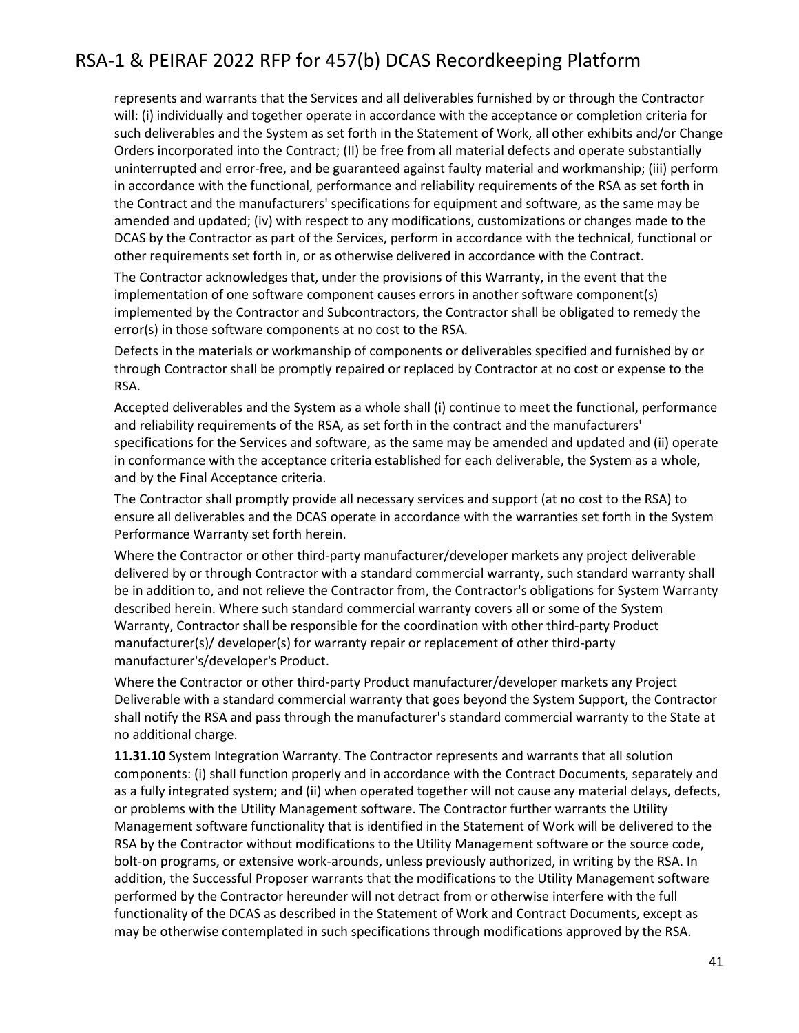represents and warrants that the Services and all deliverables furnished by or through the Contractor will: (i) individually and together operate in accordance with the acceptance or completion criteria for such deliverables and the System as set forth in the Statement of Work, all other exhibits and/or Change Orders incorporated into the Contract; (II) be free from all material defects and operate substantially uninterrupted and error-free, and be guaranteed against faulty material and workmanship; (iii) perform in accordance with the functional, performance and reliability requirements of the RSA as set forth in the Contract and the manufacturers' specifications for equipment and software, as the same may be amended and updated; (iv) with respect to any modifications, customizations or changes made to the DCAS by the Contractor as part of the Services, perform in accordance with the technical, functional or other requirements set forth in, or as otherwise delivered in accordance with the Contract.

The Contractor acknowledges that, under the provisions of this Warranty, in the event that the implementation of one software component causes errors in another software component(s) implemented by the Contractor and Subcontractors, the Contractor shall be obligated to remedy the error(s) in those software components at no cost to the RSA.

Defects in the materials or workmanship of components or deliverables specified and furnished by or through Contractor shall be promptly repaired or replaced by Contractor at no cost or expense to the RSA.

Accepted deliverables and the System as a whole shall (i) continue to meet the functional, performance and reliability requirements of the RSA, as set forth in the contract and the manufacturers' specifications for the Services and software, as the same may be amended and updated and (ii) operate in conformance with the acceptance criteria established for each deliverable, the System as a whole, and by the Final Acceptance criteria.

The Contractor shall promptly provide all necessary services and support (at no cost to the RSA) to ensure all deliverables and the DCAS operate in accordance with the warranties set forth in the System Performance Warranty set forth herein.

Where the Contractor or other third-party manufacturer/developer markets any project deliverable delivered by or through Contractor with a standard commercial warranty, such standard warranty shall be in addition to, and not relieve the Contractor from, the Contractor's obligations for System Warranty described herein. Where such standard commercial warranty covers all or some of the System Warranty, Contractor shall be responsible for the coordination with other third-party Product manufacturer(s)/ developer(s) for warranty repair or replacement of other third-party manufacturer's/developer's Product.

Where the Contractor or other third-party Product manufacturer/developer markets any Project Deliverable with a standard commercial warranty that goes beyond the System Support, the Contractor shall notify the RSA and pass through the manufacturer's standard commercial warranty to the State at no additional charge.

**11.31.10** System Integration Warranty. The Contractor represents and warrants that all solution components: (i) shall function properly and in accordance with the Contract Documents, separately and as a fully integrated system; and (ii) when operated together will not cause any material delays, defects, or problems with the Utility Management software. The Contractor further warrants the Utility Management software functionality that is identified in the Statement of Work will be delivered to the RSA by the Contractor without modifications to the Utility Management software or the source code, bolt-on programs, or extensive work-arounds, unless previously authorized, in writing by the RSA. In addition, the Successful Proposer warrants that the modifications to the Utility Management software performed by the Contractor hereunder will not detract from or otherwise interfere with the full functionality of the DCAS as described in the Statement of Work and Contract Documents, except as may be otherwise contemplated in such specifications through modifications approved by the RSA.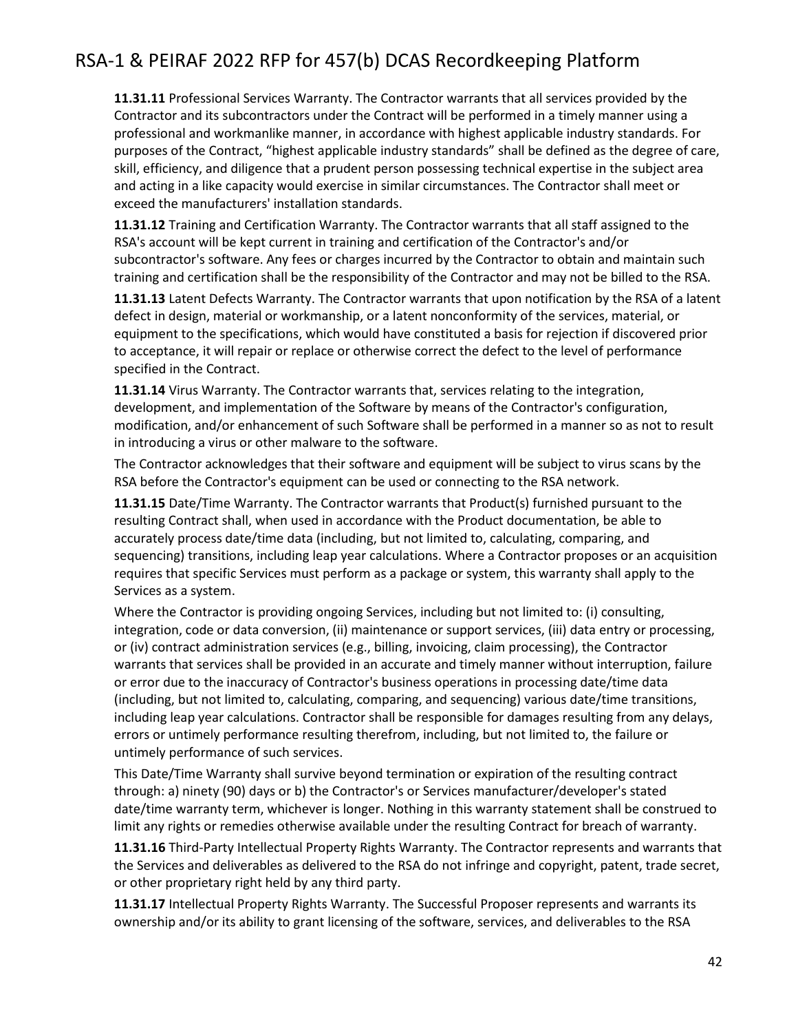**11.31.11** Professional Services Warranty. The Contractor warrants that all services provided by the Contractor and its subcontractors under the Contract will be performed in a timely manner using a professional and workmanlike manner, in accordance with highest applicable industry standards. For purposes of the Contract, "highest applicable industry standards" shall be defined as the degree of care, skill, efficiency, and diligence that a prudent person possessing technical expertise in the subject area and acting in a like capacity would exercise in similar circumstances. The Contractor shall meet or exceed the manufacturers' installation standards.

**11.31.12** Training and Certification Warranty. The Contractor warrants that all staff assigned to the RSA's account will be kept current in training and certification of the Contractor's and/or subcontractor's software. Any fees or charges incurred by the Contractor to obtain and maintain such training and certification shall be the responsibility of the Contractor and may not be billed to the RSA.

**11.31.13** Latent Defects Warranty. The Contractor warrants that upon notification by the RSA of a latent defect in design, material or workmanship, or a latent nonconformity of the services, material, or equipment to the specifications, which would have constituted a basis for rejection if discovered prior to acceptance, it will repair or replace or otherwise correct the defect to the level of performance specified in the Contract.

**11.31.14** Virus Warranty. The Contractor warrants that, services relating to the integration, development, and implementation of the Software by means of the Contractor's configuration, modification, and/or enhancement of such Software shall be performed in a manner so as not to result in introducing a virus or other malware to the software.

The Contractor acknowledges that their software and equipment will be subject to virus scans by the RSA before the Contractor's equipment can be used or connecting to the RSA network.

**11.31.15** Date/Time Warranty. The Contractor warrants that Product(s) furnished pursuant to the resulting Contract shall, when used in accordance with the Product documentation, be able to accurately process date/time data (including, but not limited to, calculating, comparing, and sequencing) transitions, including leap year calculations. Where a Contractor proposes or an acquisition requires that specific Services must perform as a package or system, this warranty shall apply to the Services as a system.

Where the Contractor is providing ongoing Services, including but not limited to: (i) consulting, integration, code or data conversion, (ii) maintenance or support services, (iii) data entry or processing, or (iv) contract administration services (e.g., billing, invoicing, claim processing), the Contractor warrants that services shall be provided in an accurate and timely manner without interruption, failure or error due to the inaccuracy of Contractor's business operations in processing date/time data (including, but not limited to, calculating, comparing, and sequencing) various date/time transitions, including leap year calculations. Contractor shall be responsible for damages resulting from any delays, errors or untimely performance resulting therefrom, including, but not limited to, the failure or untimely performance of such services.

This Date/Time Warranty shall survive beyond termination or expiration of the resulting contract through: a) ninety (90) days or b) the Contractor's or Services manufacturer/developer's stated date/time warranty term, whichever is longer. Nothing in this warranty statement shall be construed to limit any rights or remedies otherwise available under the resulting Contract for breach of warranty.

**11.31.16** Third-Party Intellectual Property Rights Warranty. The Contractor represents and warrants that the Services and deliverables as delivered to the RSA do not infringe and copyright, patent, trade secret, or other proprietary right held by any third party.

**11.31.17** Intellectual Property Rights Warranty. The Successful Proposer represents and warrants its ownership and/or its ability to grant licensing of the software, services, and deliverables to the RSA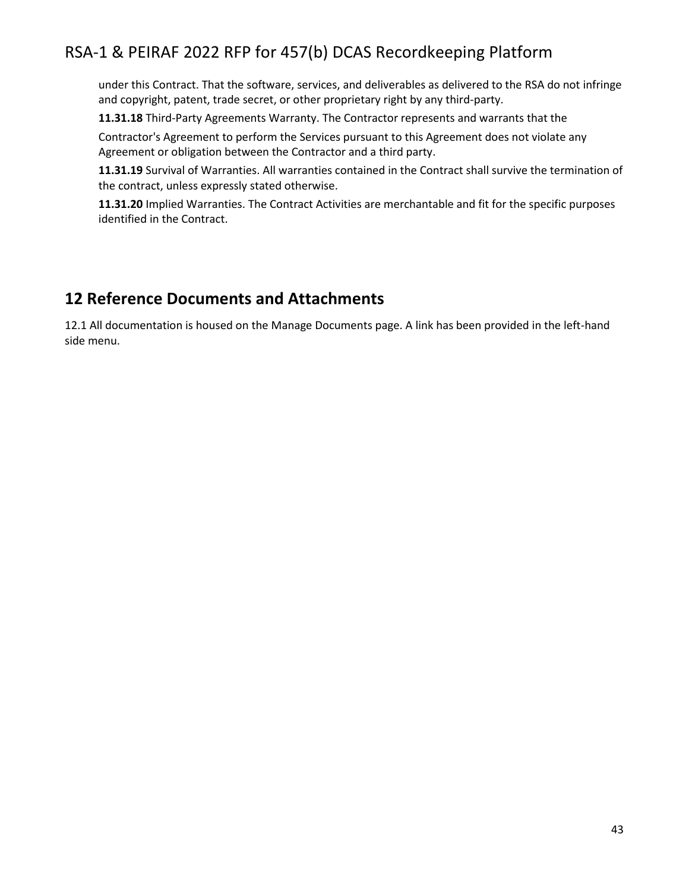under this Contract. That the software, services, and deliverables as delivered to the RSA do not infringe and copyright, patent, trade secret, or other proprietary right by any third-party.

**11.31.18** Third-Party Agreements Warranty. The Contractor represents and warrants that the Contractor's Agreement to perform the Services pursuant to this Agreement does not violate any Agreement or obligation between the Contractor and a third party.

**11.31.19** Survival of Warranties. All warranties contained in the Contract shall survive the termination of the contract, unless expressly stated otherwise.

**11.31.20** Implied Warranties. The Contract Activities are merchantable and fit for the specific purposes identified in the Contract.

## 12 Reference Documents and Attachments

12.1 All documentation is housed on the Manage Documents page. A link has been provided in the left-hand side menu.